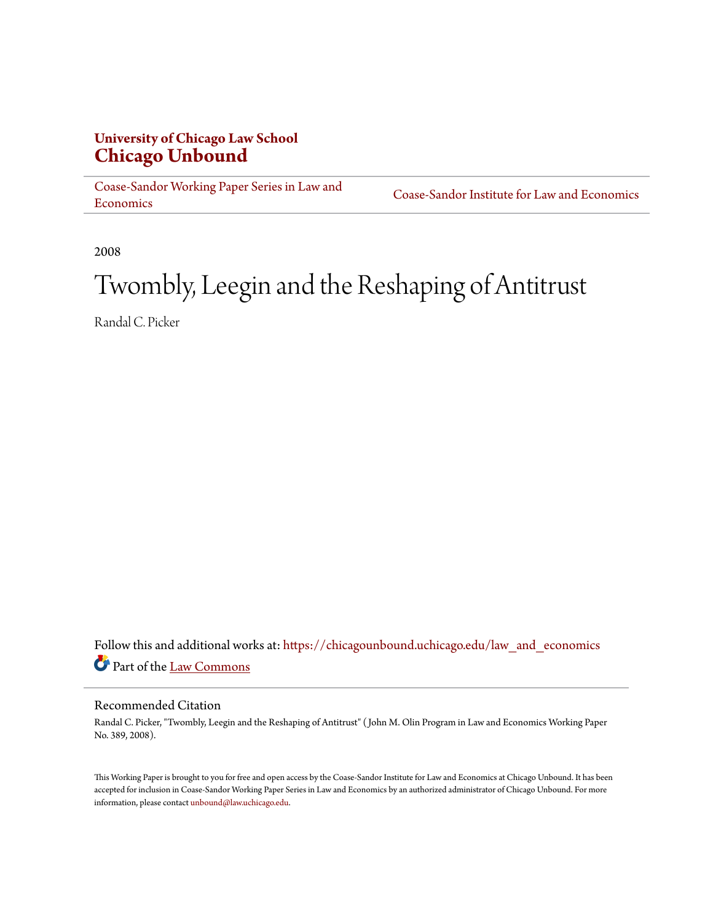**University of Chicago Law School**
**Chicago Unbound**

Coase-Sandor Working Paper Series in Law and Economics | Coase-Sandor Institute for Law and Economics

2008

# Twombly, Leegin and the Reshaping of Antitrust

Randal C. Picker

Follow this and additional works at: https://chicagounbound.uchicago.edu/law_and_economics

Part of the Law Commons

## Recommended Citation

Randal C. Picker, "Twombly, Leegin and the Reshaping of Antitrust" ( John M. Olin Program in Law and Economics Working Paper No. 389, 2008).

This Working Paper is brought to you for free and open access by the Coase-Sandor Institute for Law and Economics at Chicago Unbound. It has been accepted for inclusion in Coase-Sandor Working Paper Series in Law and Economics by an authorized administrator of Chicago Unbound. For more information, please contact unbound@law.uchicago.edu.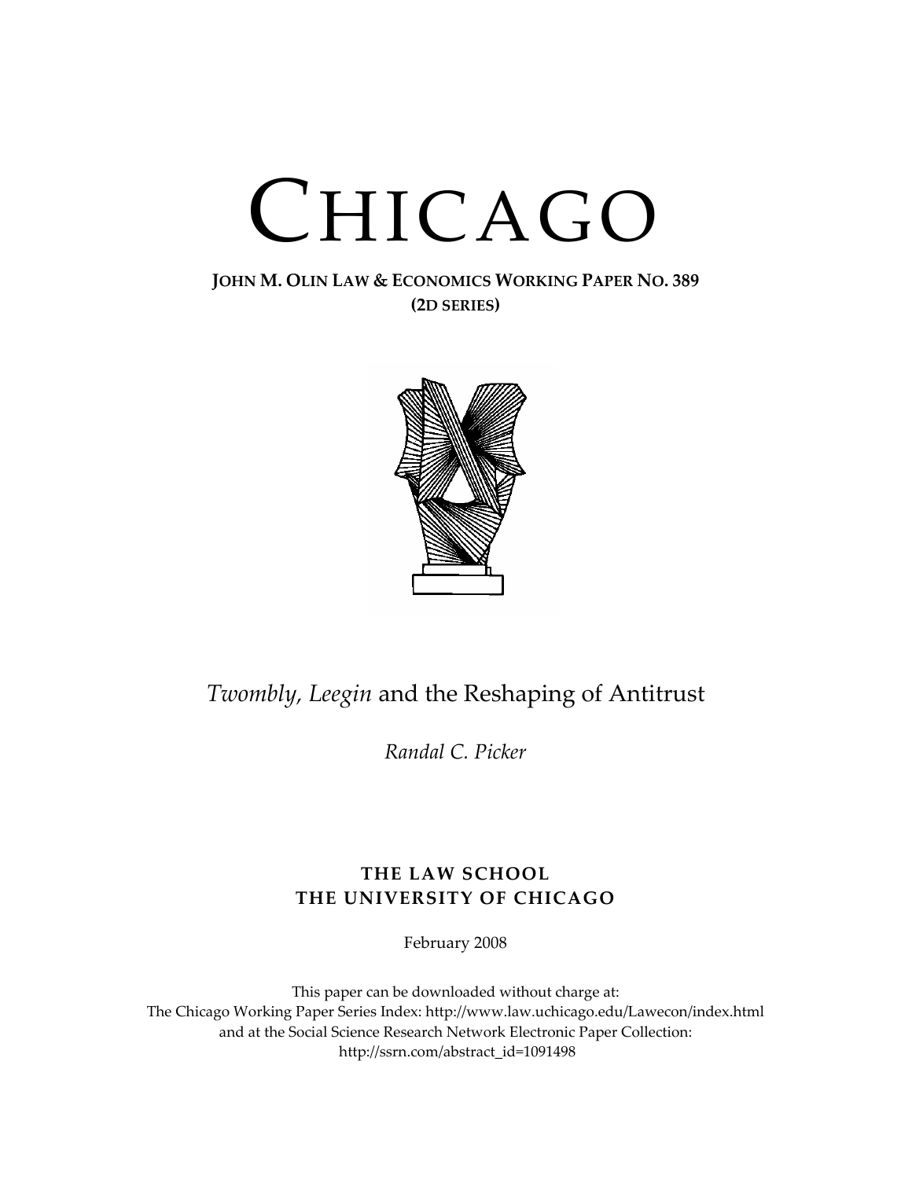# CHICAGO

**JOHN M. OLIN LAW & ECONOMICS WORKING PAPER NO. 389**
**(2D SERIES)**

## *Twombly, Leegin* and the Reshaping of Antitrust

*Randal C. Picker*

**THE LAW SCHOOL**
**THE UNIVERSITY OF CHICAGO**

February 2008

This paper can be downloaded without charge at:
The Chicago Working Paper Series Index: http://www.law.uchicago.edu/Lawecon/index.html
and at the Social Science Research Network Electronic Paper Collection:
http://ssrn.com/abstract_id=1091498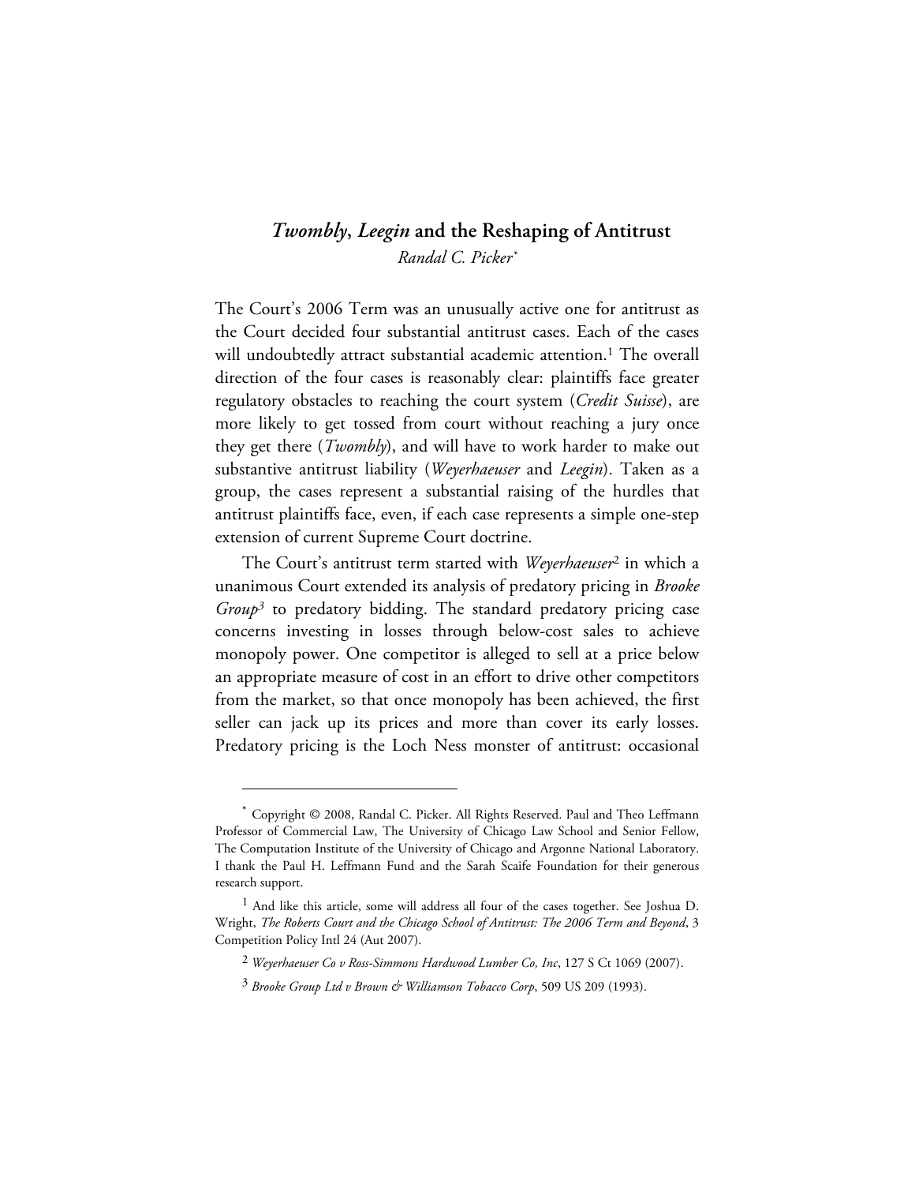# *Twombly*, *Leegin* and the Reshaping of Antitrust

*Randal C. Picker*[*]

The Court's 2006 Term was an unusually active one for antitrust as the Court decided four substantial antitrust cases. Each of the cases will undoubtedly attract substantial academic attention.[1] The overall direction of the four cases is reasonably clear: plaintiffs face greater regulatory obstacles to reaching the court system (*Credit Suisse*), are more likely to get tossed from court without reaching a jury once they get there (*Twombly*), and will have to work harder to make out substantive antitrust liability (*Weyerhaeuser* and *Leegin*). Taken as a group, the cases represent a substantial raising of the hurdles that antitrust plaintiffs face, even, if each case represents a simple one-step extension of current Supreme Court doctrine.

The Court's antitrust term started with *Weyerhaeuser*[2] in which a unanimous Court extended its analysis of predatory pricing in *Brooke Group*[3] to predatory bidding. The standard predatory pricing case concerns investing in losses through below-cost sales to achieve monopoly power. One competitor is alleged to sell at a price below an appropriate measure of cost in an effort to drive other competitors from the market, so that once monopoly has been achieved, the first seller can jack up its prices and more than cover its early losses. Predatory pricing is the Loch Ness monster of antitrust: occasional

---

[*] Copyright © 2008, Randal C. Picker. All Rights Reserved. Paul and Theo Leffmann Professor of Commercial Law, The University of Chicago Law School and Senior Fellow, The Computation Institute of the University of Chicago and Argonne National Laboratory. I thank the Paul H. Leffmann Fund and the Sarah Scaife Foundation for their generous research support.

[1] And like this article, some will address all four of the cases together. See Joshua D. Wright, *The Roberts Court and the Chicago School of Antitrust: The 2006 Term and Beyond*, 3 Competition Policy Intl 24 (Aut 2007).

[2] *Weyerhaeuser Co v Ross-Simmons Hardwood Lumber Co, Inc*, 127 S Ct 1069 (2007).

[3] *Brooke Group Ltd v Brown & Williamson Tobacco Corp*, 509 US 209 (1993).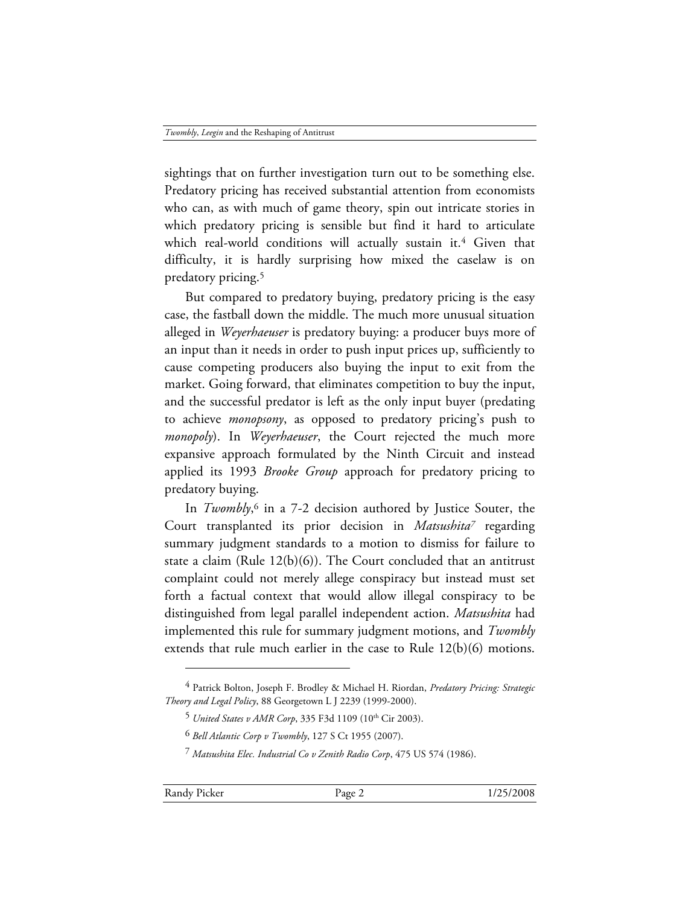sightings that on further investigation turn out to be something else. Predatory pricing has received substantial attention from economists who can, as with much of game theory, spin out intricate stories in which predatory pricing is sensible but find it hard to articulate which real-world conditions will actually sustain it.[4] Given that difficulty, it is hardly surprising how mixed the caselaw is on predatory pricing.[5]

But compared to predatory buying, predatory pricing is the easy case, the fastball down the middle. The much more unusual situation alleged in *Weyerhaeuser* is predatory buying: a producer buys more of an input than it needs in order to push input prices up, sufficiently to cause competing producers also buying the input to exit from the market. Going forward, that eliminates competition to buy the input, and the successful predator is left as the only input buyer (predating to achieve *monopsony*, as opposed to predatory pricing's push to *monopoly*). In *Weyerhaeuser*, the Court rejected the much more expansive approach formulated by the Ninth Circuit and instead applied its 1993 *Brooke Group* approach for predatory pricing to predatory buying.

In *Twombly*,[6] in a 7-2 decision authored by Justice Souter, the Court transplanted its prior decision in *Matsushita*[7] regarding summary judgment standards to a motion to dismiss for failure to state a claim (Rule 12(b)(6)). The Court concluded that an antitrust complaint could not merely allege conspiracy but instead must set forth a factual context that would allow illegal conspiracy to be distinguished from legal parallel independent action. *Matsushita* had implemented this rule for summary judgment motions, and *Twombly* extends that rule much earlier in the case to Rule 12(b)(6) motions.

---

[4] Patrick Bolton, Joseph F. Brodley & Michael H. Riordan, *Predatory Pricing: Strategic Theory and Legal Policy*, 88 Georgetown L J 2239 (1999-2000).

[5] *United States v AMR Corp*, 335 F3d 1109 (10th Cir 2003).

[6] *Bell Atlantic Corp v Twombly*, 127 S Ct 1955 (2007).

[7] *Matsushita Elec. Industrial Co v Zenith Radio Corp*, 475 US 574 (1986).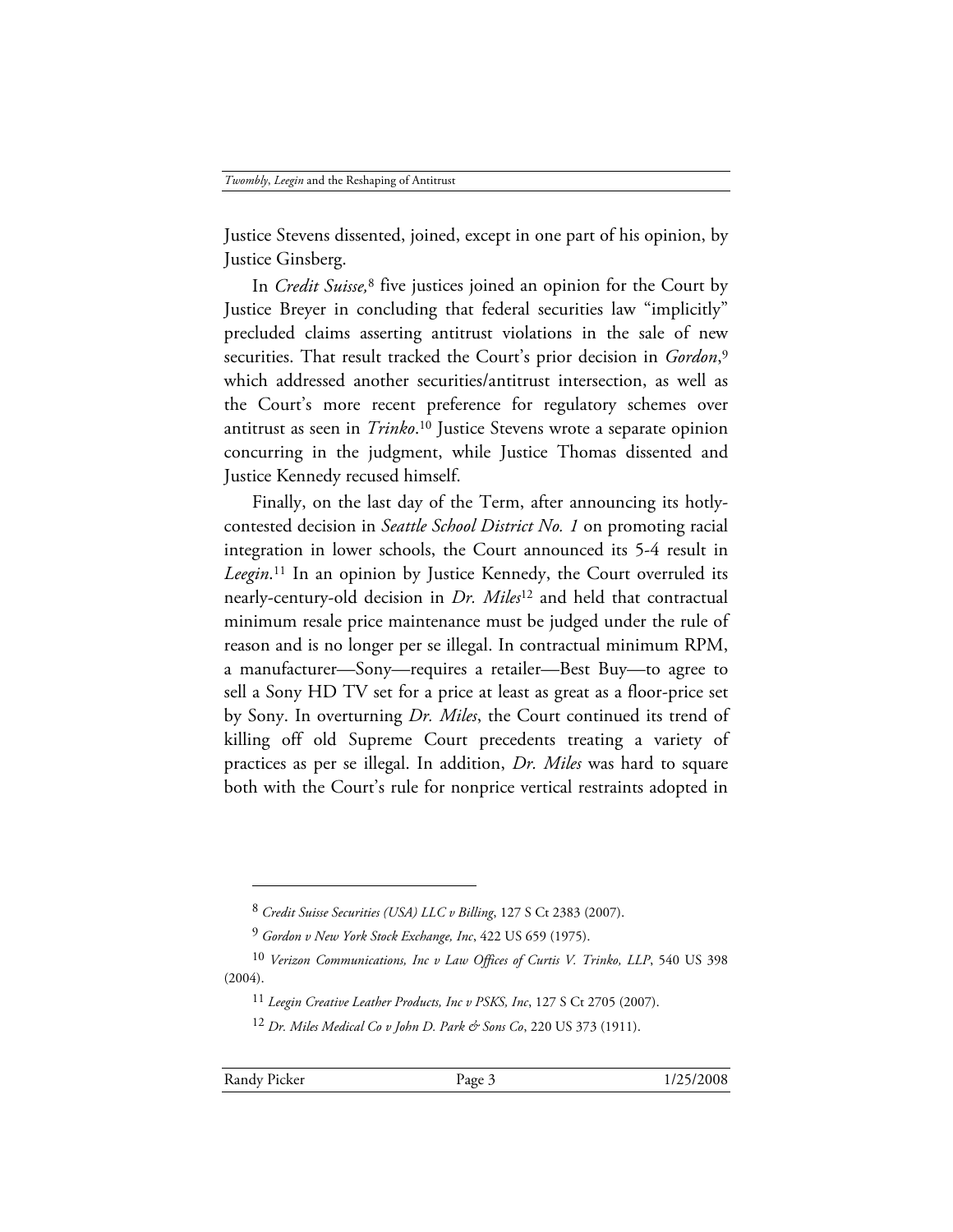Justice Stevens dissented, joined, except in one part of his opinion, by Justice Ginsberg.

In *Credit Suisse,*[8] five justices joined an opinion for the Court by Justice Breyer in concluding that federal securities law "implicitly" precluded claims asserting antitrust violations in the sale of new securities. That result tracked the Court's prior decision in *Gordon*,[9] which addressed another securities/antitrust intersection, as well as the Court's more recent preference for regulatory schemes over antitrust as seen in *Trinko*.[10] Justice Stevens wrote a separate opinion concurring in the judgment, while Justice Thomas dissented and Justice Kennedy recused himself.

Finally, on the last day of the Term, after announcing its hotly-contested decision in *Seattle School District No. 1* on promoting racial integration in lower schools, the Court announced its 5-4 result in *Leegin*.[11] In an opinion by Justice Kennedy, the Court overruled its nearly-century-old decision in *Dr. Miles*[12] and held that contractual minimum resale price maintenance must be judged under the rule of reason and is no longer per se illegal. In contractual minimum RPM, a manufacturer—Sony—requires a retailer—Best Buy—to agree to sell a Sony HD TV set for a price at least as great as a floor-price set by Sony. In overturning *Dr. Miles*, the Court continued its trend of killing off old Supreme Court precedents treating a variety of practices as per se illegal. In addition, *Dr. Miles* was hard to square both with the Court's rule for nonprice vertical restraints adopted in

---

[8] *Credit Suisse Securities (USA) LLC v Billing*, 127 S Ct 2383 (2007).

[9] *Gordon v New York Stock Exchange, Inc*, 422 US 659 (1975).

[10] *Verizon Communications, Inc v Law Offices of Curtis V. Trinko, LLP*, 540 US 398 (2004).

[11] *Leegin Creative Leather Products, Inc v PSKS, Inc*, 127 S Ct 2705 (2007).

[12] *Dr. Miles Medical Co v John D. Park & Sons Co*, 220 US 373 (1911).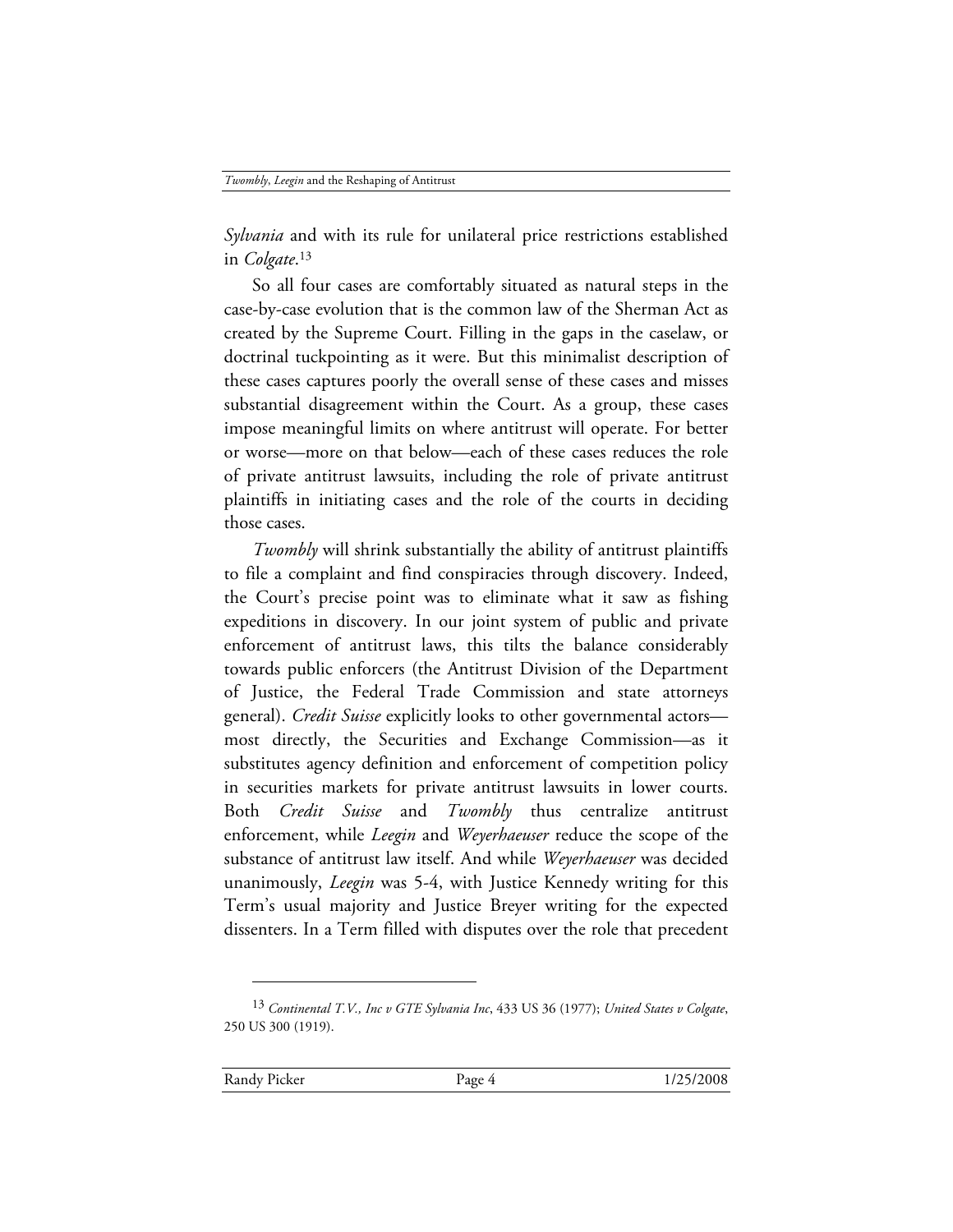*Sylvania* and with its rule for unilateral price restrictions established in *Colgate*.[13]

So all four cases are comfortably situated as natural steps in the case-by-case evolution that is the common law of the Sherman Act as created by the Supreme Court. Filling in the gaps in the caselaw, or doctrinal tuckpointing as it were. But this minimalist description of these cases captures poorly the overall sense of these cases and misses substantial disagreement within the Court. As a group, these cases impose meaningful limits on where antitrust will operate. For better or worse—more on that below—each of these cases reduces the role of private antitrust lawsuits, including the role of private antitrust plaintiffs in initiating cases and the role of the courts in deciding those cases.

*Twombly* will shrink substantially the ability of antitrust plaintiffs to file a complaint and find conspiracies through discovery. Indeed, the Court's precise point was to eliminate what it saw as fishing expeditions in discovery. In our joint system of public and private enforcement of antitrust laws, this tilts the balance considerably towards public enforcers (the Antitrust Division of the Department of Justice, the Federal Trade Commission and state attorneys general). *Credit Suisse* explicitly looks to other governmental actors—most directly, the Securities and Exchange Commission—as it substitutes agency definition and enforcement of competition policy in securities markets for private antitrust lawsuits in lower courts. Both *Credit Suisse* and *Twombly* thus centralize antitrust enforcement, while *Leegin* and *Weyerhaeuser* reduce the scope of the substance of antitrust law itself. And while *Weyerhaeuser* was decided unanimously, *Leegin* was 5-4, with Justice Kennedy writing for this Term's usual majority and Justice Breyer writing for the expected dissenters. In a Term filled with disputes over the role that precedent

---

[13] *Continental T.V., Inc v GTE Sylvania Inc*, 433 US 36 (1977); *United States v Colgate*, 250 US 300 (1919).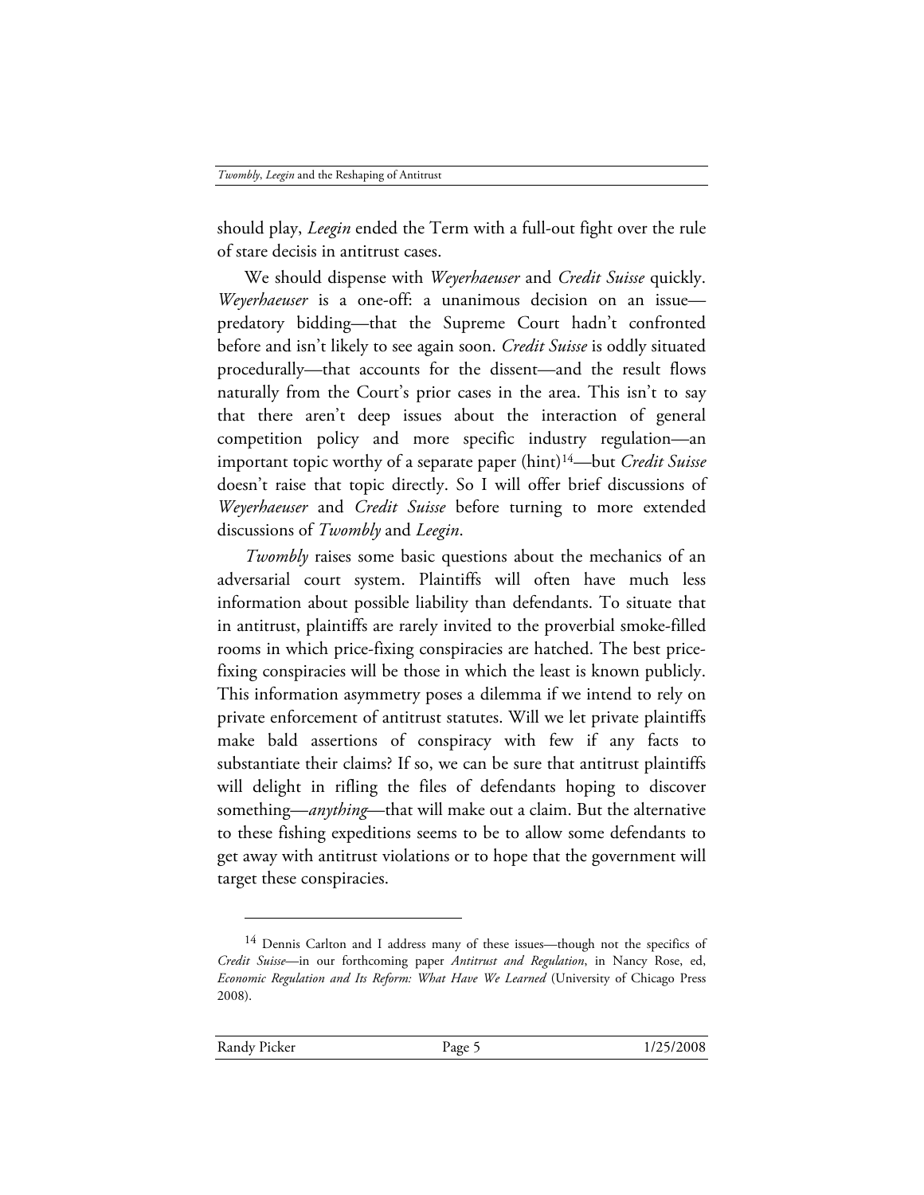should play, *Leegin* ended the Term with a full-out fight over the rule of stare decisis in antitrust cases.

We should dispense with *Weyerhaeuser* and *Credit Suisse* quickly. *Weyerhaeuser* is a one-off: a unanimous decision on an issue—predatory bidding—that the Supreme Court hadn't confronted before and isn't likely to see again soon. *Credit Suisse* is oddly situated procedurally—that accounts for the dissent—and the result flows naturally from the Court's prior cases in the area. This isn't to say that there aren't deep issues about the interaction of general competition policy and more specific industry regulation—an important topic worthy of a separate paper (hint)[14]—but *Credit Suisse* doesn't raise that topic directly. So I will offer brief discussions of *Weyerhaeuser* and *Credit Suisse* before turning to more extended discussions of *Twombly* and *Leegin*.

*Twombly* raises some basic questions about the mechanics of an adversarial court system. Plaintiffs will often have much less information about possible liability than defendants. To situate that in antitrust, plaintiffs are rarely invited to the proverbial smoke-filled rooms in which price-fixing conspiracies are hatched. The best price-fixing conspiracies will be those in which the least is known publicly. This information asymmetry poses a dilemma if we intend to rely on private enforcement of antitrust statutes. Will we let private plaintiffs make bald assertions of conspiracy with few if any facts to substantiate their claims? If so, we can be sure that antitrust plaintiffs will delight in rifling the files of defendants hoping to discover something—*anything*—that will make out a claim. But the alternative to these fishing expeditions seems to be to allow some defendants to get away with antitrust violations or to hope that the government will target these conspiracies.

---

[14] Dennis Carlton and I address many of these issues—though not the specifics of *Credit Suisse*—in our forthcoming paper *Antitrust and Regulation*, in Nancy Rose, ed, *Economic Regulation and Its Reform: What Have We Learned* (University of Chicago Press 2008).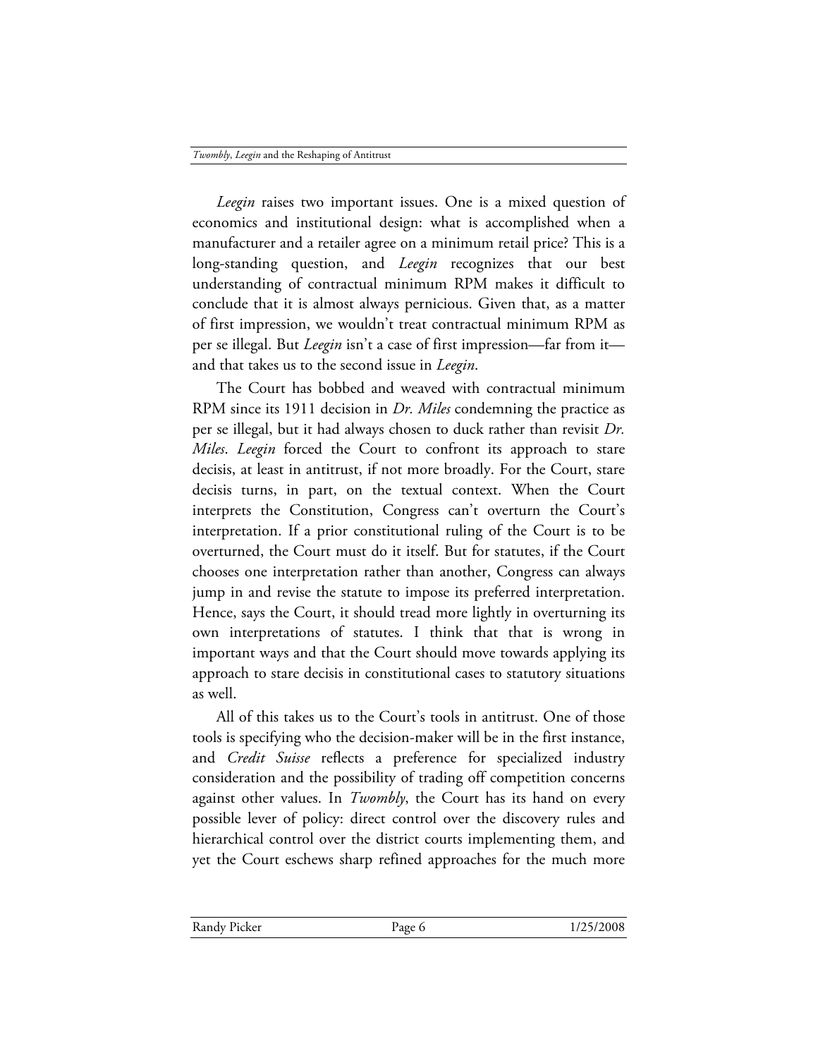*Leegin* raises two important issues. One is a mixed question of economics and institutional design: what is accomplished when a manufacturer and a retailer agree on a minimum retail price? This is a long-standing question, and *Leegin* recognizes that our best understanding of contractual minimum RPM makes it difficult to conclude that it is almost always pernicious. Given that, as a matter of first impression, we wouldn't treat contractual minimum RPM as per se illegal. But *Leegin* isn't a case of first impression—far from it—and that takes us to the second issue in *Leegin*.

The Court has bobbed and weaved with contractual minimum RPM since its 1911 decision in *Dr. Miles* condemning the practice as per se illegal, but it had always chosen to duck rather than revisit *Dr. Miles*. *Leegin* forced the Court to confront its approach to stare decisis, at least in antitrust, if not more broadly. For the Court, stare decisis turns, in part, on the textual context. When the Court interprets the Constitution, Congress can't overturn the Court's interpretation. If a prior constitutional ruling of the Court is to be overturned, the Court must do it itself. But for statutes, if the Court chooses one interpretation rather than another, Congress can always jump in and revise the statute to impose its preferred interpretation. Hence, says the Court, it should tread more lightly in overturning its own interpretations of statutes. I think that that is wrong in important ways and that the Court should move towards applying its approach to stare decisis in constitutional cases to statutory situations as well.

All of this takes us to the Court's tools in antitrust. One of those tools is specifying who the decision-maker will be in the first instance, and *Credit Suisse* reflects a preference for specialized industry consideration and the possibility of trading off competition concerns against other values. In *Twombly*, the Court has its hand on every possible lever of policy: direct control over the discovery rules and hierarchical control over the district courts implementing them, and yet the Court eschews sharp refined approaches for the much more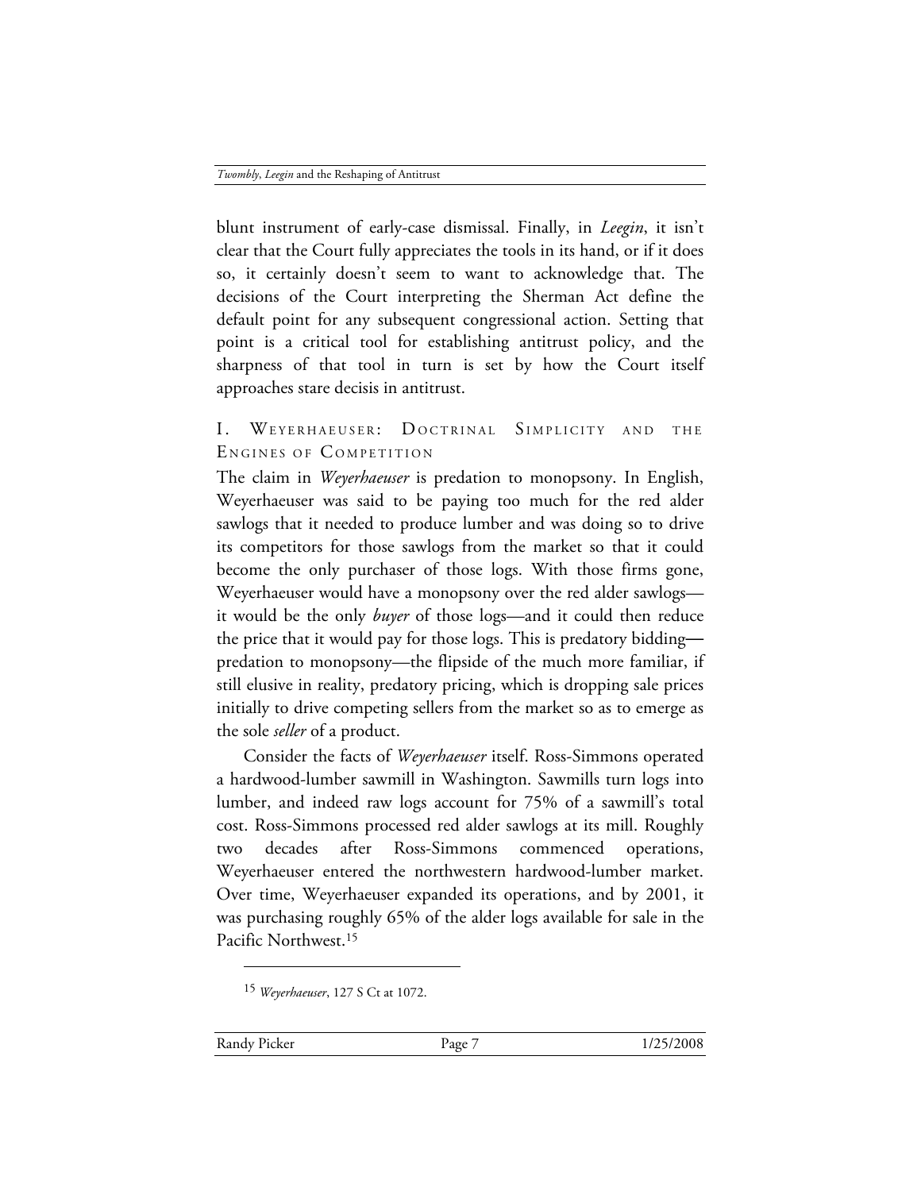blunt instrument of early-case dismissal. Finally, in *Leegin*, it isn't clear that the Court fully appreciates the tools in its hand, or if it does so, it certainly doesn't seem to want to acknowledge that. The decisions of the Court interpreting the Sherman Act define the default point for any subsequent congressional action. Setting that point is a critical tool for establishing antitrust policy, and the sharpness of that tool in turn is set by how the Court itself approaches stare decisis in antitrust.

## I. Weyerhaeuser: Doctrinal Simplicity and the Engines of Competition

The claim in *Weyerhaeuser* is predation to monopsony. In English, Weyerhaeuser was said to be paying too much for the red alder sawlogs that it needed to produce lumber and was doing so to drive its competitors for those sawlogs from the market so that it could become the only purchaser of those logs. With those firms gone, Weyerhaeuser would have a monopsony over the red alder sawlogs—it would be the only *buyer* of those logs—and it could then reduce the price that it would pay for those logs. This is predatory bidding—predation to monopsony—the flipside of the much more familiar, if still elusive in reality, predatory pricing, which is dropping sale prices initially to drive competing sellers from the market so as to emerge as the sole *seller* of a product.

Consider the facts of *Weyerhaeuser* itself. Ross-Simmons operated a hardwood-lumber sawmill in Washington. Sawmills turn logs into lumber, and indeed raw logs account for 75% of a sawmill's total cost. Ross-Simmons processed red alder sawlogs at its mill. Roughly two decades after Ross-Simmons commenced operations, Weyerhaeuser entered the northwestern hardwood-lumber market. Over time, Weyerhaeuser expanded its operations, and by 2001, it was purchasing roughly 65% of the alder logs available for sale in the Pacific Northwest.[15]

---

[15] *Weyerhaeuser*, 127 S Ct at 1072.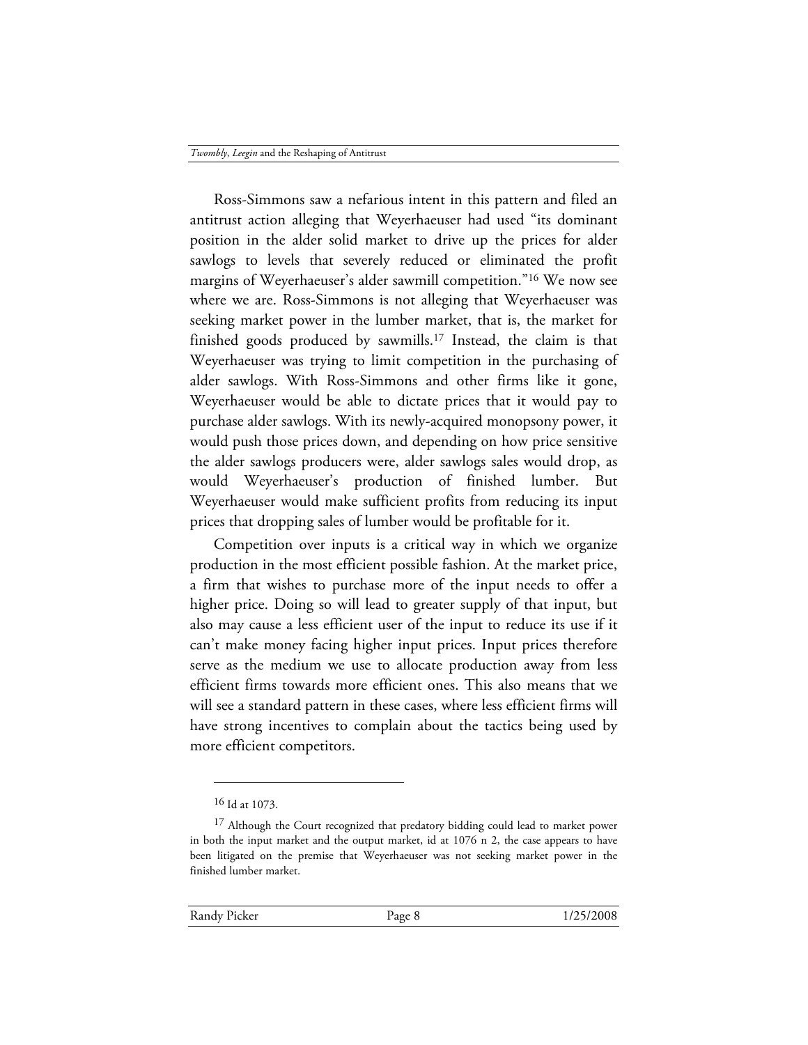Ross-Simmons saw a nefarious intent in this pattern and filed an antitrust action alleging that Weyerhaeuser had used "its dominant position in the alder solid market to drive up the prices for alder sawlogs to levels that severely reduced or eliminated the profit margins of Weyerhaeuser's alder sawmill competition."[16] We now see where we are. Ross-Simmons is not alleging that Weyerhaeuser was seeking market power in the lumber market, that is, the market for finished goods produced by sawmills.[17] Instead, the claim is that Weyerhaeuser was trying to limit competition in the purchasing of alder sawlogs. With Ross-Simmons and other firms like it gone, Weyerhaeuser would be able to dictate prices that it would pay to purchase alder sawlogs. With its newly-acquired monopsony power, it would push those prices down, and depending on how price sensitive the alder sawlogs producers were, alder sawlogs sales would drop, as would Weyerhaeuser's production of finished lumber. But Weyerhaeuser would make sufficient profits from reducing its input prices that dropping sales of lumber would be profitable for it.

Competition over inputs is a critical way in which we organize production in the most efficient possible fashion. At the market price, a firm that wishes to purchase more of the input needs to offer a higher price. Doing so will lead to greater supply of that input, but also may cause a less efficient user of the input to reduce its use if it can't make money facing higher input prices. Input prices therefore serve as the medium we use to allocate production away from less efficient firms towards more efficient ones. This also means that we will see a standard pattern in these cases, where less efficient firms will have strong incentives to complain about the tactics being used by more efficient competitors.

---

[16] Id at 1073.

[17] Although the Court recognized that predatory bidding could lead to market power in both the input market and the output market, id at 1076 n 2, the case appears to have been litigated on the premise that Weyerhaeuser was not seeking market power in the finished lumber market.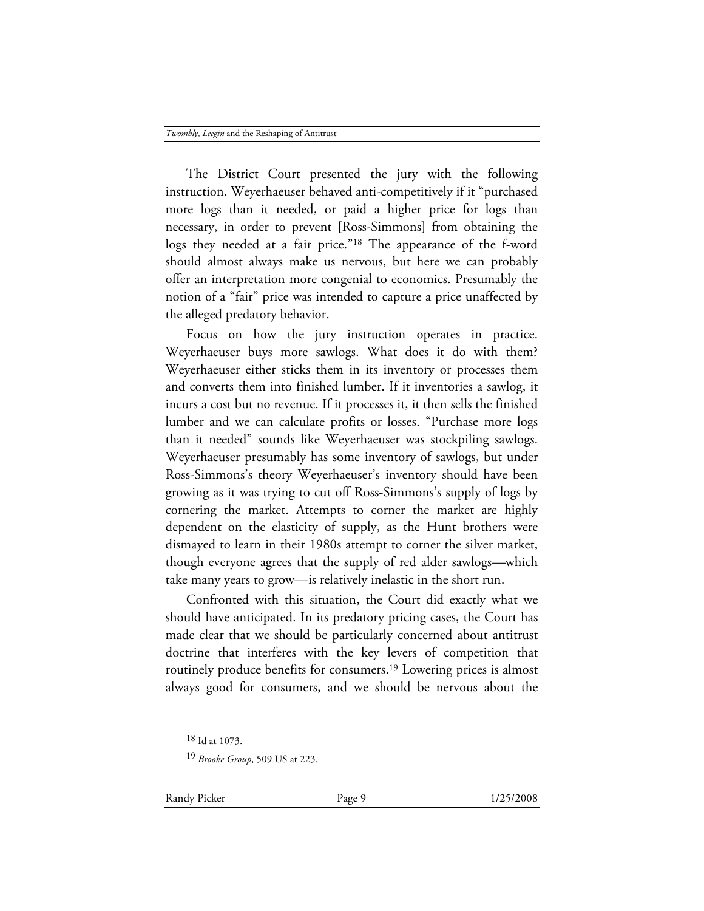The District Court presented the jury with the following instruction. Weyerhaeuser behaved anti-competitively if it "purchased more logs than it needed, or paid a higher price for logs than necessary, in order to prevent [Ross-Simmons] from obtaining the logs they needed at a fair price."[18] The appearance of the f-word should almost always make us nervous, but here we can probably offer an interpretation more congenial to economics. Presumably the notion of a "fair" price was intended to capture a price unaffected by the alleged predatory behavior.

Focus on how the jury instruction operates in practice. Weyerhaeuser buys more sawlogs. What does it do with them? Weyerhaeuser either sticks them in its inventory or processes them and converts them into finished lumber. If it inventories a sawlog, it incurs a cost but no revenue. If it processes it, it then sells the finished lumber and we can calculate profits or losses. "Purchase more logs than it needed" sounds like Weyerhaeuser was stockpiling sawlogs. Weyerhaeuser presumably has some inventory of sawlogs, but under Ross-Simmons's theory Weyerhaeuser's inventory should have been growing as it was trying to cut off Ross-Simmons's supply of logs by cornering the market. Attempts to corner the market are highly dependent on the elasticity of supply, as the Hunt brothers were dismayed to learn in their 1980s attempt to corner the silver market, though everyone agrees that the supply of red alder sawlogs—which take many years to grow—is relatively inelastic in the short run.

Confronted with this situation, the Court did exactly what we should have anticipated. In its predatory pricing cases, the Court has made clear that we should be particularly concerned about antitrust doctrine that interferes with the key levers of competition that routinely produce benefits for consumers.[19] Lowering prices is almost always good for consumers, and we should be nervous about the

---

[18] Id at 1073.

[19] *Brooke Group*, 509 US at 223.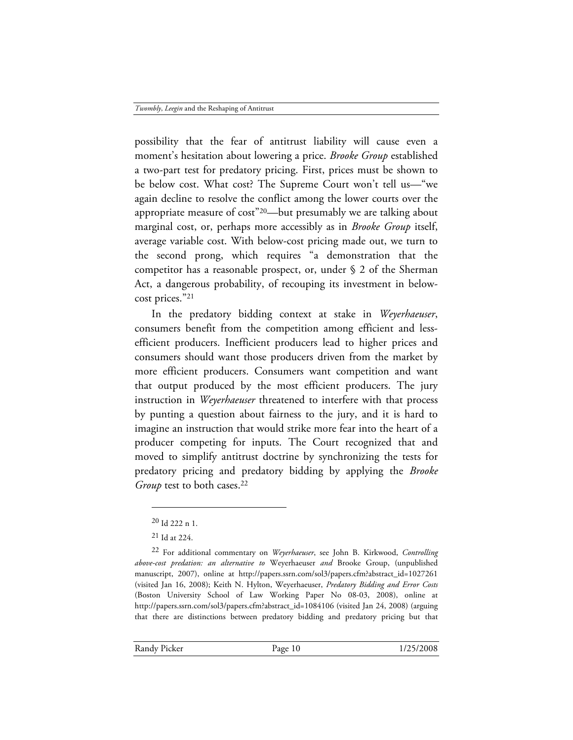possibility that the fear of antitrust liability will cause even a moment's hesitation about lowering a price. *Brooke Group* established a two-part test for predatory pricing. First, prices must be shown to be below cost. What cost? The Supreme Court won't tell us—"we again decline to resolve the conflict among the lower courts over the appropriate measure of cost"[20]—but presumably we are talking about marginal cost, or, perhaps more accessibly as in *Brooke Group* itself, average variable cost. With below-cost pricing made out, we turn to the second prong, which requires "a demonstration that the competitor has a reasonable prospect, or, under § 2 of the Sherman Act, a dangerous probability, of recouping its investment in below-cost prices."[21]

In the predatory bidding context at stake in *Weyerhaeuser*, consumers benefit from the competition among efficient and less-efficient producers. Inefficient producers lead to higher prices and consumers should want those producers driven from the market by more efficient producers. Consumers want competition and want that output produced by the most efficient producers. The jury instruction in *Weyerhaeuser* threatened to interfere with that process by punting a question about fairness to the jury, and it is hard to imagine an instruction that would strike more fear into the heart of a producer competing for inputs. The Court recognized that and moved to simplify antitrust doctrine by synchronizing the tests for predatory pricing and predatory bidding by applying the *Brooke Group* test to both cases.[22]

---

[20] Id 222 n 1.

[21] Id at 224.

[22] For additional commentary on *Weyerhaeuser*, see John B. Kirkwood, *Controlling above-cost predation: an alternative to* Weyerhaeuser *and* Brooke Group, (unpublished manuscript, 2007), online at http://papers.ssrn.com/sol3/papers.cfm?abstract_id=1027261 (visited Jan 16, 2008); Keith N. Hylton, Weyerhaeuser, *Predatory Bidding and Error Costs* (Boston University School of Law Working Paper No 08-03, 2008), online at http://papers.ssrn.com/sol3/papers.cfm?abstract_id=1084106 (visited Jan 24, 2008) (arguing that there are distinctions between predatory bidding and predatory pricing but that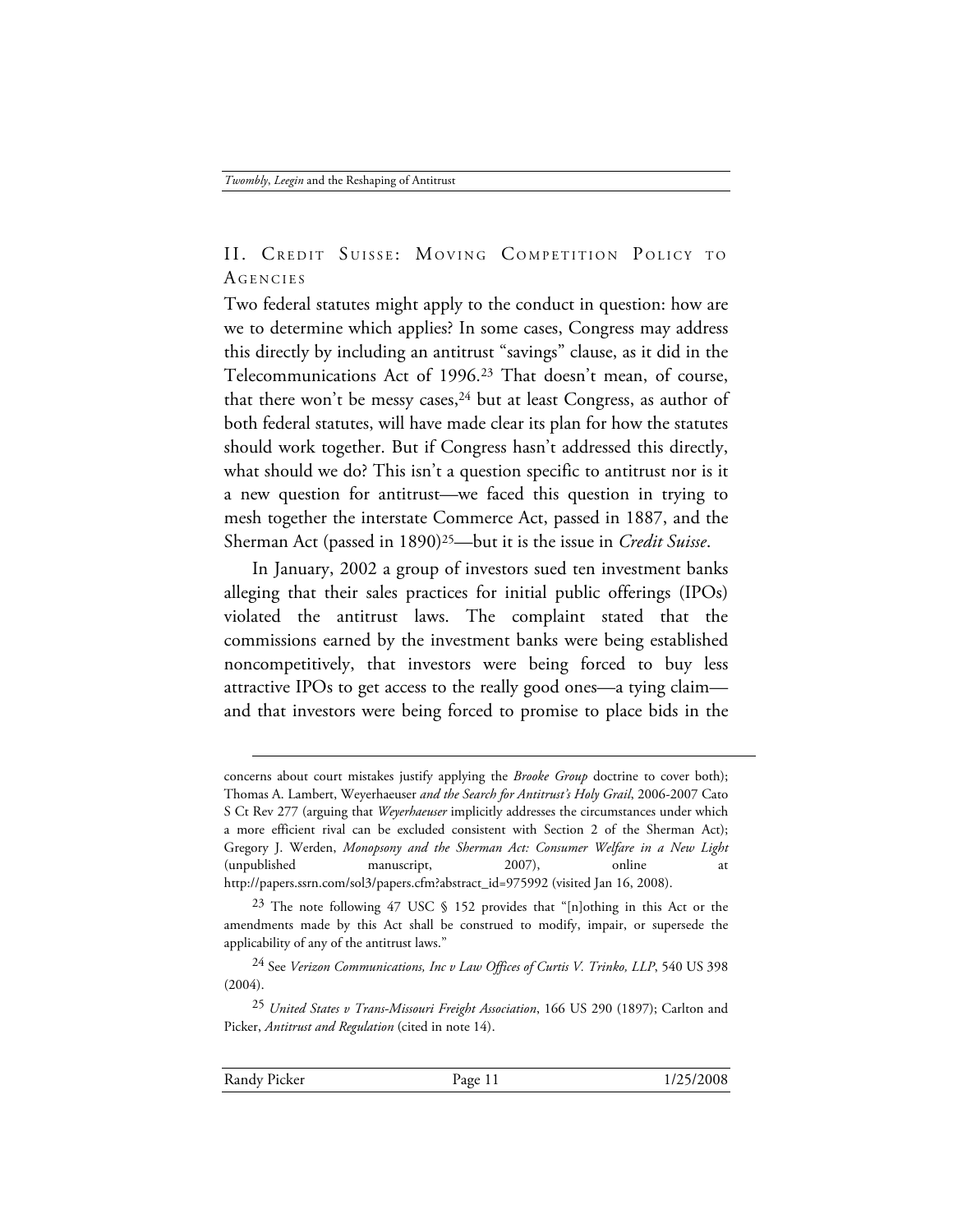## II. Credit Suisse: Moving Competition Policy to Agencies

Two federal statutes might apply to the conduct in question: how are we to determine which applies? In some cases, Congress may address this directly by including an antitrust "savings" clause, as it did in the Telecommunications Act of 1996.[23] That doesn't mean, of course, that there won't be messy cases,[24] but at least Congress, as author of both federal statutes, will have made clear its plan for how the statutes should work together. But if Congress hasn't addressed this directly, what should we do? This isn't a question specific to antitrust nor is it a new question for antitrust—we faced this question in trying to mesh together the interstate Commerce Act, passed in 1887, and the Sherman Act (passed in 1890)[25]—but it is the issue in *Credit Suisse*.

In January, 2002 a group of investors sued ten investment banks alleging that their sales practices for initial public offerings (IPOs) violated the antitrust laws. The complaint stated that the commissions earned by the investment banks were being established noncompetitively, that investors were being forced to buy less attractive IPOs to get access to the really good ones—a tying claim—and that investors were being forced to promise to place bids in the

---

concerns about court mistakes justify applying the *Brooke Group* doctrine to cover both); Thomas A. Lambert, Weyerhaeuser *and the Search for Antitrust's Holy Grail*, 2006-2007 Cato S Ct Rev 277 (arguing that *Weyerhaeuser* implicitly addresses the circumstances under which a more efficient rival can be excluded consistent with Section 2 of the Sherman Act); Gregory J. Werden, *Monopsony and the Sherman Act: Consumer Welfare in a New Light* (unpublished manuscript, 2007), online at http://papers.ssrn.com/sol3/papers.cfm?abstract_id=975992 (visited Jan 16, 2008).

[23] The note following 47 USC § 152 provides that "[n]othing in this Act or the amendments made by this Act shall be construed to modify, impair, or supersede the applicability of any of the antitrust laws."

[24] See *Verizon Communications, Inc v Law Offices of Curtis V. Trinko, LLP*, 540 US 398 (2004).

[25] *United States v Trans-Missouri Freight Association*, 166 US 290 (1897); Carlton and Picker, *Antitrust and Regulation* (cited in note 14).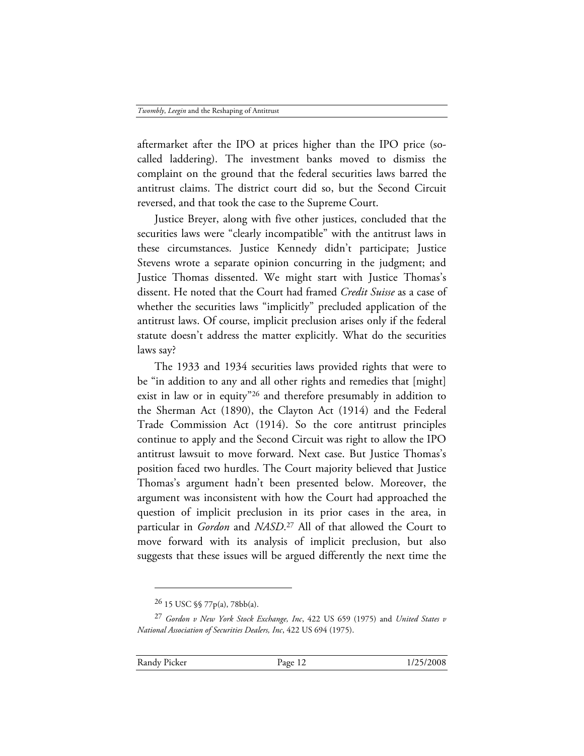aftermarket after the IPO at prices higher than the IPO price (so-called laddering). The investment banks moved to dismiss the complaint on the ground that the federal securities laws barred the antitrust claims. The district court did so, but the Second Circuit reversed, and that took the case to the Supreme Court.

Justice Breyer, along with five other justices, concluded that the securities laws were "clearly incompatible" with the antitrust laws in these circumstances. Justice Kennedy didn't participate; Justice Stevens wrote a separate opinion concurring in the judgment; and Justice Thomas dissented. We might start with Justice Thomas's dissent. He noted that the Court had framed *Credit Suisse* as a case of whether the securities laws "implicitly" precluded application of the antitrust laws. Of course, implicit preclusion arises only if the federal statute doesn't address the matter explicitly. What do the securities laws say?

The 1933 and 1934 securities laws provided rights that were to be "in addition to any and all other rights and remedies that [might] exist in law or in equity"[26] and therefore presumably in addition to the Sherman Act (1890), the Clayton Act (1914) and the Federal Trade Commission Act (1914). So the core antitrust principles continue to apply and the Second Circuit was right to allow the IPO antitrust lawsuit to move forward. Next case. But Justice Thomas's position faced two hurdles. The Court majority believed that Justice Thomas's argument hadn't been presented below. Moreover, the argument was inconsistent with how the Court had approached the question of implicit preclusion in its prior cases in the area, in particular in *Gordon* and *NASD*.[27] All of that allowed the Court to move forward with its analysis of implicit preclusion, but also suggests that these issues will be argued differently the next time the

---

[26] 15 USC §§ 77p(a), 78bb(a).

[27] *Gordon v New York Stock Exchange, Inc*, 422 US 659 (1975) and *United States v National Association of Securities Dealers, Inc*, 422 US 694 (1975).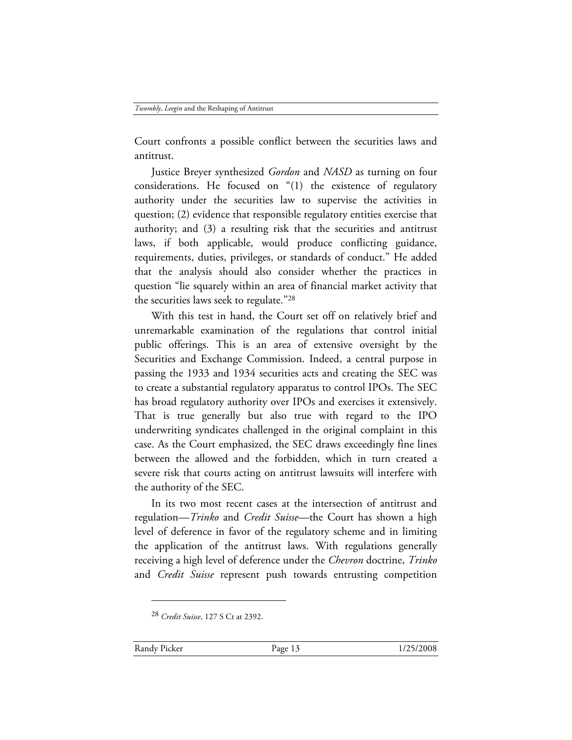Court confronts a possible conflict between the securities laws and antitrust.

Justice Breyer synthesized *Gordon* and *NASD* as turning on four considerations. He focused on "(1) the existence of regulatory authority under the securities law to supervise the activities in question; (2) evidence that responsible regulatory entities exercise that authority; and (3) a resulting risk that the securities and antitrust laws, if both applicable, would produce conflicting guidance, requirements, duties, privileges, or standards of conduct." He added that the analysis should also consider whether the practices in question "lie squarely within an area of financial market activity that the securities laws seek to regulate."[28]

With this test in hand, the Court set off on relatively brief and unremarkable examination of the regulations that control initial public offerings. This is an area of extensive oversight by the Securities and Exchange Commission. Indeed, a central purpose in passing the 1933 and 1934 securities acts and creating the SEC was to create a substantial regulatory apparatus to control IPOs. The SEC has broad regulatory authority over IPOs and exercises it extensively. That is true generally but also true with regard to the IPO underwriting syndicates challenged in the original complaint in this case. As the Court emphasized, the SEC draws exceedingly fine lines between the allowed and the forbidden, which in turn created a severe risk that courts acting on antitrust lawsuits will interfere with the authority of the SEC.

In its two most recent cases at the intersection of antitrust and regulation—*Trinko* and *Credit Suisse*—the Court has shown a high level of deference in favor of the regulatory scheme and in limiting the application of the antitrust laws. With regulations generally receiving a high level of deference under the *Chevron* doctrine, *Trinko* and *Credit Suisse* represent push towards entrusting competition

[28] *Credit Suisse*, 127 S Ct at 2392.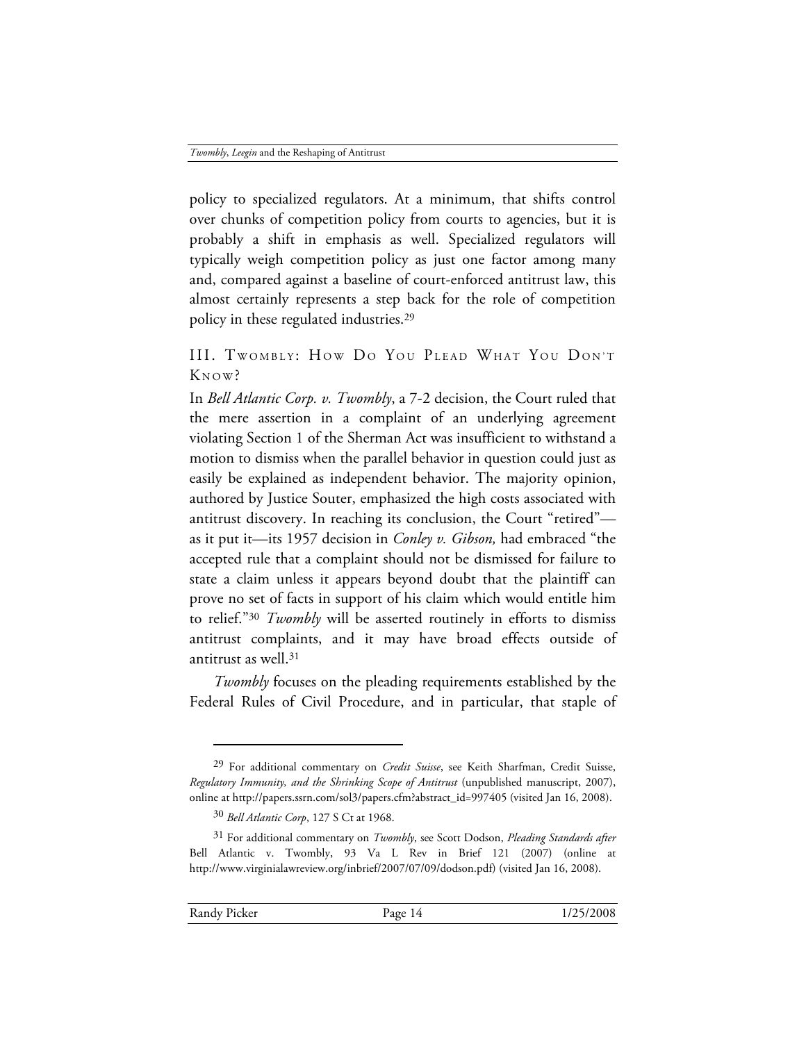policy to specialized regulators. At a minimum, that shifts control over chunks of competition policy from courts to agencies, but it is probably a shift in emphasis as well. Specialized regulators will typically weigh competition policy as just one factor among many and, compared against a baseline of court-enforced antitrust law, this almost certainly represents a step back for the role of competition policy in these regulated industries.[29]

## III. Twombly: How Do You Plead What You Don't Know?

In *Bell Atlantic Corp. v. Twombly*, a 7-2 decision, the Court ruled that the mere assertion in a complaint of an underlying agreement violating Section 1 of the Sherman Act was insufficient to withstand a motion to dismiss when the parallel behavior in question could just as easily be explained as independent behavior. The majority opinion, authored by Justice Souter, emphasized the high costs associated with antitrust discovery. In reaching its conclusion, the Court "retired"—as it put it—its 1957 decision in *Conley v. Gibson,* had embraced "the accepted rule that a complaint should not be dismissed for failure to state a claim unless it appears beyond doubt that the plaintiff can prove no set of facts in support of his claim which would entitle him to relief."[30] *Twombly* will be asserted routinely in efforts to dismiss antitrust complaints, and it may have broad effects outside of antitrust as well.[31]

*Twombly* focuses on the pleading requirements established by the Federal Rules of Civil Procedure, and in particular, that staple of

---

[29] For additional commentary on *Credit Suisse*, see Keith Sharfman, Credit Suisse, *Regulatory Immunity, and the Shrinking Scope of Antitrust* (unpublished manuscript, 2007), online at http://papers.ssrn.com/sol3/papers.cfm?abstract_id=997405 (visited Jan 16, 2008).

[30] *Bell Atlantic Corp*, 127 S Ct at 1968.

[31] For additional commentary on *Twombly*, see Scott Dodson, *Pleading Standards after* Bell Atlantic v. Twombly, 93 Va L Rev in Brief 121 (2007) (online at http://www.virginialawreview.org/inbrief/2007/07/09/dodson.pdf) (visited Jan 16, 2008).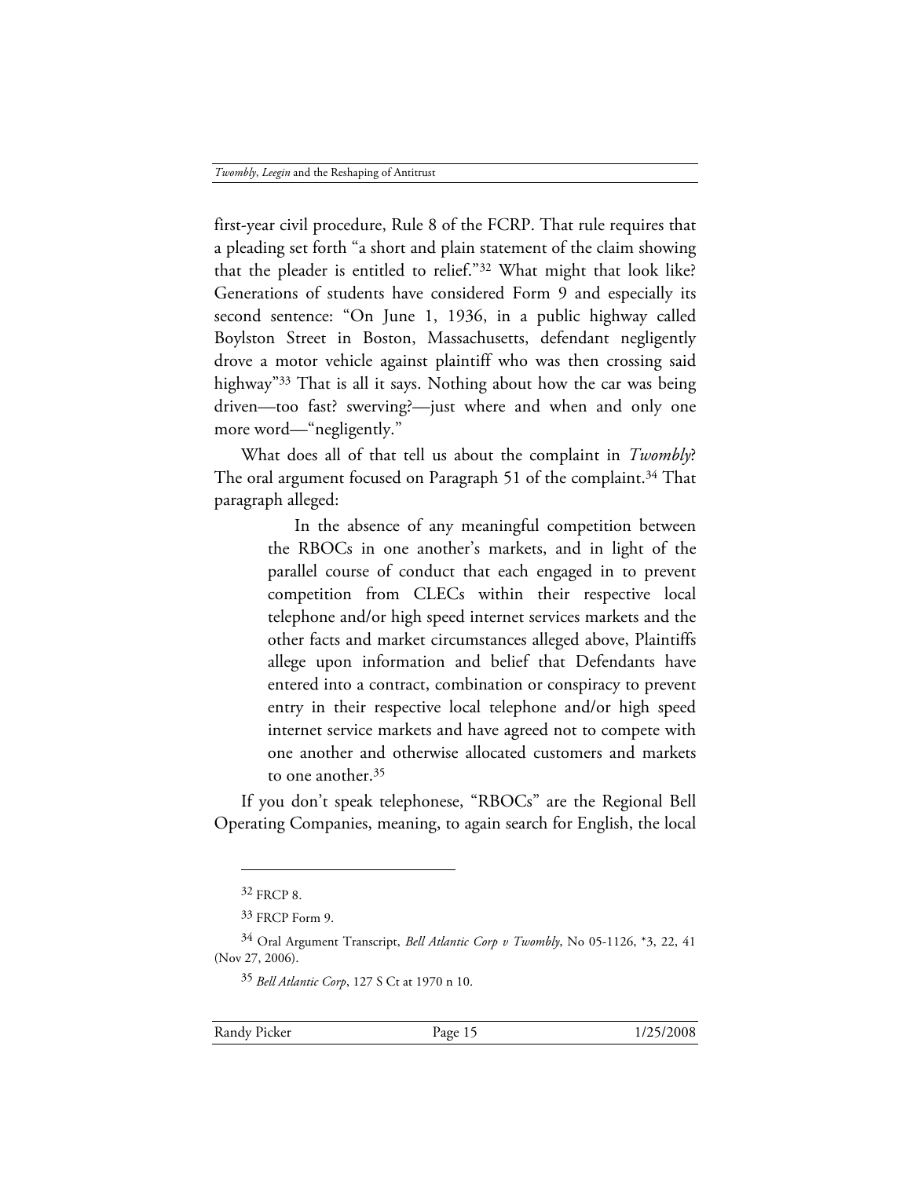first-year civil procedure, Rule 8 of the FCRP. That rule requires that a pleading set forth "a short and plain statement of the claim showing that the pleader is entitled to relief."[32] What might that look like? Generations of students have considered Form 9 and especially its second sentence: "On June 1, 1936, in a public highway called Boylston Street in Boston, Massachusetts, defendant negligently drove a motor vehicle against plaintiff who was then crossing said highway"[33] That is all it says. Nothing about how the car was being driven—too fast? swerving?—just where and when and only one more word—"negligently."

What does all of that tell us about the complaint in *Twombly*? The oral argument focused on Paragraph 51 of the complaint.[34] That paragraph alleged:

> In the absence of any meaningful competition between the RBOCs in one another's markets, and in light of the parallel course of conduct that each engaged in to prevent competition from CLECs within their respective local telephone and/or high speed internet services markets and the other facts and market circumstances alleged above, Plaintiffs allege upon information and belief that Defendants have entered into a contract, combination or conspiracy to prevent entry in their respective local telephone and/or high speed internet service markets and have agreed not to compete with one another and otherwise allocated customers and markets to one another.[35]

If you don't speak telephonese, "RBOCs" are the Regional Bell Operating Companies, meaning, to again search for English, the local

---

[32] FRCP 8.

[33] FRCP Form 9.

[34] Oral Argument Transcript, *Bell Atlantic Corp v Twombly*, No 05-1126, *3, 22, 41 (Nov 27, 2006).

[35] *Bell Atlantic Corp*, 127 S Ct at 1970 n 10.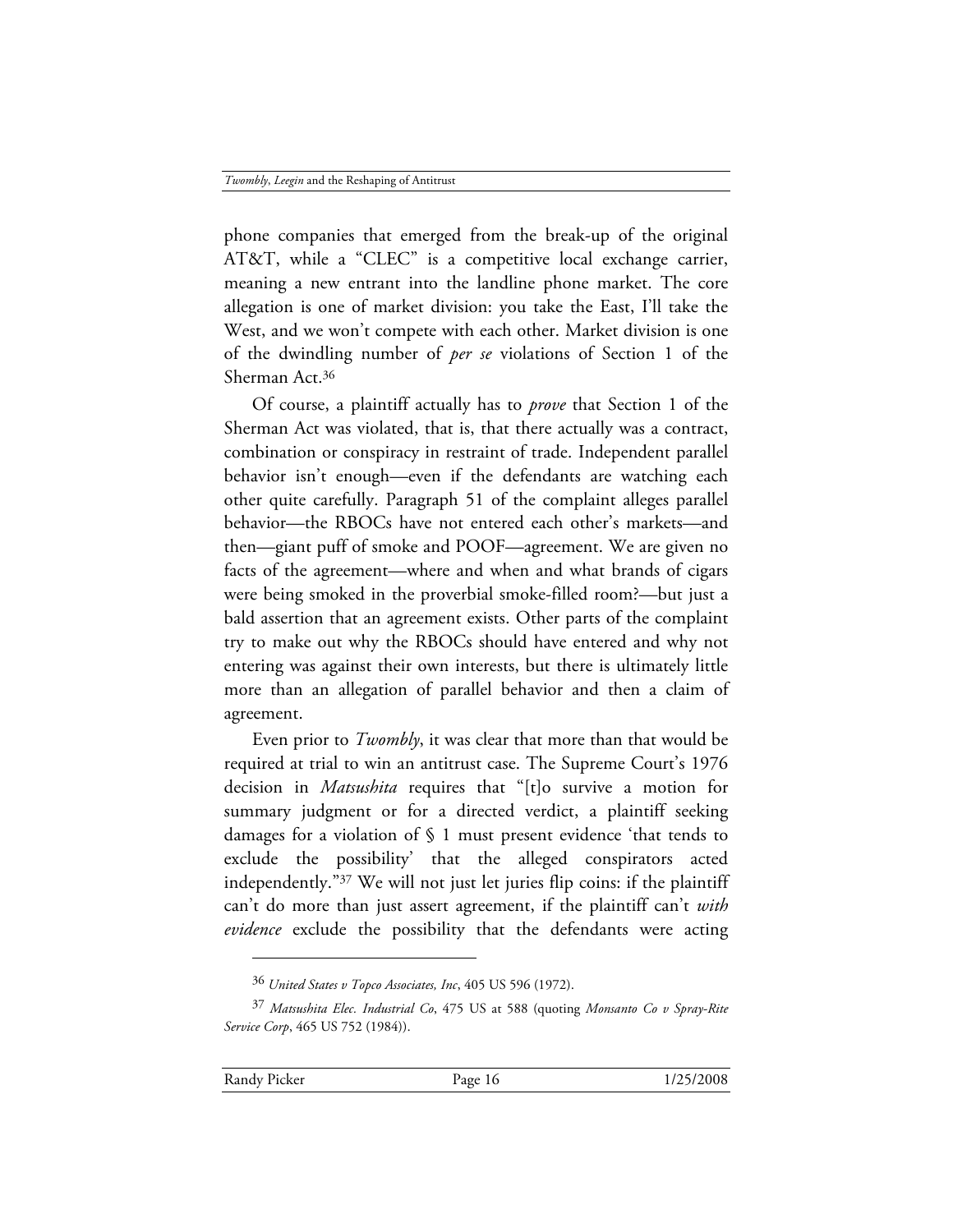phone companies that emerged from the break-up of the original AT&T, while a "CLEC" is a competitive local exchange carrier, meaning a new entrant into the landline phone market. The core allegation is one of market division: you take the East, I'll take the West, and we won't compete with each other. Market division is one of the dwindling number of *per se* violations of Section 1 of the Sherman Act.[36]

Of course, a plaintiff actually has to *prove* that Section 1 of the Sherman Act was violated, that is, that there actually was a contract, combination or conspiracy in restraint of trade. Independent parallel behavior isn't enough—even if the defendants are watching each other quite carefully. Paragraph 51 of the complaint alleges parallel behavior—the RBOCs have not entered each other's markets—and then—giant puff of smoke and POOF—agreement. We are given no facts of the agreement—where and when and what brands of cigars were being smoked in the proverbial smoke-filled room?—but just a bald assertion that an agreement exists. Other parts of the complaint try to make out why the RBOCs should have entered and why not entering was against their own interests, but there is ultimately little more than an allegation of parallel behavior and then a claim of agreement.

Even prior to *Twombly*, it was clear that more than that would be required at trial to win an antitrust case. The Supreme Court's 1976 decision in *Matsushita* requires that "[t]o survive a motion for summary judgment or for a directed verdict, a plaintiff seeking damages for a violation of § 1 must present evidence 'that tends to exclude the possibility' that the alleged conspirators acted independently."[37] We will not just let juries flip coins: if the plaintiff can't do more than just assert agreement, if the plaintiff can't *with evidence* exclude the possibility that the defendants were acting

---

[36] *United States v Topco Associates, Inc*, 405 US 596 (1972).

[37] *Matsushita Elec. Industrial Co*, 475 US at 588 (quoting *Monsanto Co v Spray-Rite Service Corp*, 465 US 752 (1984)).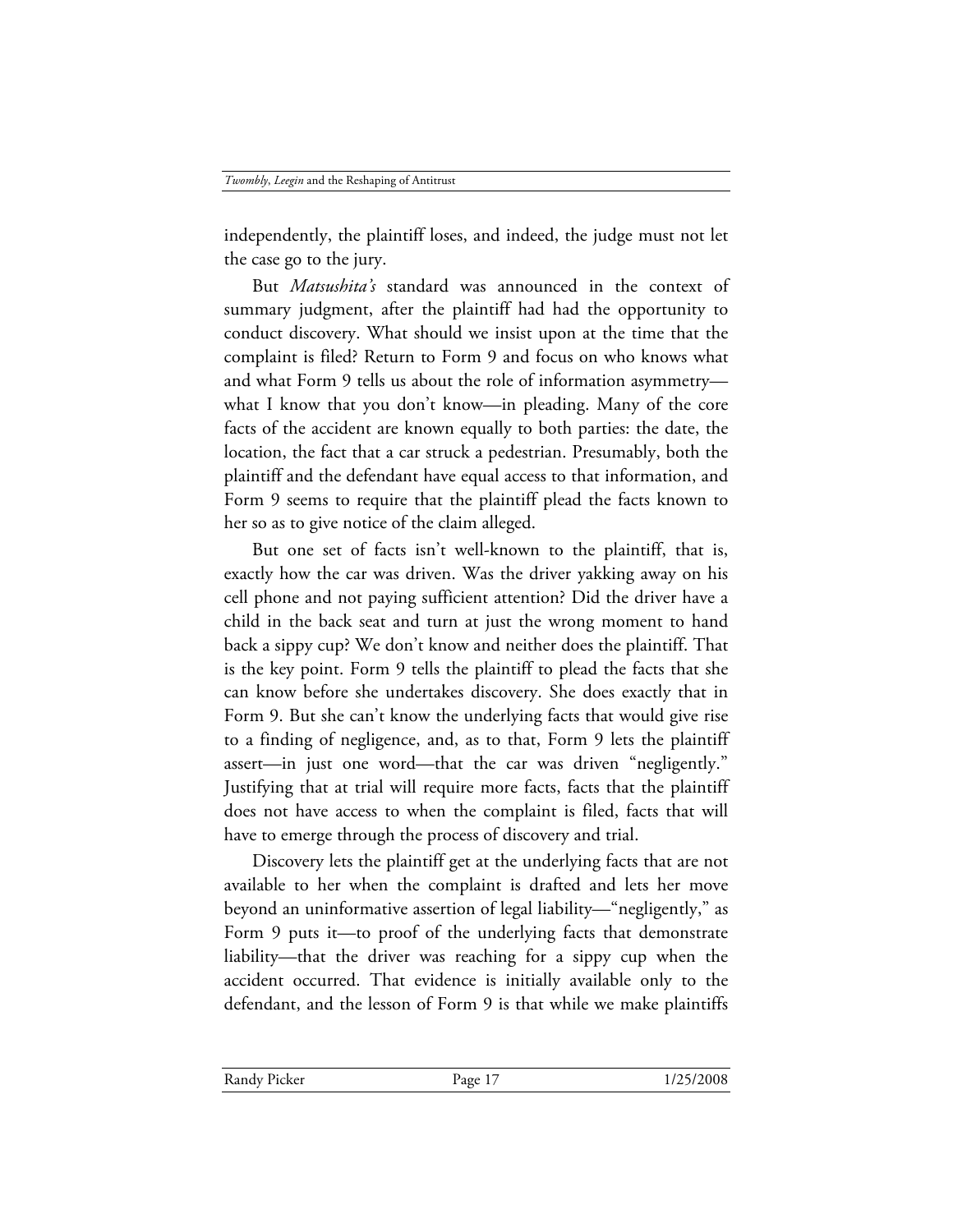independently, the plaintiff loses, and indeed, the judge must not let the case go to the jury.

But *Matsushita's* standard was announced in the context of summary judgment, after the plaintiff had had the opportunity to conduct discovery. What should we insist upon at the time that the complaint is filed? Return to Form 9 and focus on who knows what and what Form 9 tells us about the role of information asymmetry—what I know that you don't know—in pleading. Many of the core facts of the accident are known equally to both parties: the date, the location, the fact that a car struck a pedestrian. Presumably, both the plaintiff and the defendant have equal access to that information, and Form 9 seems to require that the plaintiff plead the facts known to her so as to give notice of the claim alleged.

But one set of facts isn't well-known to the plaintiff, that is, exactly how the car was driven. Was the driver yakking away on his cell phone and not paying sufficient attention? Did the driver have a child in the back seat and turn at just the wrong moment to hand back a sippy cup? We don't know and neither does the plaintiff. That is the key point. Form 9 tells the plaintiff to plead the facts that she can know before she undertakes discovery. She does exactly that in Form 9. But she can't know the underlying facts that would give rise to a finding of negligence, and, as to that, Form 9 lets the plaintiff assert—in just one word—that the car was driven "negligently." Justifying that at trial will require more facts, facts that the plaintiff does not have access to when the complaint is filed, facts that will have to emerge through the process of discovery and trial.

Discovery lets the plaintiff get at the underlying facts that are not available to her when the complaint is drafted and lets her move beyond an uninformative assertion of legal liability—"negligently," as Form 9 puts it—to proof of the underlying facts that demonstrate liability—that the driver was reaching for a sippy cup when the accident occurred. That evidence is initially available only to the defendant, and the lesson of Form 9 is that while we make plaintiffs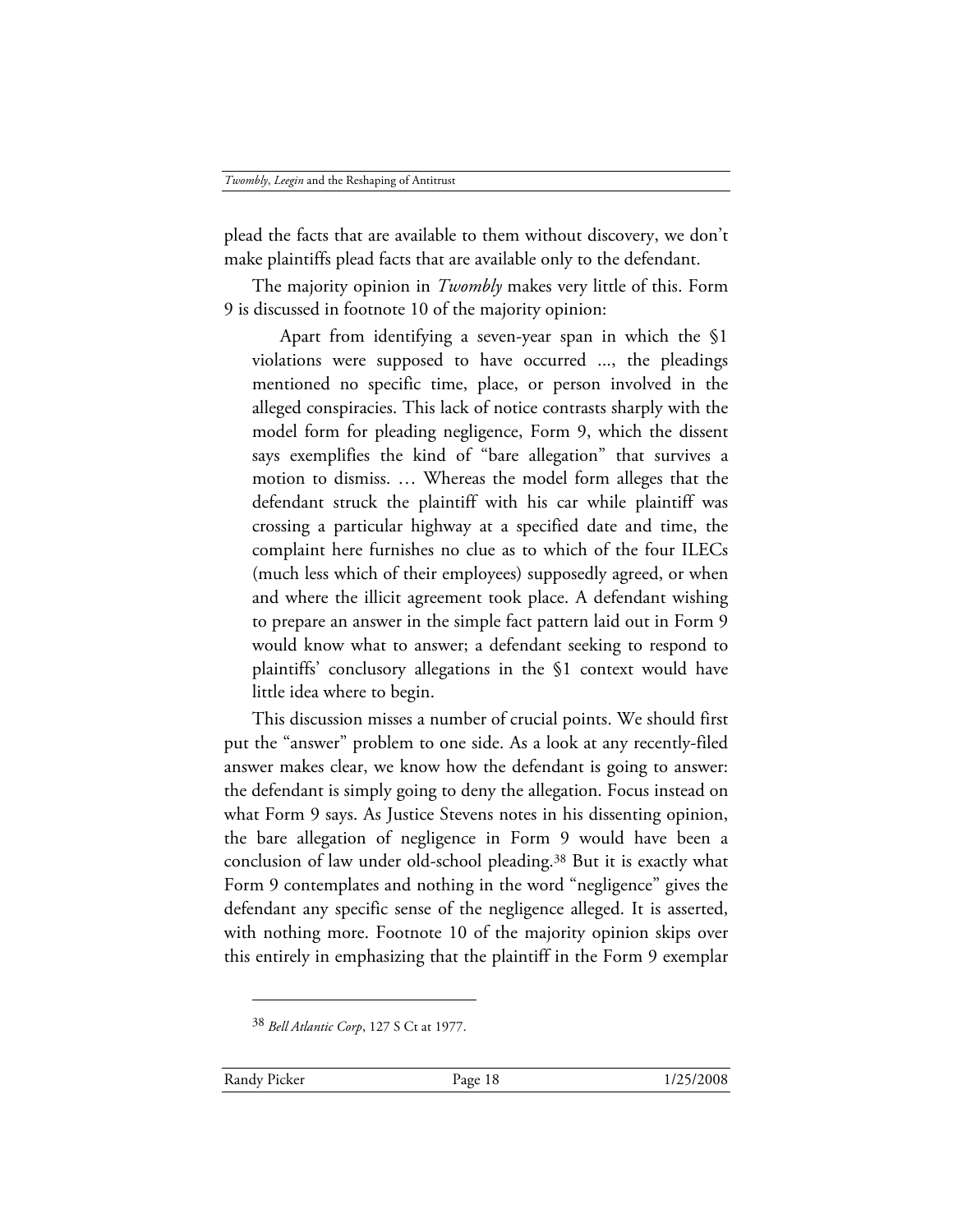plead the facts that are available to them without discovery, we don't make plaintiffs plead facts that are available only to the defendant.

The majority opinion in *Twombly* makes very little of this. Form 9 is discussed in footnote 10 of the majority opinion:

> Apart from identifying a seven-year span in which the §1 violations were supposed to have occurred ..., the pleadings mentioned no specific time, place, or person involved in the alleged conspiracies. This lack of notice contrasts sharply with the model form for pleading negligence, Form 9, which the dissent says exemplifies the kind of "bare allegation" that survives a motion to dismiss. … Whereas the model form alleges that the defendant struck the plaintiff with his car while plaintiff was crossing a particular highway at a specified date and time, the complaint here furnishes no clue as to which of the four ILECs (much less which of their employees) supposedly agreed, or when and where the illicit agreement took place. A defendant wishing to prepare an answer in the simple fact pattern laid out in Form 9 would know what to answer; a defendant seeking to respond to plaintiffs' conclusory allegations in the §1 context would have little idea where to begin.

This discussion misses a number of crucial points. We should first put the "answer" problem to one side. As a look at any recently-filed answer makes clear, we know how the defendant is going to answer: the defendant is simply going to deny the allegation. Focus instead on what Form 9 says. As Justice Stevens notes in his dissenting opinion, the bare allegation of negligence in Form 9 would have been a conclusion of law under old-school pleading.[38] But it is exactly what Form 9 contemplates and nothing in the word "negligence" gives the defendant any specific sense of the negligence alleged. It is asserted, with nothing more. Footnote 10 of the majority opinion skips over this entirely in emphasizing that the plaintiff in the Form 9 exemplar

[38] *Bell Atlantic Corp*, 127 S Ct at 1977.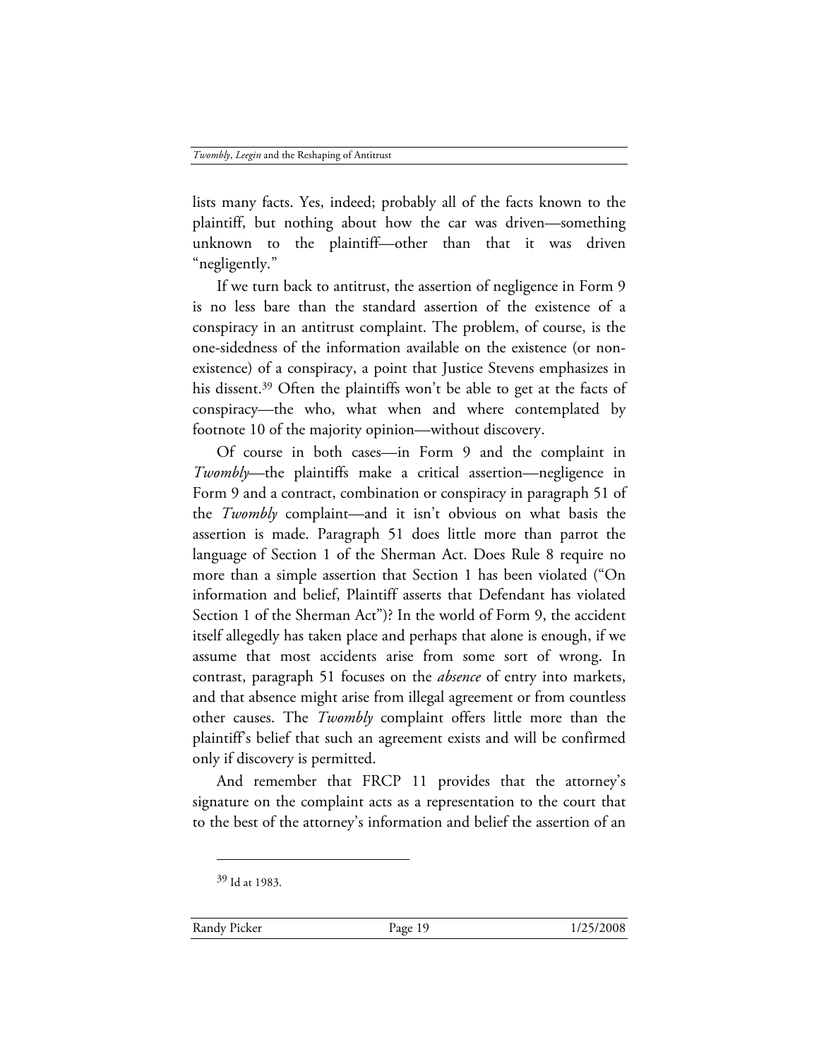lists many facts. Yes, indeed; probably all of the facts known to the plaintiff, but nothing about how the car was driven—something unknown to the plaintiff—other than that it was driven "negligently."

If we turn back to antitrust, the assertion of negligence in Form 9 is no less bare than the standard assertion of the existence of a conspiracy in an antitrust complaint. The problem, of course, is the one-sidedness of the information available on the existence (or non-existence) of a conspiracy, a point that Justice Stevens emphasizes in his dissent.[39] Often the plaintiffs won't be able to get at the facts of conspiracy—the who, what when and where contemplated by footnote 10 of the majority opinion—without discovery.

Of course in both cases—in Form 9 and the complaint in *Twombly*—the plaintiffs make a critical assertion—negligence in Form 9 and a contract, combination or conspiracy in paragraph 51 of the *Twombly* complaint—and it isn't obvious on what basis the assertion is made. Paragraph 51 does little more than parrot the language of Section 1 of the Sherman Act. Does Rule 8 require no more than a simple assertion that Section 1 has been violated ("On information and belief, Plaintiff asserts that Defendant has violated Section 1 of the Sherman Act")? In the world of Form 9, the accident itself allegedly has taken place and perhaps that alone is enough, if we assume that most accidents arise from some sort of wrong. In contrast, paragraph 51 focuses on the *absence* of entry into markets, and that absence might arise from illegal agreement or from countless other causes. The *Twombly* complaint offers little more than the plaintiff's belief that such an agreement exists and will be confirmed only if discovery is permitted.

And remember that FRCP 11 provides that the attorney's signature on the complaint acts as a representation to the court that to the best of the attorney's information and belief the assertion of an

---

[39] Id at 1983.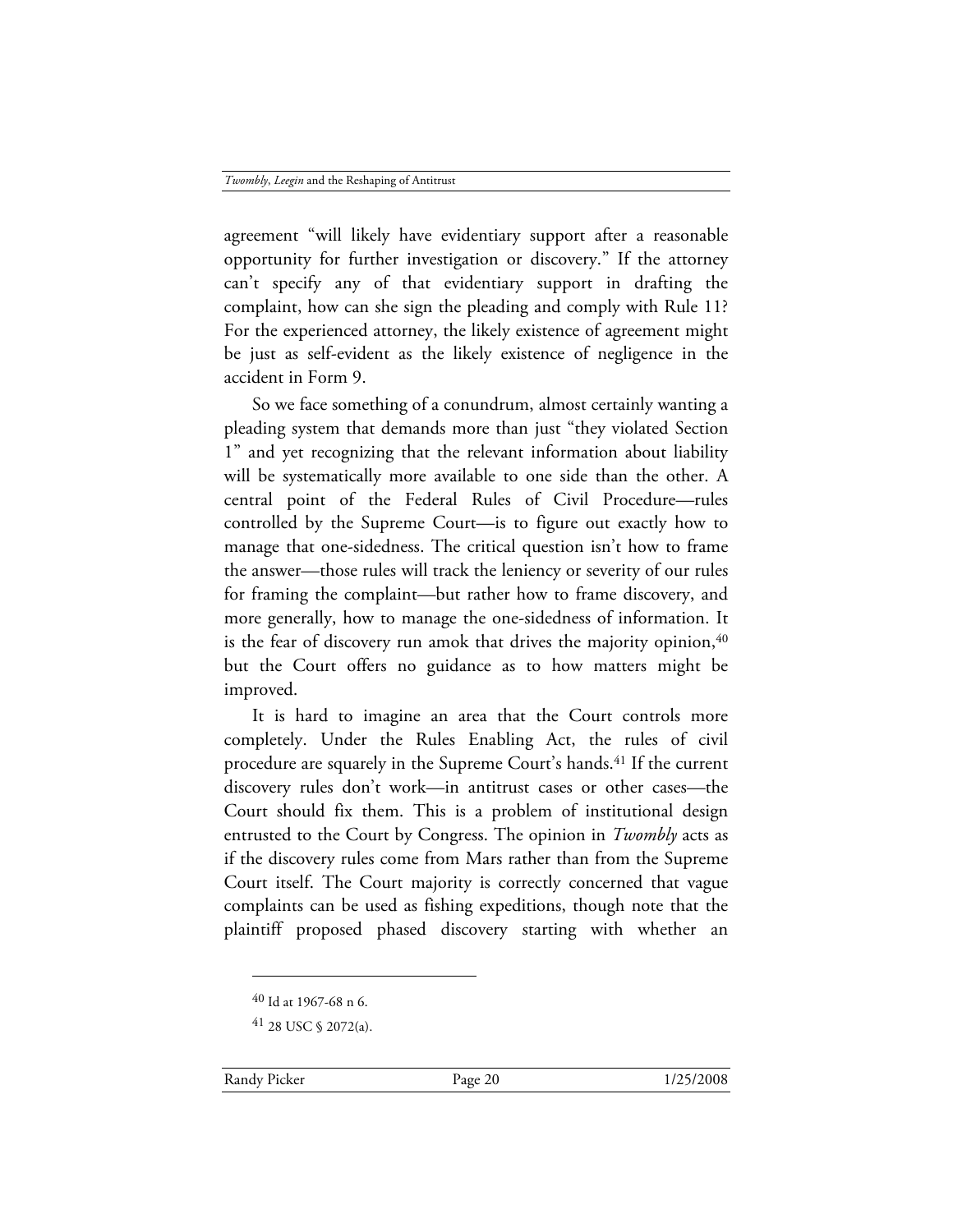agreement "will likely have evidentiary support after a reasonable opportunity for further investigation or discovery." If the attorney can't specify any of that evidentiary support in drafting the complaint, how can she sign the pleading and comply with Rule 11? For the experienced attorney, the likely existence of agreement might be just as self-evident as the likely existence of negligence in the accident in Form 9.

So we face something of a conundrum, almost certainly wanting a pleading system that demands more than just "they violated Section 1" and yet recognizing that the relevant information about liability will be systematically more available to one side than the other. A central point of the Federal Rules of Civil Procedure—rules controlled by the Supreme Court—is to figure out exactly how to manage that one-sidedness. The critical question isn't how to frame the answer—those rules will track the leniency or severity of our rules for framing the complaint—but rather how to frame discovery, and more generally, how to manage the one-sidedness of information. It is the fear of discovery run amok that drives the majority opinion,[40] but the Court offers no guidance as to how matters might be improved.

It is hard to imagine an area that the Court controls more completely. Under the Rules Enabling Act, the rules of civil procedure are squarely in the Supreme Court's hands.[41] If the current discovery rules don't work—in antitrust cases or other cases—the Court should fix them. This is a problem of institutional design entrusted to the Court by Congress. The opinion in *Twombly* acts as if the discovery rules come from Mars rather than from the Supreme Court itself. The Court majority is correctly concerned that vague complaints can be used as fishing expeditions, though note that the plaintiff proposed phased discovery starting with whether an

---

[40] Id at 1967-68 n 6.

[41] 28 USC § 2072(a).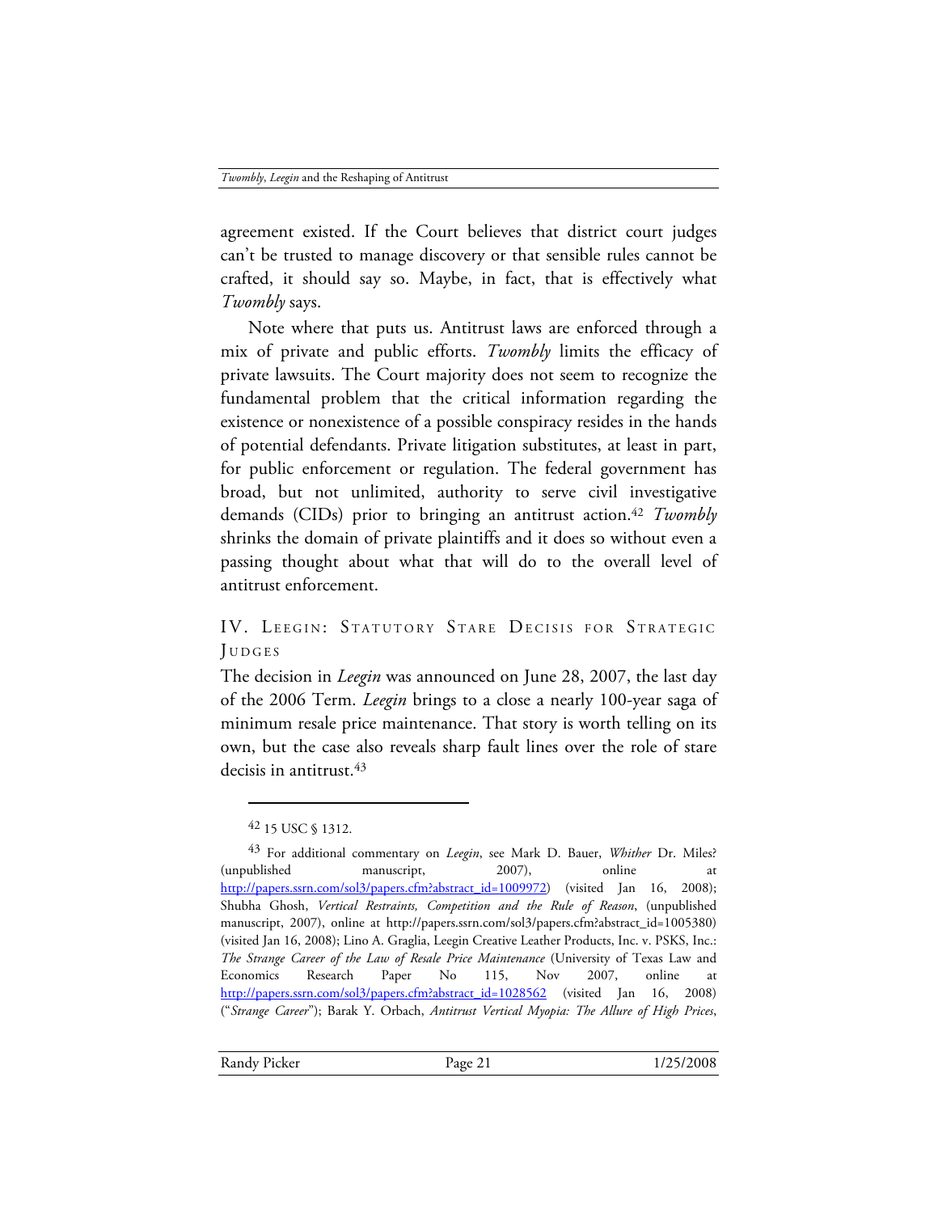agreement existed. If the Court believes that district court judges can't be trusted to manage discovery or that sensible rules cannot be crafted, it should say so. Maybe, in fact, that is effectively what *Twombly* says.

Note where that puts us. Antitrust laws are enforced through a mix of private and public efforts. *Twombly* limits the efficacy of private lawsuits. The Court majority does not seem to recognize the fundamental problem that the critical information regarding the existence or nonexistence of a possible conspiracy resides in the hands of potential defendants. Private litigation substitutes, at least in part, for public enforcement or regulation. The federal government has broad, but not unlimited, authority to serve civil investigative demands (CIDs) prior to bringing an antitrust action.[42] *Twombly* shrinks the domain of private plaintiffs and it does so without even a passing thought about what that will do to the overall level of antitrust enforcement.

## IV. Leegin: Statutory Stare Decisis for Strategic Judges

The decision in *Leegin* was announced on June 28, 2007, the last day of the 2006 Term. *Leegin* brings to a close a nearly 100-year saga of minimum resale price maintenance. That story is worth telling on its own, but the case also reveals sharp fault lines over the role of stare decisis in antitrust.[43]

---

[42] 15 USC § 1312.

[43] For additional commentary on *Leegin*, see Mark D. Bauer, *Whither* Dr. Miles? (unpublished manuscript, 2007), online at http://papers.ssrn.com/sol3/papers.cfm?abstract_id=1009972) (visited Jan 16, 2008); Shubha Ghosh, *Vertical Restraints, Competition and the Rule of Reason*, (unpublished manuscript, 2007), online at http://papers.ssrn.com/sol3/papers.cfm?abstract_id=1005380) (visited Jan 16, 2008); Lino A. Graglia, Leegin Creative Leather Products, Inc. v. PSKS, Inc.: *The Strange Career of the Law of Resale Price Maintenance* (University of Texas Law and Economics Research Paper No 115, Nov 2007, online at http://papers.ssrn.com/sol3/papers.cfm?abstract_id=1028562 (visited Jan 16, 2008) ("*Strange Career*"); Barak Y. Orbach, *Antitrust Vertical Myopia: The Allure of High Prices*,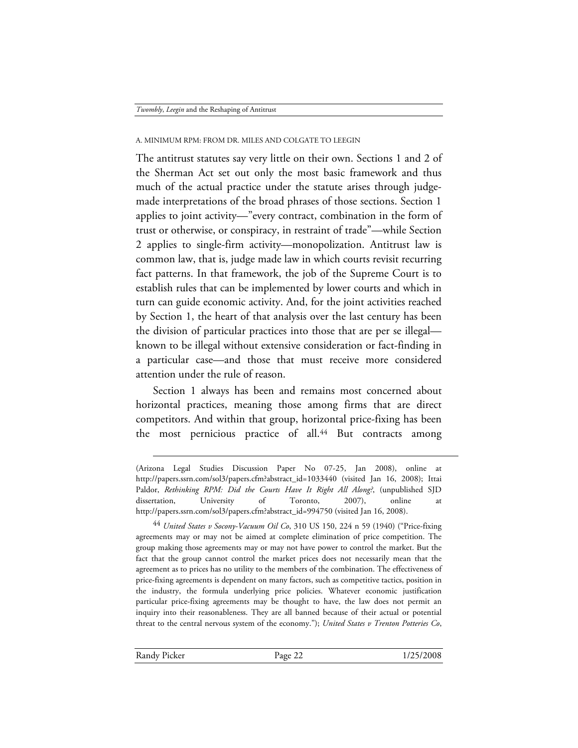### A. MINIMUM RPM: FROM DR. MILES AND COLGATE TO LEEGIN

The antitrust statutes say very little on their own. Sections 1 and 2 of the Sherman Act set out only the most basic framework and thus much of the actual practice under the statute arises through judge-made interpretations of the broad phrases of those sections. Section 1 applies to joint activity—"every contract, combination in the form of trust or otherwise, or conspiracy, in restraint of trade"—while Section 2 applies to single-firm activity—monopolization. Antitrust law is common law, that is, judge made law in which courts revisit recurring fact patterns. In that framework, the job of the Supreme Court is to establish rules that can be implemented by lower courts and which in turn can guide economic activity. And, for the joint activities reached by Section 1, the heart of that analysis over the last century has been the division of particular practices into those that are per se illegal—known to be illegal without extensive consideration or fact-finding in a particular case—and those that must receive more considered attention under the rule of reason.

Section 1 always has been and remains most concerned about horizontal practices, meaning those among firms that are direct competitors. And within that group, horizontal price-fixing has been the most pernicious practice of all.[44] But contracts among

---

(Arizona Legal Studies Discussion Paper No 07-25, Jan 2008), online at http://papers.ssrn.com/sol3/papers.cfm?abstract_id=1033440 (visited Jan 16, 2008); Ittai Paldor, *Rethinking RPM: Did the Courts Have It Right All Along?*, (unpublished SJD dissertation, University of Toronto, 2007), online at http://papers.ssrn.com/sol3/papers.cfm?abstract_id=994750 (visited Jan 16, 2008).

[44] *United States v Socony-Vacuum Oil Co*, 310 US 150, 224 n 59 (1940) ("Price-fixing agreements may or may not be aimed at complete elimination of price competition. The group making those agreements may or may not have power to control the market. But the fact that the group cannot control the market prices does not necessarily mean that the agreement as to prices has no utility to the members of the combination. The effectiveness of price-fixing agreements is dependent on many factors, such as competitive tactics, position in the industry, the formula underlying price policies. Whatever economic justification particular price-fixing agreements may be thought to have, the law does not permit an inquiry into their reasonableness. They are all banned because of their actual or potential threat to the central nervous system of the economy."); *United States v Trenton Potteries Co*,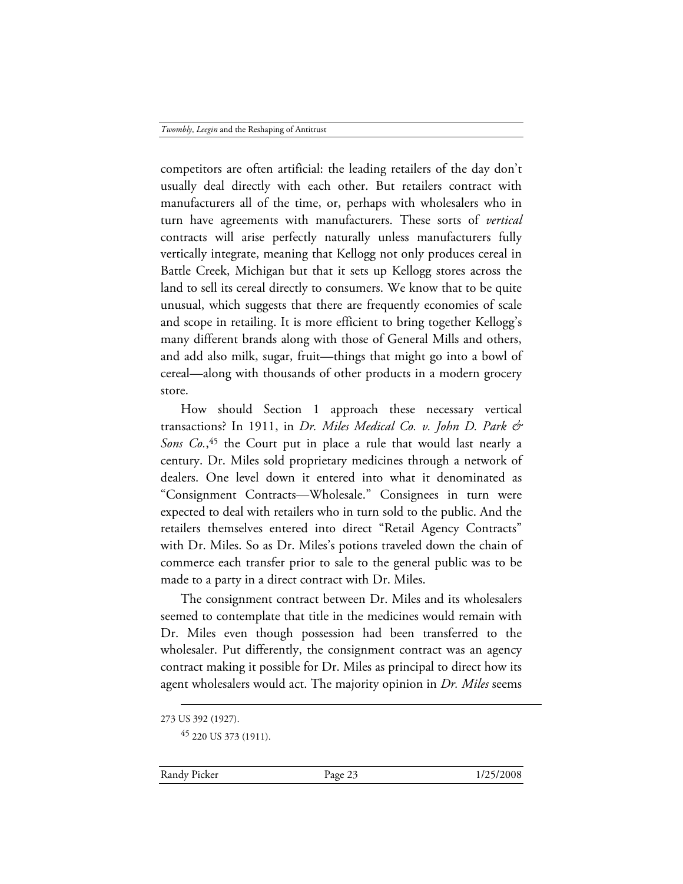competitors are often artificial: the leading retailers of the day don't usually deal directly with each other. But retailers contract with manufacturers all of the time, or, perhaps with wholesalers who in turn have agreements with manufacturers. These sorts of *vertical* contracts will arise perfectly naturally unless manufacturers fully vertically integrate, meaning that Kellogg not only produces cereal in Battle Creek, Michigan but that it sets up Kellogg stores across the land to sell its cereal directly to consumers. We know that to be quite unusual, which suggests that there are frequently economies of scale and scope in retailing. It is more efficient to bring together Kellogg's many different brands along with those of General Mills and others, and add also milk, sugar, fruit—things that might go into a bowl of cereal—along with thousands of other products in a modern grocery store.

How should Section 1 approach these necessary vertical transactions? In 1911, in *Dr. Miles Medical Co. v. John D. Park & Sons Co.*,[45] the Court put in place a rule that would last nearly a century. Dr. Miles sold proprietary medicines through a network of dealers. One level down it entered into what it denominated as "Consignment Contracts—Wholesale." Consignees in turn were expected to deal with retailers who in turn sold to the public. And the retailers themselves entered into direct "Retail Agency Contracts" with Dr. Miles. So as Dr. Miles's potions traveled down the chain of commerce each transfer prior to sale to the general public was to be made to a party in a direct contract with Dr. Miles.

The consignment contract between Dr. Miles and its wholesalers seemed to contemplate that title in the medicines would remain with Dr. Miles even though possession had been transferred to the wholesaler. Put differently, the consignment contract was an agency contract making it possible for Dr. Miles as principal to direct how its agent wholesalers would act. The majority opinion in *Dr. Miles* seems

---

273 US 392 (1927).

[45] 220 US 373 (1911).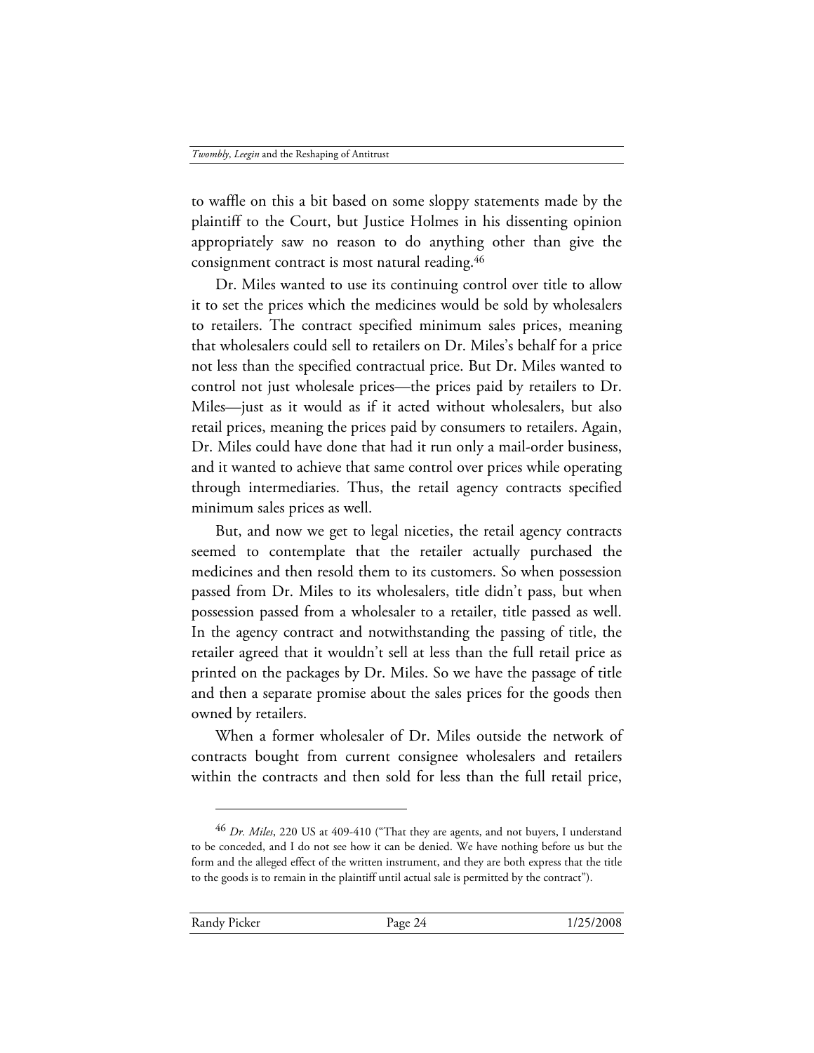to waffle on this a bit based on some sloppy statements made by the plaintiff to the Court, but Justice Holmes in his dissenting opinion appropriately saw no reason to do anything other than give the consignment contract is most natural reading.[46]

Dr. Miles wanted to use its continuing control over title to allow it to set the prices which the medicines would be sold by wholesalers to retailers. The contract specified minimum sales prices, meaning that wholesalers could sell to retailers on Dr. Miles's behalf for a price not less than the specified contractual price. But Dr. Miles wanted to control not just wholesale prices—the prices paid by retailers to Dr. Miles—just as it would as if it acted without wholesalers, but also retail prices, meaning the prices paid by consumers to retailers. Again, Dr. Miles could have done that had it run only a mail-order business, and it wanted to achieve that same control over prices while operating through intermediaries. Thus, the retail agency contracts specified minimum sales prices as well.

But, and now we get to legal niceties, the retail agency contracts seemed to contemplate that the retailer actually purchased the medicines and then resold them to its customers. So when possession passed from Dr. Miles to its wholesalers, title didn't pass, but when possession passed from a wholesaler to a retailer, title passed as well. In the agency contract and notwithstanding the passing of title, the retailer agreed that it wouldn't sell at less than the full retail price as printed on the packages by Dr. Miles. So we have the passage of title and then a separate promise about the sales prices for the goods then owned by retailers.

When a former wholesaler of Dr. Miles outside the network of contracts bought from current consignee wholesalers and retailers within the contracts and then sold for less than the full retail price,

---

[46] *Dr. Miles*, 220 US at 409-410 ("That they are agents, and not buyers, I understand to be conceded, and I do not see how it can be denied. We have nothing before us but the form and the alleged effect of the written instrument, and they are both express that the title to the goods is to remain in the plaintiff until actual sale is permitted by the contract").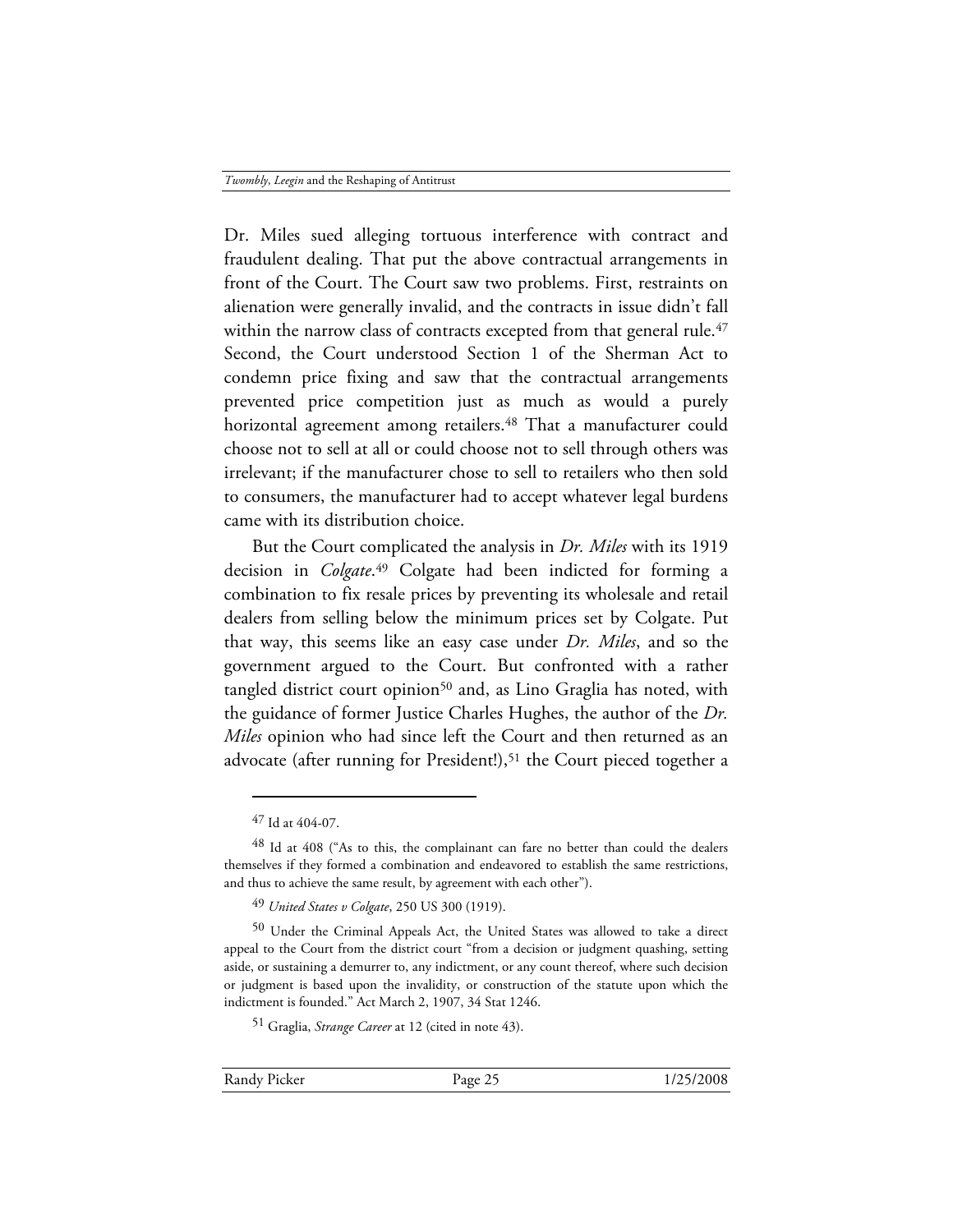Dr. Miles sued alleging tortuous interference with contract and fraudulent dealing. That put the above contractual arrangements in front of the Court. The Court saw two problems. First, restraints on alienation were generally invalid, and the contracts in issue didn't fall within the narrow class of contracts excepted from that general rule.[47] Second, the Court understood Section 1 of the Sherman Act to condemn price fixing and saw that the contractual arrangements prevented price competition just as much as would a purely horizontal agreement among retailers.[48] That a manufacturer could choose not to sell at all or could choose not to sell through others was irrelevant; if the manufacturer chose to sell to retailers who then sold to consumers, the manufacturer had to accept whatever legal burdens came with its distribution choice.

But the Court complicated the analysis in *Dr. Miles* with its 1919 decision in *Colgate*.[49] Colgate had been indicted for forming a combination to fix resale prices by preventing its wholesale and retail dealers from selling below the minimum prices set by Colgate. Put that way, this seems like an easy case under *Dr. Miles*, and so the government argued to the Court. But confronted with a rather tangled district court opinion[50] and, as Lino Graglia has noted, with the guidance of former Justice Charles Hughes, the author of the *Dr. Miles* opinion who had since left the Court and then returned as an advocate (after running for President!),[51] the Court pieced together a

---

[47] Id at 404-07.

[48] Id at 408 ("As to this, the complainant can fare no better than could the dealers themselves if they formed a combination and endeavored to establish the same restrictions, and thus to achieve the same result, by agreement with each other").

[49] *United States v Colgate*, 250 US 300 (1919).

[50] Under the Criminal Appeals Act, the United States was allowed to take a direct appeal to the Court from the district court "from a decision or judgment quashing, setting aside, or sustaining a demurrer to, any indictment, or any count thereof, where such decision or judgment is based upon the invalidity, or construction of the statute upon which the indictment is founded." Act March 2, 1907, 34 Stat 1246.

[51] Graglia, *Strange Career* at 12 (cited in note 43).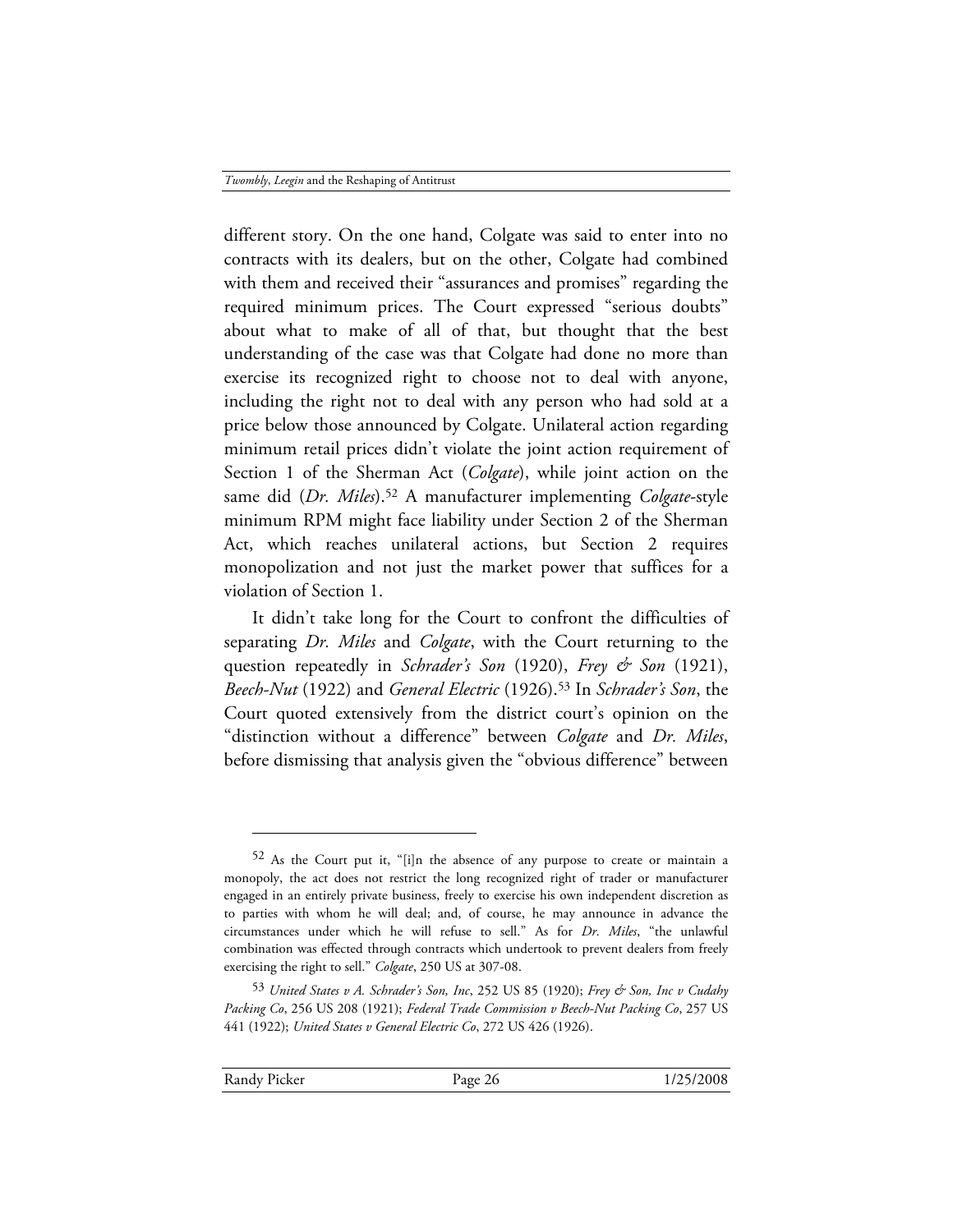different story. On the one hand, Colgate was said to enter into no contracts with its dealers, but on the other, Colgate had combined with them and received their "assurances and promises" regarding the required minimum prices. The Court expressed "serious doubts" about what to make of all of that, but thought that the best understanding of the case was that Colgate had done no more than exercise its recognized right to choose not to deal with anyone, including the right not to deal with any person who had sold at a price below those announced by Colgate. Unilateral action regarding minimum retail prices didn't violate the joint action requirement of Section 1 of the Sherman Act (*Colgate*), while joint action on the same did (*Dr. Miles*).[52] A manufacturer implementing *Colgate*-style minimum RPM might face liability under Section 2 of the Sherman Act, which reaches unilateral actions, but Section 2 requires monopolization and not just the market power that suffices for a violation of Section 1.

It didn't take long for the Court to confront the difficulties of separating *Dr. Miles* and *Colgate*, with the Court returning to the question repeatedly in *Schrader's Son* (1920), *Frey & Son* (1921), *Beech-Nut* (1922) and *General Electric* (1926).[53] In *Schrader's Son*, the Court quoted extensively from the district court's opinion on the "distinction without a difference" between *Colgate* and *Dr. Miles*, before dismissing that analysis given the "obvious difference" between

---

[52] As the Court put it, "[i]n the absence of any purpose to create or maintain a monopoly, the act does not restrict the long recognized right of trader or manufacturer engaged in an entirely private business, freely to exercise his own independent discretion as to parties with whom he will deal; and, of course, he may announce in advance the circumstances under which he will refuse to sell." As for *Dr. Miles*, "the unlawful combination was effected through contracts which undertook to prevent dealers from freely exercising the right to sell." *Colgate*, 250 US at 307-08.

[53] *United States v A. Schrader's Son, Inc*, 252 US 85 (1920); *Frey & Son, Inc v Cudahy Packing Co*, 256 US 208 (1921); *Federal Trade Commission v Beech-Nut Packing Co*, 257 US 441 (1922); *United States v General Electric Co*, 272 US 426 (1926).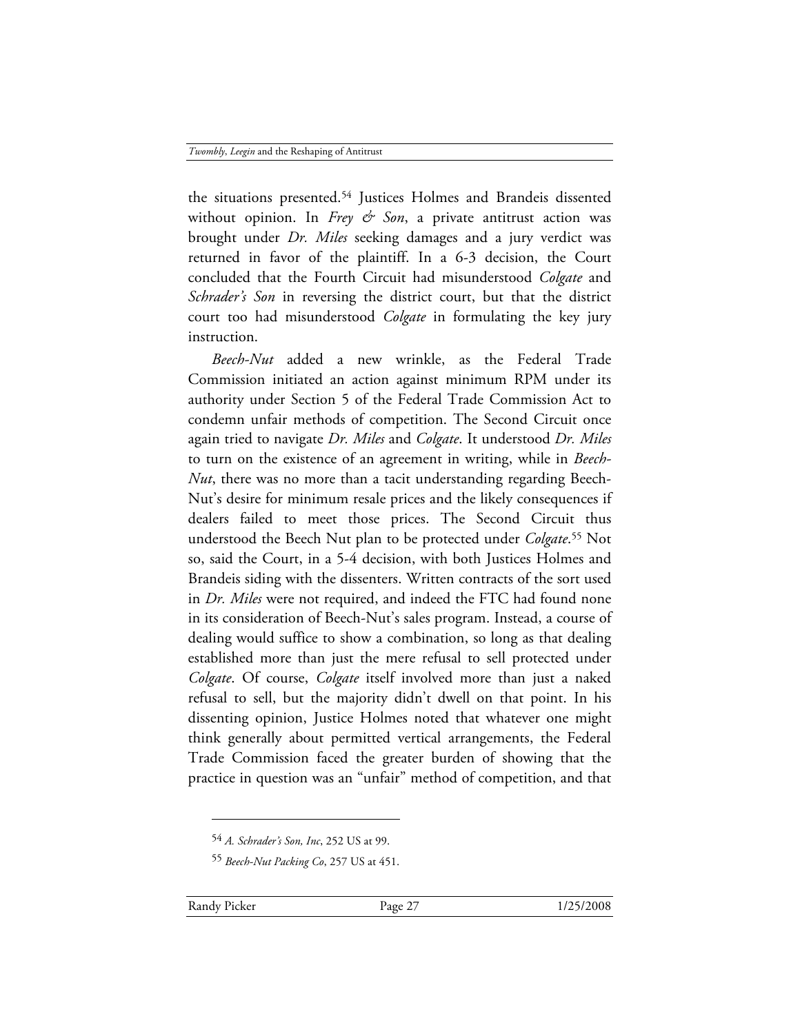the situations presented.[54] Justices Holmes and Brandeis dissented without opinion. In *Frey & Son*, a private antitrust action was brought under *Dr. Miles* seeking damages and a jury verdict was returned in favor of the plaintiff. In a 6-3 decision, the Court concluded that the Fourth Circuit had misunderstood *Colgate* and *Schrader's Son* in reversing the district court, but that the district court too had misunderstood *Colgate* in formulating the key jury instruction.

*Beech-Nut* added a new wrinkle, as the Federal Trade Commission initiated an action against minimum RPM under its authority under Section 5 of the Federal Trade Commission Act to condemn unfair methods of competition. The Second Circuit once again tried to navigate *Dr. Miles* and *Colgate*. It understood *Dr. Miles* to turn on the existence of an agreement in writing, while in *Beech-Nut*, there was no more than a tacit understanding regarding Beech-Nut's desire for minimum resale prices and the likely consequences if dealers failed to meet those prices. The Second Circuit thus understood the Beech Nut plan to be protected under *Colgate*.[55] Not so, said the Court, in a 5-4 decision, with both Justices Holmes and Brandeis siding with the dissenters. Written contracts of the sort used in *Dr. Miles* were not required, and indeed the FTC had found none in its consideration of Beech-Nut's sales program. Instead, a course of dealing would suffice to show a combination, so long as that dealing established more than just the mere refusal to sell protected under *Colgate*. Of course, *Colgate* itself involved more than just a naked refusal to sell, but the majority didn't dwell on that point. In his dissenting opinion, Justice Holmes noted that whatever one might think generally about permitted vertical arrangements, the Federal Trade Commission faced the greater burden of showing that the practice in question was an "unfair" method of competition, and that

---

[54] *A. Schrader's Son, Inc*, 252 US at 99.

[55] *Beech-Nut Packing Co*, 257 US at 451.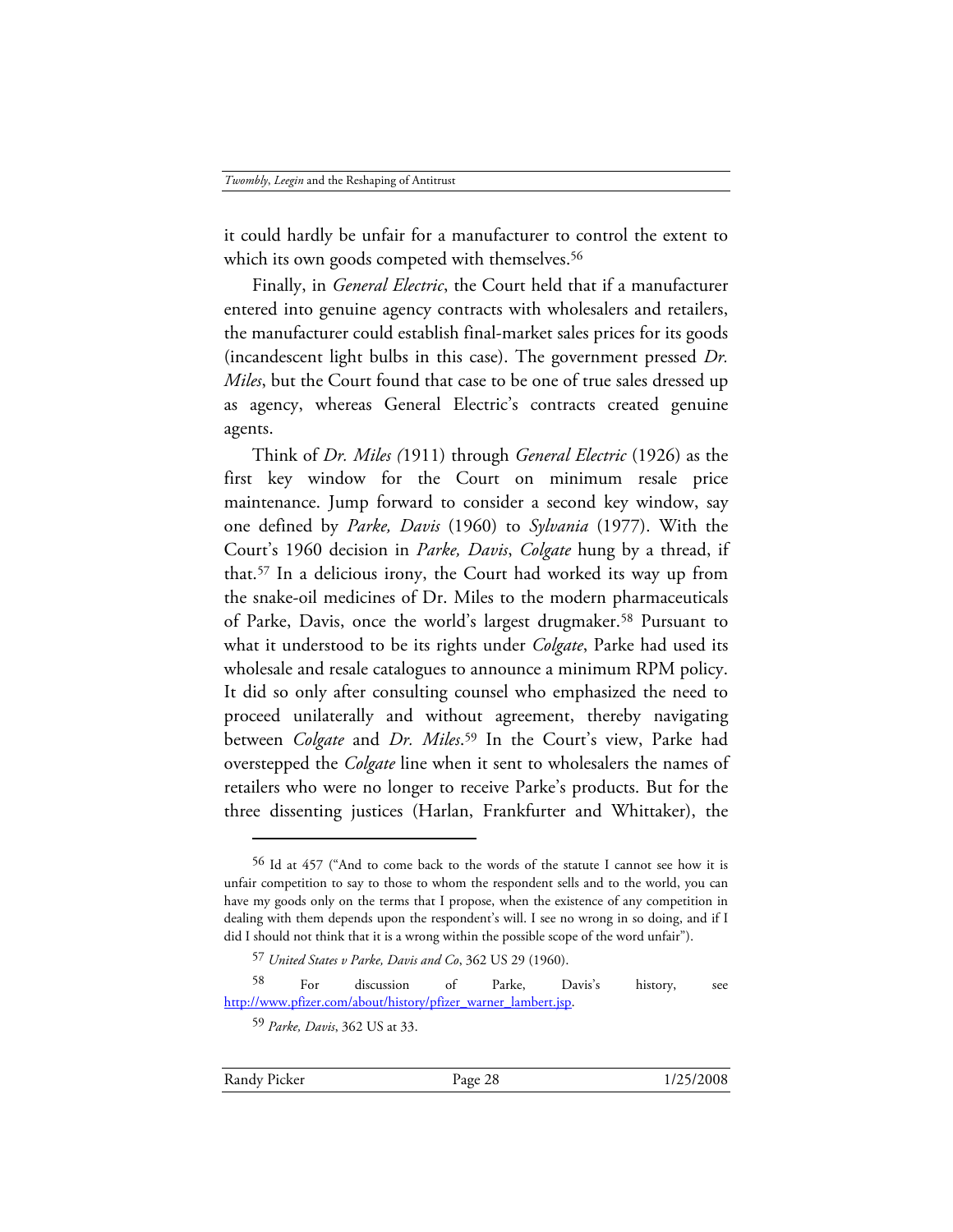it could hardly be unfair for a manufacturer to control the extent to which its own goods competed with themselves.[56]

Finally, in *General Electric*, the Court held that if a manufacturer entered into genuine agency contracts with wholesalers and retailers, the manufacturer could establish final-market sales prices for its goods (incandescent light bulbs in this case). The government pressed *Dr. Miles*, but the Court found that case to be one of true sales dressed up as agency, whereas General Electric's contracts created genuine agents.

Think of *Dr. Miles (*1911) through *General Electric* (1926) as the first key window for the Court on minimum resale price maintenance. Jump forward to consider a second key window, say one defined by *Parke, Davis* (1960) to *Sylvania* (1977). With the Court's 1960 decision in *Parke, Davis*, *Colgate* hung by a thread, if that.[57] In a delicious irony, the Court had worked its way up from the snake-oil medicines of Dr. Miles to the modern pharmaceuticals of Parke, Davis, once the world's largest drugmaker.[58] Pursuant to what it understood to be its rights under *Colgate*, Parke had used its wholesale and resale catalogues to announce a minimum RPM policy. It did so only after consulting counsel who emphasized the need to proceed unilaterally and without agreement, thereby navigating between *Colgate* and *Dr. Miles*.[59] In the Court's view, Parke had overstepped the *Colgate* line when it sent to wholesalers the names of retailers who were no longer to receive Parke's products. But for the three dissenting justices (Harlan, Frankfurter and Whittaker), the

---

[56] Id at 457 ("And to come back to the words of the statute I cannot see how it is unfair competition to say to those to whom the respondent sells and to the world, you can have my goods only on the terms that I propose, when the existence of any competition in dealing with them depends upon the respondent's will. I see no wrong in so doing, and if I did I should not think that it is a wrong within the possible scope of the word unfair").

[57] *United States v Parke, Davis and Co*, 362 US 29 (1960).

[58] For discussion of Parke, Davis's history, see http://www.pfizer.com/about/history/pfizer_warner_lambert.jsp.

[59] *Parke, Davis*, 362 US at 33.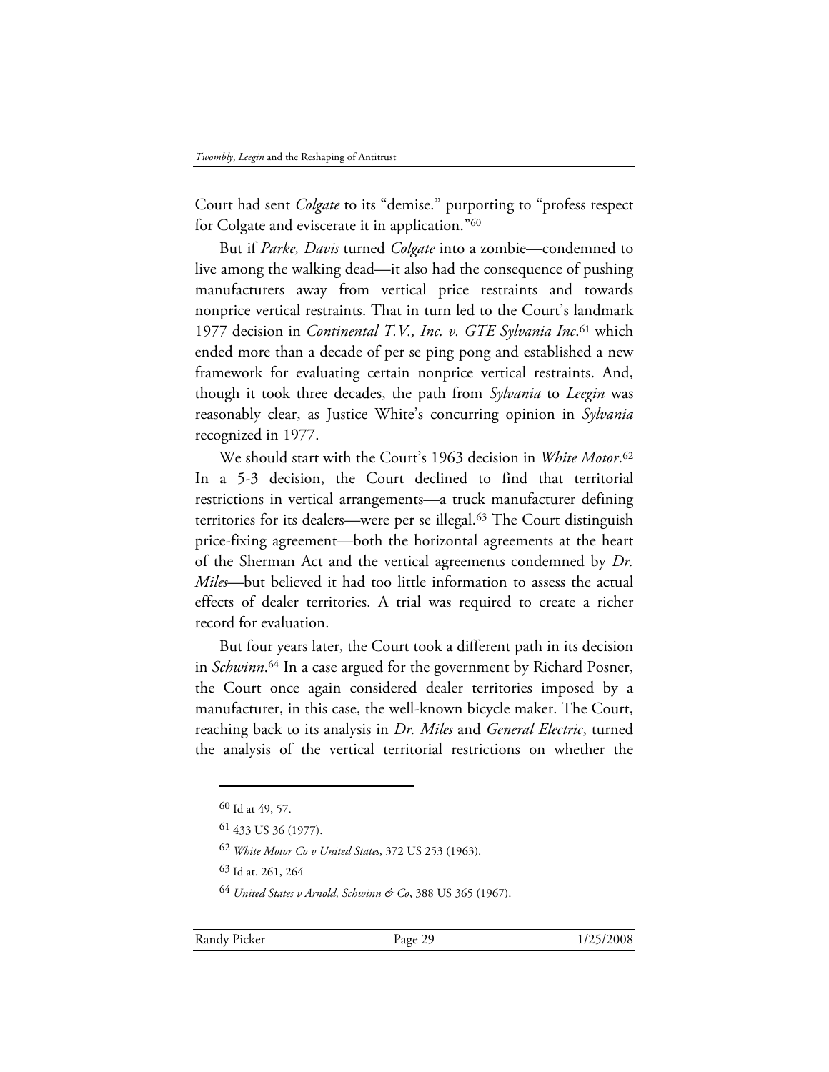Court had sent *Colgate* to its "demise." purporting to "profess respect for Colgate and eviscerate it in application."[60]

But if *Parke, Davis* turned *Colgate* into a zombie—condemned to live among the walking dead—it also had the consequence of pushing manufacturers away from vertical price restraints and towards nonprice vertical restraints. That in turn led to the Court's landmark 1977 decision in *Continental T.V., Inc. v. GTE Sylvania Inc*.[61] which ended more than a decade of per se ping pong and established a new framework for evaluating certain nonprice vertical restraints. And, though it took three decades, the path from *Sylvania* to *Leegin* was reasonably clear, as Justice White's concurring opinion in *Sylvania* recognized in 1977.

We should start with the Court's 1963 decision in *White Motor*.[62] In a 5-3 decision, the Court declined to find that territorial restrictions in vertical arrangements—a truck manufacturer defining territories for its dealers—were per se illegal.[63] The Court distinguish price-fixing agreement—both the horizontal agreements at the heart of the Sherman Act and the vertical agreements condemned by *Dr. Miles*—but believed it had too little information to assess the actual effects of dealer territories. A trial was required to create a richer record for evaluation.

But four years later, the Court took a different path in its decision in *Schwinn*.[64] In a case argued for the government by Richard Posner, the Court once again considered dealer territories imposed by a manufacturer, in this case, the well-known bicycle maker. The Court, reaching back to its analysis in *Dr. Miles* and *General Electric*, turned the analysis of the vertical territorial restrictions on whether the

---

[60] Id at 49, 57.

[61] 433 US 36 (1977).

[62] *White Motor Co v United States*, 372 US 253 (1963).

[63] Id at. 261, 264

[64] *United States v Arnold, Schwinn & Co*, 388 US 365 (1967).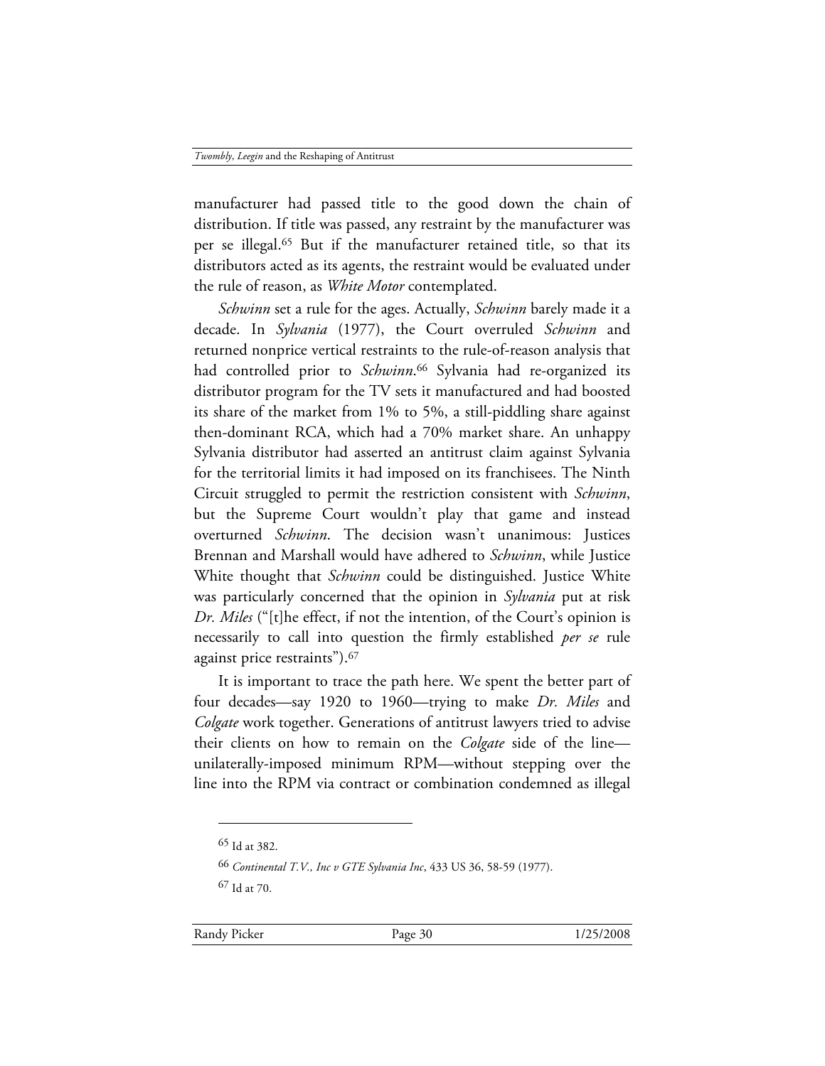manufacturer had passed title to the good down the chain of distribution. If title was passed, any restraint by the manufacturer was per se illegal.[65] But if the manufacturer retained title, so that its distributors acted as its agents, the restraint would be evaluated under the rule of reason, as *White Motor* contemplated.

*Schwinn* set a rule for the ages. Actually, *Schwinn* barely made it a decade. In *Sylvania* (1977), the Court overruled *Schwinn* and returned nonprice vertical restraints to the rule-of-reason analysis that had controlled prior to *Schwinn*.[66] Sylvania had re-organized its distributor program for the TV sets it manufactured and had boosted its share of the market from 1% to 5%, a still-piddling share against then-dominant RCA, which had a 70% market share. An unhappy Sylvania distributor had asserted an antitrust claim against Sylvania for the territorial limits it had imposed on its franchisees. The Ninth Circuit struggled to permit the restriction consistent with *Schwinn*, but the Supreme Court wouldn't play that game and instead overturned *Schwinn*. The decision wasn't unanimous: Justices Brennan and Marshall would have adhered to *Schwinn*, while Justice White thought that *Schwinn* could be distinguished. Justice White was particularly concerned that the opinion in *Sylvania* put at risk *Dr. Miles* ("[t]he effect, if not the intention, of the Court's opinion is necessarily to call into question the firmly established *per se* rule against price restraints").[67]

It is important to trace the path here. We spent the better part of four decades—say 1920 to 1960—trying to make *Dr. Miles* and *Colgate* work together. Generations of antitrust lawyers tried to advise their clients on how to remain on the *Colgate* side of the line—unilaterally-imposed minimum RPM—without stepping over the line into the RPM via contract or combination condemned as illegal

---

[65] Id at 382.

[66] *Continental T.V., Inc v GTE Sylvania Inc*, 433 US 36, 58-59 (1977).

[67] Id at 70.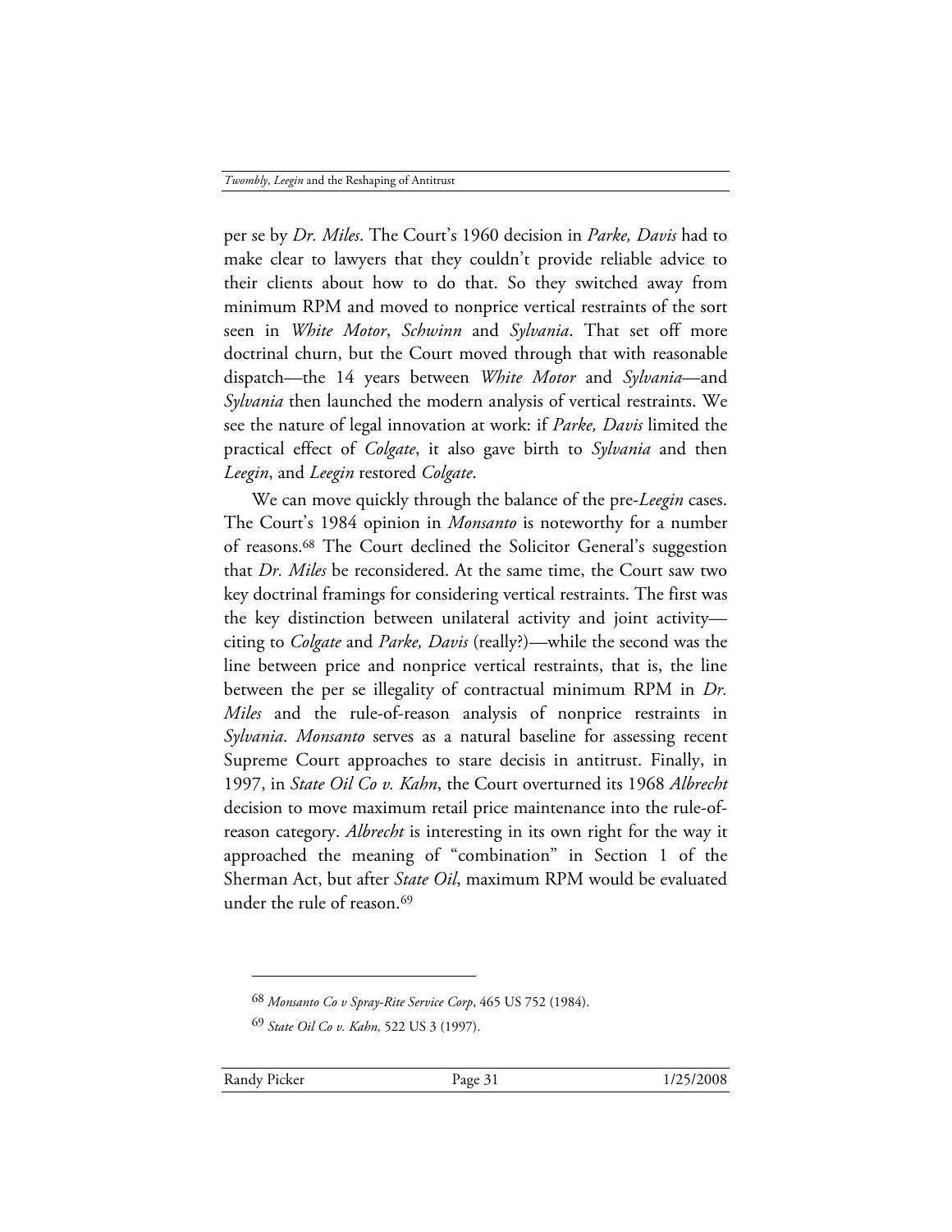per se by *Dr. Miles*. The Court's 1960 decision in *Parke, Davis* had to make clear to lawyers that they couldn't provide reliable advice to their clients about how to do that. So they switched away from minimum RPM and moved to nonprice vertical restraints of the sort seen in *White Motor*, *Schwinn* and *Sylvania*. That set off more doctrinal churn, but the Court moved through that with reasonable dispatch—the 14 years between *White Motor* and *Sylvania*—and *Sylvania* then launched the modern analysis of vertical restraints. We see the nature of legal innovation at work: if *Parke, Davis* limited the practical effect of *Colgate*, it also gave birth to *Sylvania* and then *Leegin*, and *Leegin* restored *Colgate*.

We can move quickly through the balance of the pre-*Leegin* cases. The Court's 1984 opinion in *Monsanto* is noteworthy for a number of reasons.[68] The Court declined the Solicitor General's suggestion that *Dr. Miles* be reconsidered. At the same time, the Court saw two key doctrinal framings for considering vertical restraints. The first was the key distinction between unilateral activity and joint activity—citing to *Colgate* and *Parke, Davis* (really?)—while the second was the line between price and nonprice vertical restraints, that is, the line between the per se illegality of contractual minimum RPM in *Dr. Miles* and the rule-of-reason analysis of nonprice restraints in *Sylvania*. *Monsanto* serves as a natural baseline for assessing recent Supreme Court approaches to stare decisis in antitrust. Finally, in 1997, in *State Oil Co v. Kahn*, the Court overturned its 1968 *Albrecht* decision to move maximum retail price maintenance into the rule-of-reason category. *Albrecht* is interesting in its own right for the way it approached the meaning of "combination" in Section 1 of the Sherman Act, but after *State Oil*, maximum RPM would be evaluated under the rule of reason.[69]

---

[68] *Monsanto Co v Spray-Rite Service Corp*, 465 US 752 (1984).

[69] *State Oil Co v. Kahn,* 522 US 3 (1997).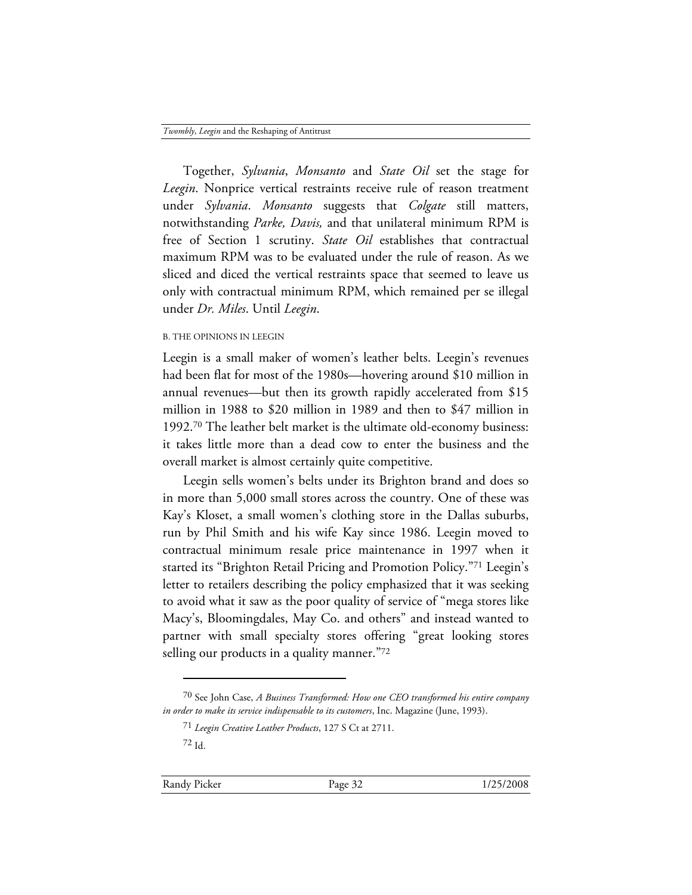Together, *Sylvania*, *Monsanto* and *State Oil* set the stage for *Leegin*. Nonprice vertical restraints receive rule of reason treatment under *Sylvania*. *Monsanto* suggests that *Colgate* still matters, notwithstanding *Parke, Davis,* and that unilateral minimum RPM is free of Section 1 scrutiny. *State Oil* establishes that contractual maximum RPM was to be evaluated under the rule of reason. As we sliced and diced the vertical restraints space that seemed to leave us only with contractual minimum RPM, which remained per se illegal under *Dr. Miles*. Until *Leegin*.

### B. THE OPINIONS IN LEEGIN

Leegin is a small maker of women's leather belts. Leegin's revenues had been flat for most of the 1980s—hovering around $10 million in annual revenues—but then its growth rapidly accelerated from $15 million in 1988 to $20 million in 1989 and then to $47 million in 1992.[70] The leather belt market is the ultimate old-economy business: it takes little more than a dead cow to enter the business and the overall market is almost certainly quite competitive.

Leegin sells women's belts under its Brighton brand and does so in more than 5,000 small stores across the country. One of these was Kay's Kloset, a small women's clothing store in the Dallas suburbs, run by Phil Smith and his wife Kay since 1986. Leegin moved to contractual minimum resale price maintenance in 1997 when it started its "Brighton Retail Pricing and Promotion Policy."[71] Leegin's letter to retailers describing the policy emphasized that it was seeking to avoid what it saw as the poor quality of service of "mega stores like Macy's, Bloomingdales, May Co. and others" and instead wanted to partner with small specialty stores offering "great looking stores selling our products in a quality manner."[72]

---

[70] See John Case, *A Business Transformed: How one CEO transformed his entire company in order to make its service indispensable to its customers*, Inc. Magazine (June, 1993).

[71] *Leegin Creative Leather Products*, 127 S Ct at 2711.

[72] Id.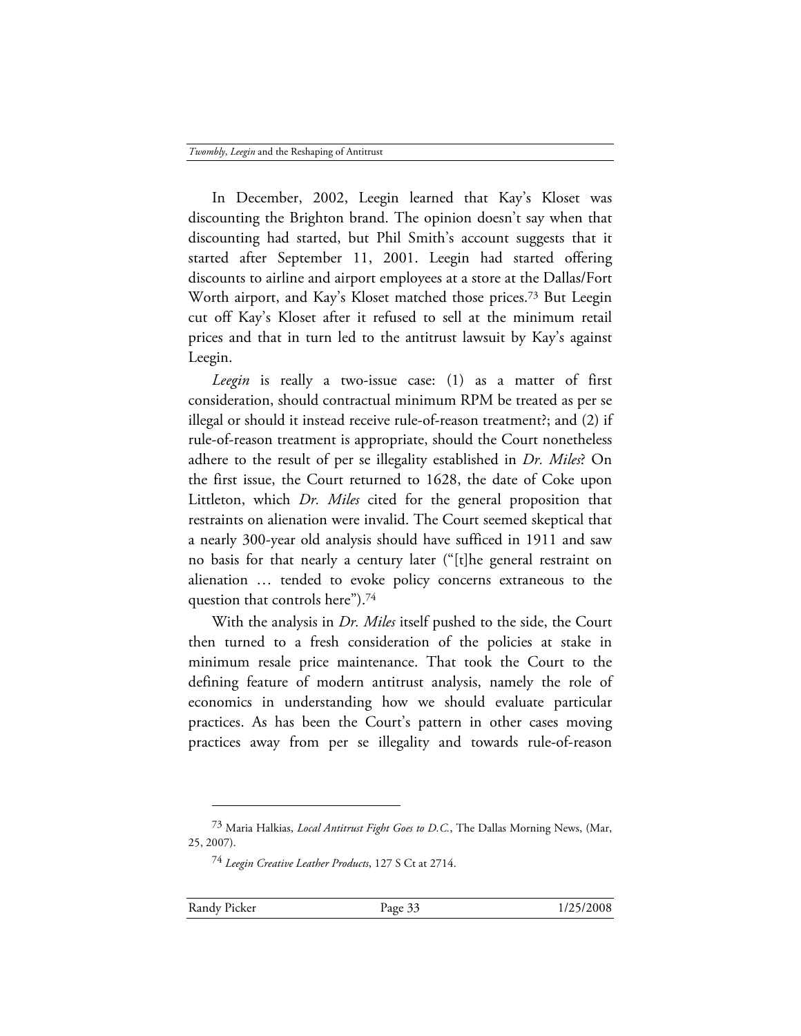In December, 2002, Leegin learned that Kay's Kloset was discounting the Brighton brand. The opinion doesn't say when that discounting had started, but Phil Smith's account suggests that it started after September 11, 2001. Leegin had started offering discounts to airline and airport employees at a store at the Dallas/Fort Worth airport, and Kay's Kloset matched those prices.[73] But Leegin cut off Kay's Kloset after it refused to sell at the minimum retail prices and that in turn led to the antitrust lawsuit by Kay's against Leegin.

*Leegin* is really a two-issue case: (1) as a matter of first consideration, should contractual minimum RPM be treated as per se illegal or should it instead receive rule-of-reason treatment?; and (2) if rule-of-reason treatment is appropriate, should the Court nonetheless adhere to the result of per se illegality established in *Dr. Miles*? On the first issue, the Court returned to 1628, the date of Coke upon Littleton, which *Dr. Miles* cited for the general proposition that restraints on alienation were invalid. The Court seemed skeptical that a nearly 300-year old analysis should have sufficed in 1911 and saw no basis for that nearly a century later ("[t]he general restraint on alienation … tended to evoke policy concerns extraneous to the question that controls here").[74]

With the analysis in *Dr. Miles* itself pushed to the side, the Court then turned to a fresh consideration of the policies at stake in minimum resale price maintenance. That took the Court to the defining feature of modern antitrust analysis, namely the role of economics in understanding how we should evaluate particular practices. As has been the Court's pattern in other cases moving practices away from per se illegality and towards rule-of-reason

---

[73] Maria Halkias, *Local Antitrust Fight Goes to D.C.*, The Dallas Morning News, (Mar, 25, 2007).

[74] *Leegin Creative Leather Products*, 127 S Ct at 2714.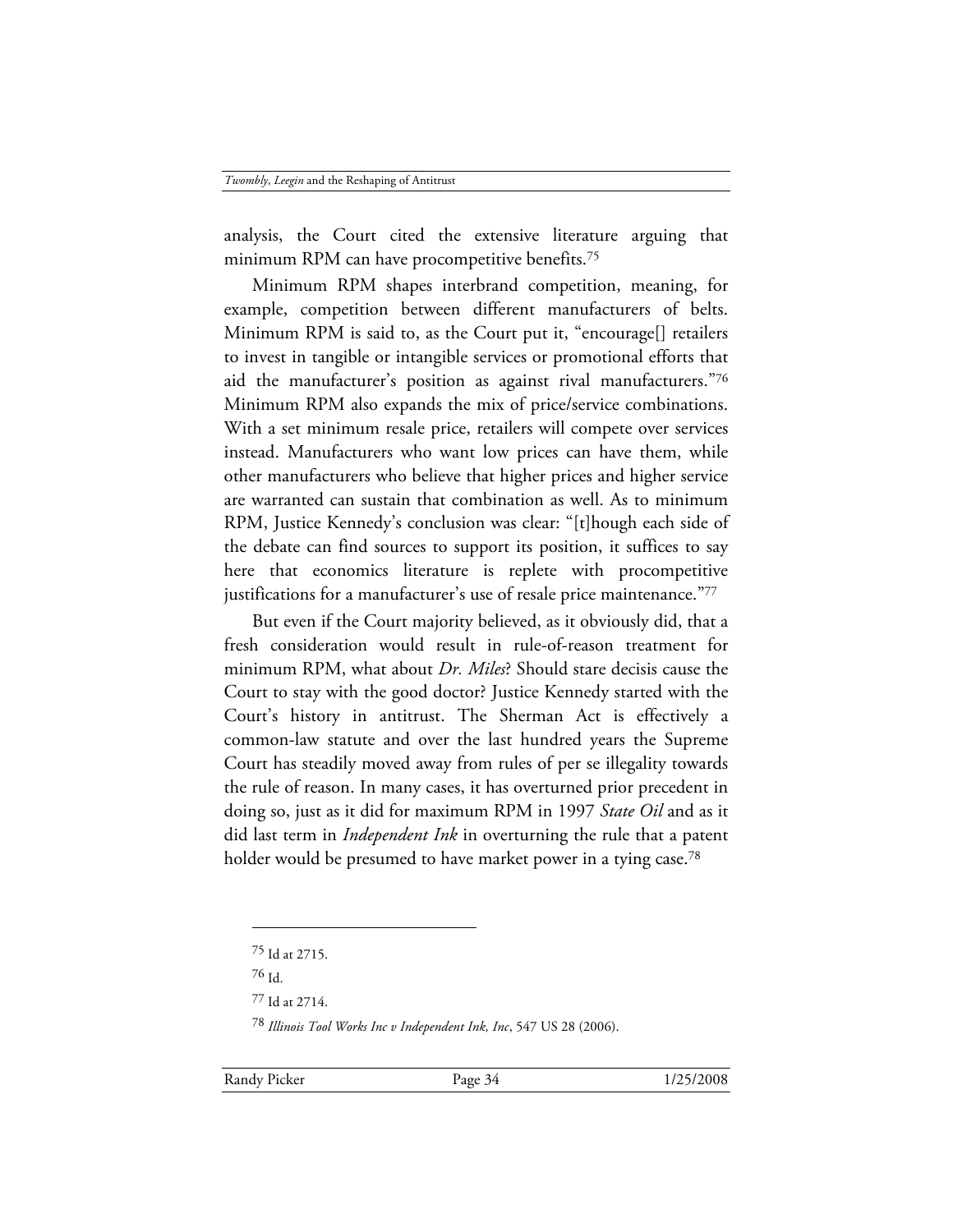analysis, the Court cited the extensive literature arguing that minimum RPM can have procompetitive benefits.[75]

Minimum RPM shapes interbrand competition, meaning, for example, competition between different manufacturers of belts. Minimum RPM is said to, as the Court put it, "encourage[] retailers to invest in tangible or intangible services or promotional efforts that aid the manufacturer's position as against rival manufacturers."[76] Minimum RPM also expands the mix of price/service combinations. With a set minimum resale price, retailers will compete over services instead. Manufacturers who want low prices can have them, while other manufacturers who believe that higher prices and higher service are warranted can sustain that combination as well. As to minimum RPM, Justice Kennedy's conclusion was clear: "[t]hough each side of the debate can find sources to support its position, it suffices to say here that economics literature is replete with procompetitive justifications for a manufacturer's use of resale price maintenance."[77]

But even if the Court majority believed, as it obviously did, that a fresh consideration would result in rule-of-reason treatment for minimum RPM, what about *Dr. Miles*? Should stare decisis cause the Court to stay with the good doctor? Justice Kennedy started with the Court's history in antitrust. The Sherman Act is effectively a common-law statute and over the last hundred years the Supreme Court has steadily moved away from rules of per se illegality towards the rule of reason. In many cases, it has overturned prior precedent in doing so, just as it did for maximum RPM in 1997 *State Oil* and as it did last term in *Independent Ink* in overturning the rule that a patent holder would be presumed to have market power in a tying case.[78]

---

[75] Id at 2715.

[76] Id.

[77] Id at 2714.

[78] *Illinois Tool Works Inc v Independent Ink, Inc*, 547 US 28 (2006).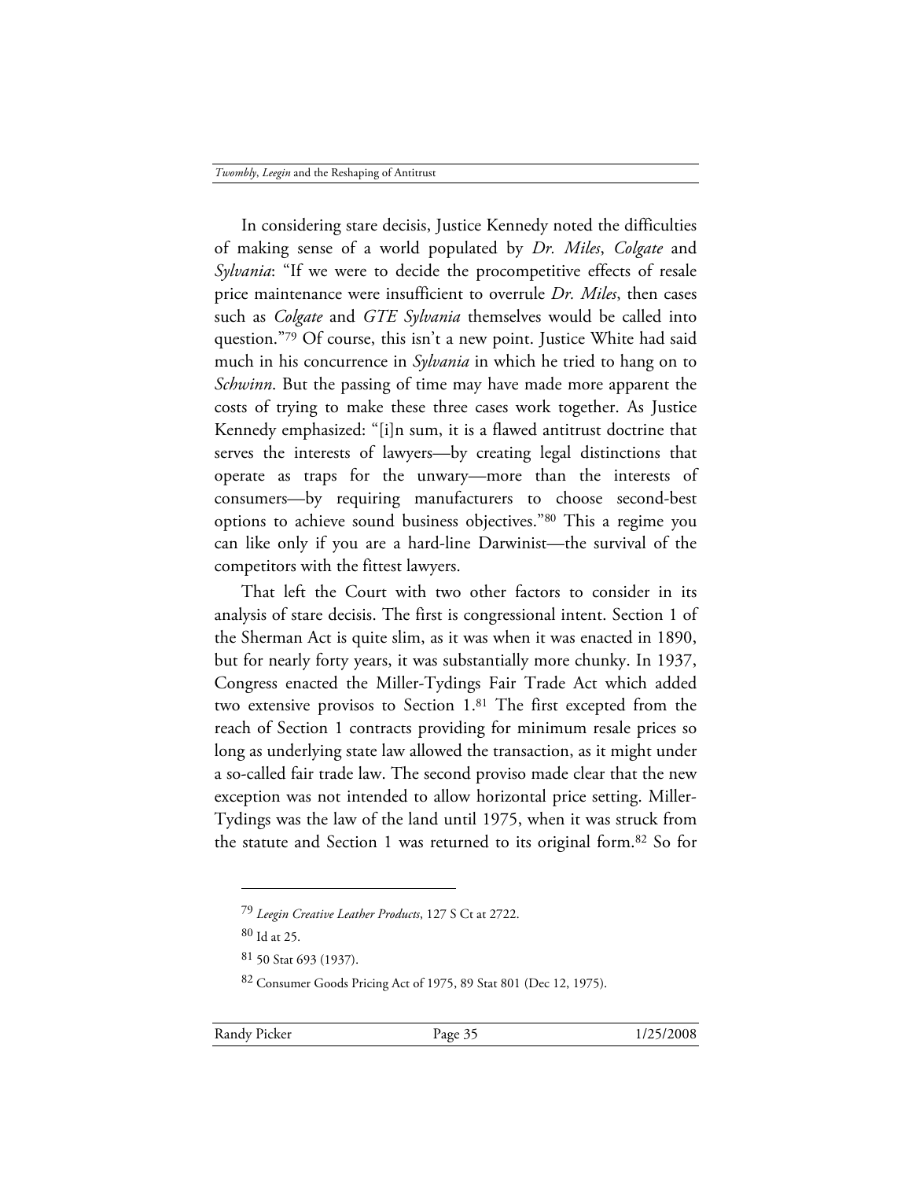In considering stare decisis, Justice Kennedy noted the difficulties of making sense of a world populated by *Dr. Miles*, *Colgate* and *Sylvania*: "If we were to decide the procompetitive effects of resale price maintenance were insufficient to overrule *Dr. Miles*, then cases such as *Colgate* and *GTE Sylvania* themselves would be called into question."[79] Of course, this isn't a new point. Justice White had said much in his concurrence in *Sylvania* in which he tried to hang on to *Schwinn*. But the passing of time may have made more apparent the costs of trying to make these three cases work together. As Justice Kennedy emphasized: "[i]n sum, it is a flawed antitrust doctrine that serves the interests of lawyers—by creating legal distinctions that operate as traps for the unwary—more than the interests of consumers—by requiring manufacturers to choose second-best options to achieve sound business objectives."[80] This a regime you can like only if you are a hard-line Darwinist—the survival of the competitors with the fittest lawyers.

That left the Court with two other factors to consider in its analysis of stare decisis. The first is congressional intent. Section 1 of the Sherman Act is quite slim, as it was when it was enacted in 1890, but for nearly forty years, it was substantially more chunky. In 1937, Congress enacted the Miller-Tydings Fair Trade Act which added two extensive provisos to Section 1.[81] The first excepted from the reach of Section 1 contracts providing for minimum resale prices so long as underlying state law allowed the transaction, as it might under a so-called fair trade law. The second proviso made clear that the new exception was not intended to allow horizontal price setting. Miller-Tydings was the law of the land until 1975, when it was struck from the statute and Section 1 was returned to its original form.[82] So for

---

[79] *Leegin Creative Leather Products*, 127 S Ct at 2722.

[80] Id at 25.

[81] 50 Stat 693 (1937).

[82] Consumer Goods Pricing Act of 1975, 89 Stat 801 (Dec 12, 1975).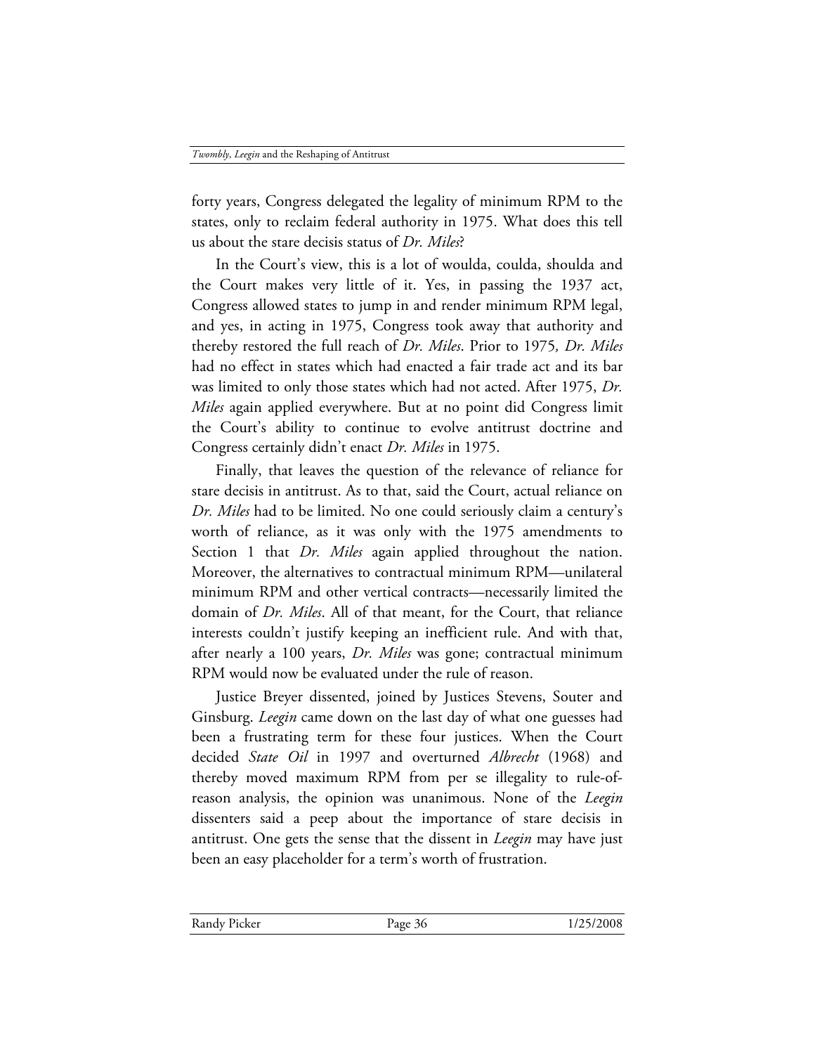forty years, Congress delegated the legality of minimum RPM to the states, only to reclaim federal authority in 1975. What does this tell us about the stare decisis status of *Dr. Miles*?

In the Court's view, this is a lot of woulda, coulda, shoulda and the Court makes very little of it. Yes, in passing the 1937 act, Congress allowed states to jump in and render minimum RPM legal, and yes, in acting in 1975, Congress took away that authority and thereby restored the full reach of *Dr. Miles*. Prior to 1975*, Dr. Miles* had no effect in states which had enacted a fair trade act and its bar was limited to only those states which had not acted. After 1975, *Dr. Miles* again applied everywhere. But at no point did Congress limit the Court's ability to continue to evolve antitrust doctrine and Congress certainly didn't enact *Dr. Miles* in 1975.

Finally, that leaves the question of the relevance of reliance for stare decisis in antitrust. As to that, said the Court, actual reliance on *Dr. Miles* had to be limited. No one could seriously claim a century's worth of reliance, as it was only with the 1975 amendments to Section 1 that *Dr. Miles* again applied throughout the nation. Moreover, the alternatives to contractual minimum RPM—unilateral minimum RPM and other vertical contracts—necessarily limited the domain of *Dr. Miles*. All of that meant, for the Court, that reliance interests couldn't justify keeping an inefficient rule. And with that, after nearly a 100 years, *Dr. Miles* was gone; contractual minimum RPM would now be evaluated under the rule of reason.

Justice Breyer dissented, joined by Justices Stevens, Souter and Ginsburg. *Leegin* came down on the last day of what one guesses had been a frustrating term for these four justices. When the Court decided *State Oil* in 1997 and overturned *Albrecht* (1968) and thereby moved maximum RPM from per se illegality to rule-of-reason analysis, the opinion was unanimous. None of the *Leegin* dissenters said a peep about the importance of stare decisis in antitrust. One gets the sense that the dissent in *Leegin* may have just been an easy placeholder for a term's worth of frustration.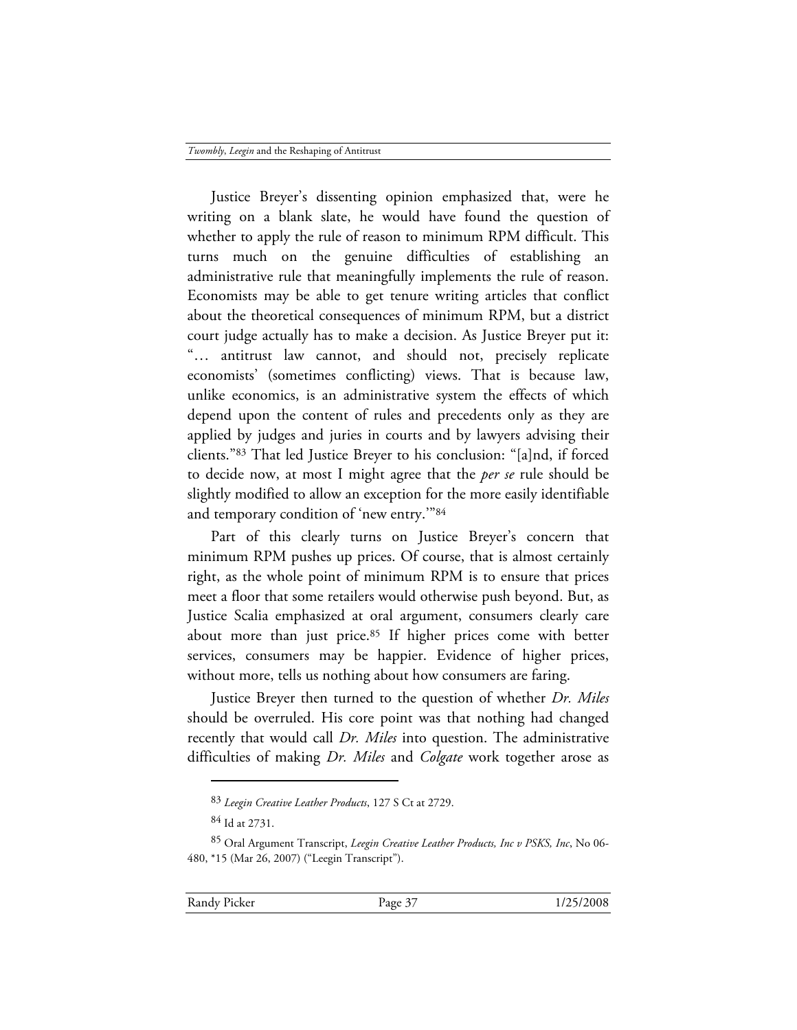Justice Breyer's dissenting opinion emphasized that, were he writing on a blank slate, he would have found the question of whether to apply the rule of reason to minimum RPM difficult. This turns much on the genuine difficulties of establishing an administrative rule that meaningfully implements the rule of reason. Economists may be able to get tenure writing articles that conflict about the theoretical consequences of minimum RPM, but a district court judge actually has to make a decision. As Justice Breyer put it: "… antitrust law cannot, and should not, precisely replicate economists' (sometimes conflicting) views. That is because law, unlike economics, is an administrative system the effects of which depend upon the content of rules and precedents only as they are applied by judges and juries in courts and by lawyers advising their clients."[83] That led Justice Breyer to his conclusion: "[a]nd, if forced to decide now, at most I might agree that the *per se* rule should be slightly modified to allow an exception for the more easily identifiable and temporary condition of 'new entry.'"[84]

Part of this clearly turns on Justice Breyer's concern that minimum RPM pushes up prices. Of course, that is almost certainly right, as the whole point of minimum RPM is to ensure that prices meet a floor that some retailers would otherwise push beyond. But, as Justice Scalia emphasized at oral argument, consumers clearly care about more than just price.[85] If higher prices come with better services, consumers may be happier. Evidence of higher prices, without more, tells us nothing about how consumers are faring.

Justice Breyer then turned to the question of whether *Dr. Miles* should be overruled. His core point was that nothing had changed recently that would call *Dr. Miles* into question. The administrative difficulties of making *Dr. Miles* and *Colgate* work together arose as

---

[83] *Leegin Creative Leather Products*, 127 S Ct at 2729.

[84] Id at 2731.

[85] Oral Argument Transcript, *Leegin Creative Leather Products, Inc v PSKS, Inc*, No 06-480, *15 (Mar 26, 2007) ("Leegin Transcript").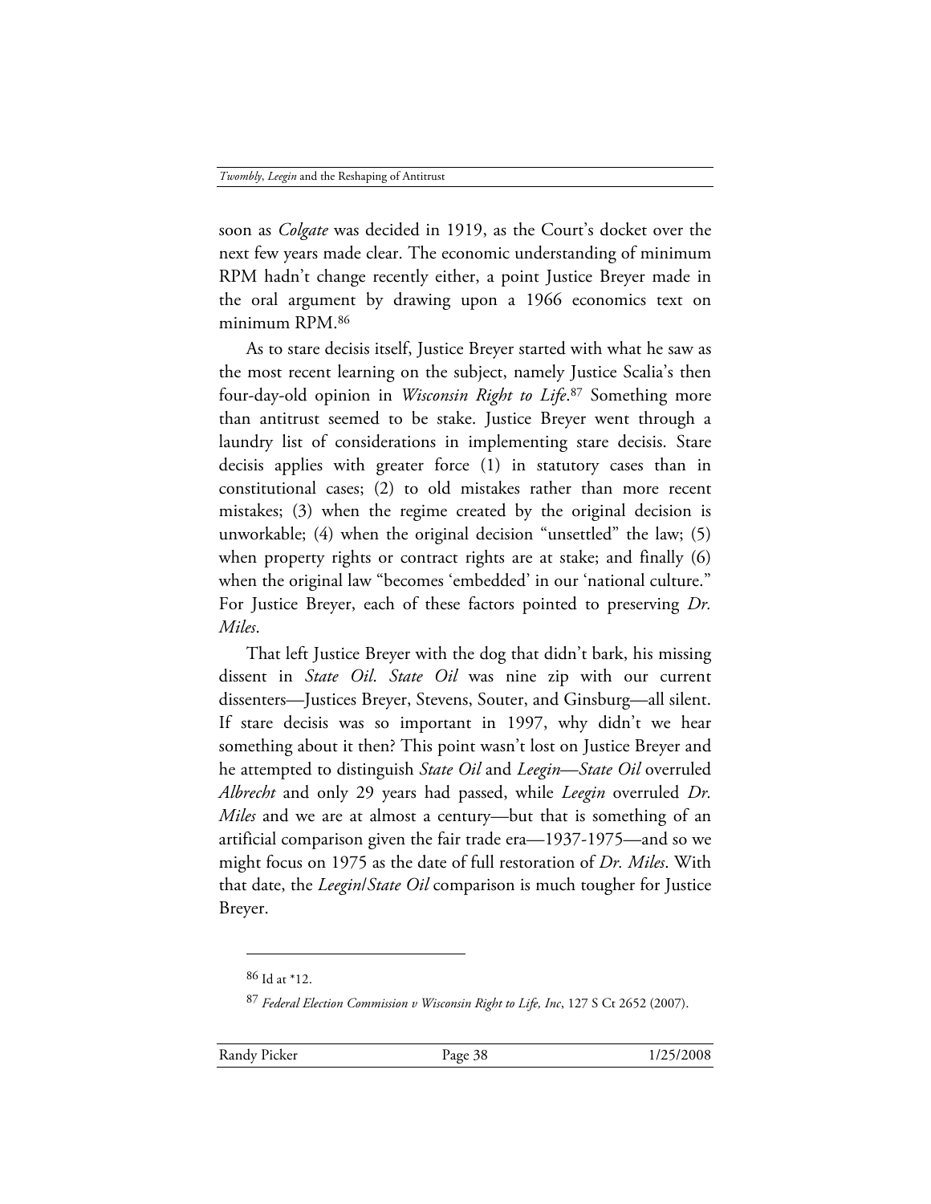soon as *Colgate* was decided in 1919, as the Court's docket over the next few years made clear. The economic understanding of minimum RPM hadn't change recently either, a point Justice Breyer made in the oral argument by drawing upon a 1966 economics text on minimum RPM.[86]

As to stare decisis itself, Justice Breyer started with what he saw as the most recent learning on the subject, namely Justice Scalia's then four-day-old opinion in *Wisconsin Right to Life*.[87] Something more than antitrust seemed to be stake. Justice Breyer went through a laundry list of considerations in implementing stare decisis. Stare decisis applies with greater force (1) in statutory cases than in constitutional cases; (2) to old mistakes rather than more recent mistakes; (3) when the regime created by the original decision is unworkable; (4) when the original decision "unsettled" the law; (5) when property rights or contract rights are at stake; and finally (6) when the original law "becomes 'embedded' in our 'national culture.'" For Justice Breyer, each of these factors pointed to preserving *Dr. Miles*.

That left Justice Breyer with the dog that didn't bark, his missing dissent in *State Oil*. *State Oil* was nine zip with our current dissenters—Justices Breyer, Stevens, Souter, and Ginsburg—all silent. If stare decisis was so important in 1997, why didn't we hear something about it then? This point wasn't lost on Justice Breyer and he attempted to distinguish *State Oil* and *Leegin*—*State Oil* overruled *Albrecht* and only 29 years had passed, while *Leegin* overruled *Dr. Miles* and we are at almost a century—but that is something of an artificial comparison given the fair trade era—1937-1975—and so we might focus on 1975 as the date of full restoration of *Dr. Miles*. With that date, the *Leegin*/*State Oil* comparison is much tougher for Justice Breyer.

---

86 Id at *12.

87 *Federal Election Commission v Wisconsin Right to Life, Inc*, 127 S Ct 2652 (2007).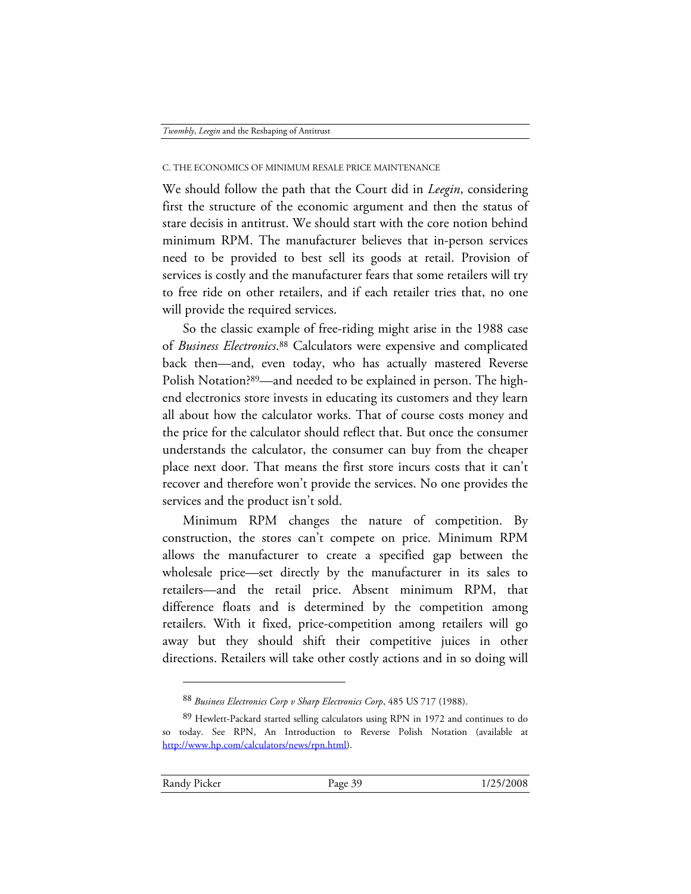### C. THE ECONOMICS OF MINIMUM RESALE PRICE MAINTENANCE

We should follow the path that the Court did in *Leegin*, considering first the structure of the economic argument and then the status of stare decisis in antitrust. We should start with the core notion behind minimum RPM. The manufacturer believes that in-person services need to be provided to best sell its goods at retail. Provision of services is costly and the manufacturer fears that some retailers will try to free ride on other retailers, and if each retailer tries that, no one will provide the required services.

So the classic example of free-riding might arise in the 1988 case of *Business Electronics*.[88] Calculators were expensive and complicated back then—and, even today, who has actually mastered Reverse Polish Notation?[89]—and needed to be explained in person. The high-end electronics store invests in educating its customers and they learn all about how the calculator works. That of course costs money and the price for the calculator should reflect that. But once the consumer understands the calculator, the consumer can buy from the cheaper place next door. That means the first store incurs costs that it can't recover and therefore won't provide the services. No one provides the services and the product isn't sold.

Minimum RPM changes the nature of competition. By construction, the stores can't compete on price. Minimum RPM allows the manufacturer to create a specified gap between the wholesale price—set directly by the manufacturer in its sales to retailers—and the retail price. Absent minimum RPM, that difference floats and is determined by the competition among retailers. With it fixed, price-competition among retailers will go away but they should shift their competitive juices in other directions. Retailers will take other costly actions and in so doing will

---

[88] *Business Electronics Corp v Sharp Electronics Corp*, 485 US 717 (1988).

[89] Hewlett-Packard started selling calculators using RPN in 1972 and continues to do so today. See RPN, An Introduction to Reverse Polish Notation (available at http://www.hp.com/calculators/news/rpn.html).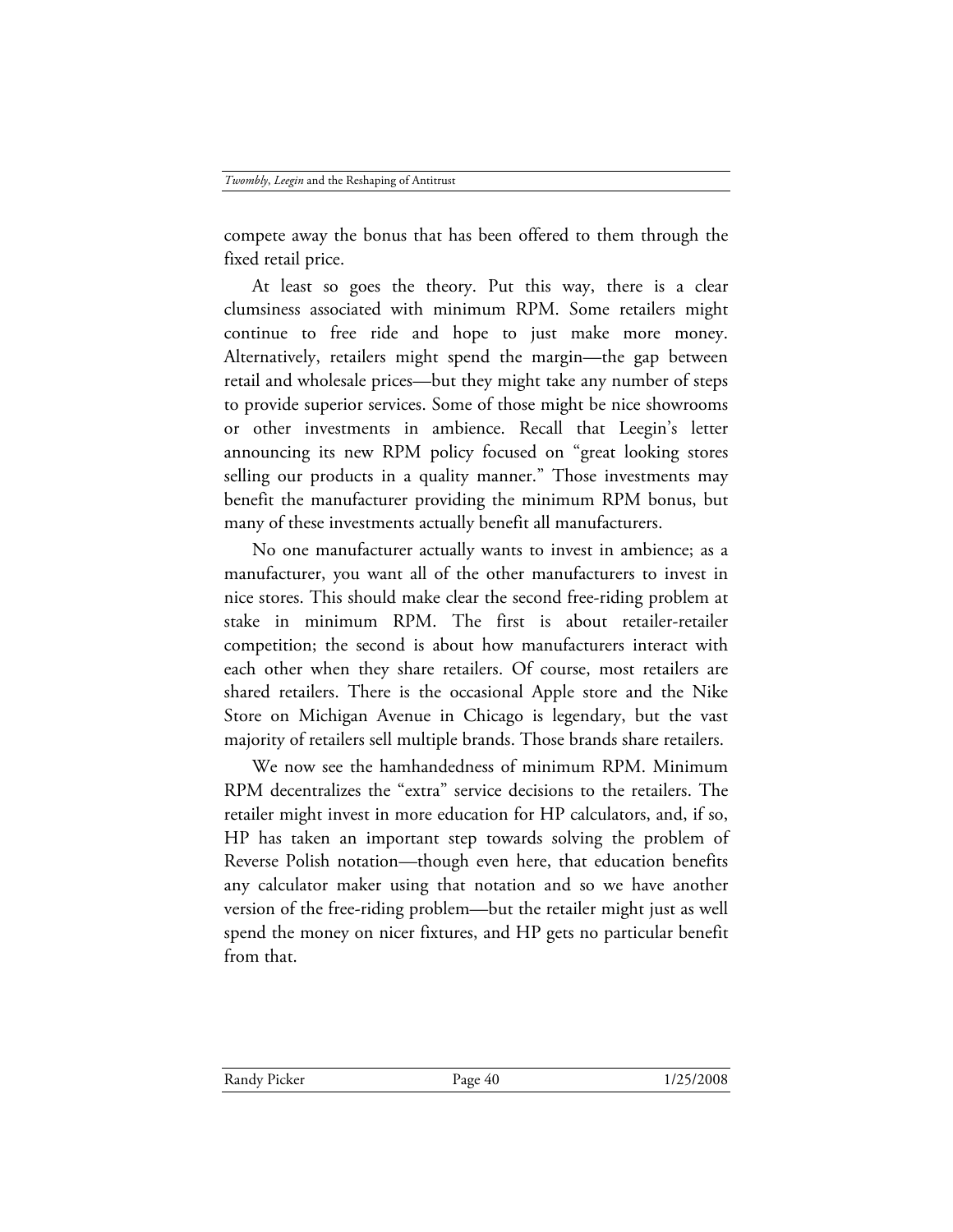compete away the bonus that has been offered to them through the fixed retail price.

At least so goes the theory. Put this way, there is a clear clumsiness associated with minimum RPM. Some retailers might continue to free ride and hope to just make more money. Alternatively, retailers might spend the margin—the gap between retail and wholesale prices—but they might take any number of steps to provide superior services. Some of those might be nice showrooms or other investments in ambience. Recall that Leegin's letter announcing its new RPM policy focused on "great looking stores selling our products in a quality manner." Those investments may benefit the manufacturer providing the minimum RPM bonus, but many of these investments actually benefit all manufacturers.

No one manufacturer actually wants to invest in ambience; as a manufacturer, you want all of the other manufacturers to invest in nice stores. This should make clear the second free-riding problem at stake in minimum RPM. The first is about retailer-retailer competition; the second is about how manufacturers interact with each other when they share retailers. Of course, most retailers are shared retailers. There is the occasional Apple store and the Nike Store on Michigan Avenue in Chicago is legendary, but the vast majority of retailers sell multiple brands. Those brands share retailers.

We now see the hamhandedness of minimum RPM. Minimum RPM decentralizes the "extra" service decisions to the retailers. The retailer might invest in more education for HP calculators, and, if so, HP has taken an important step towards solving the problem of Reverse Polish notation—though even here, that education benefits any calculator maker using that notation and so we have another version of the free-riding problem—but the retailer might just as well spend the money on nicer fixtures, and HP gets no particular benefit from that.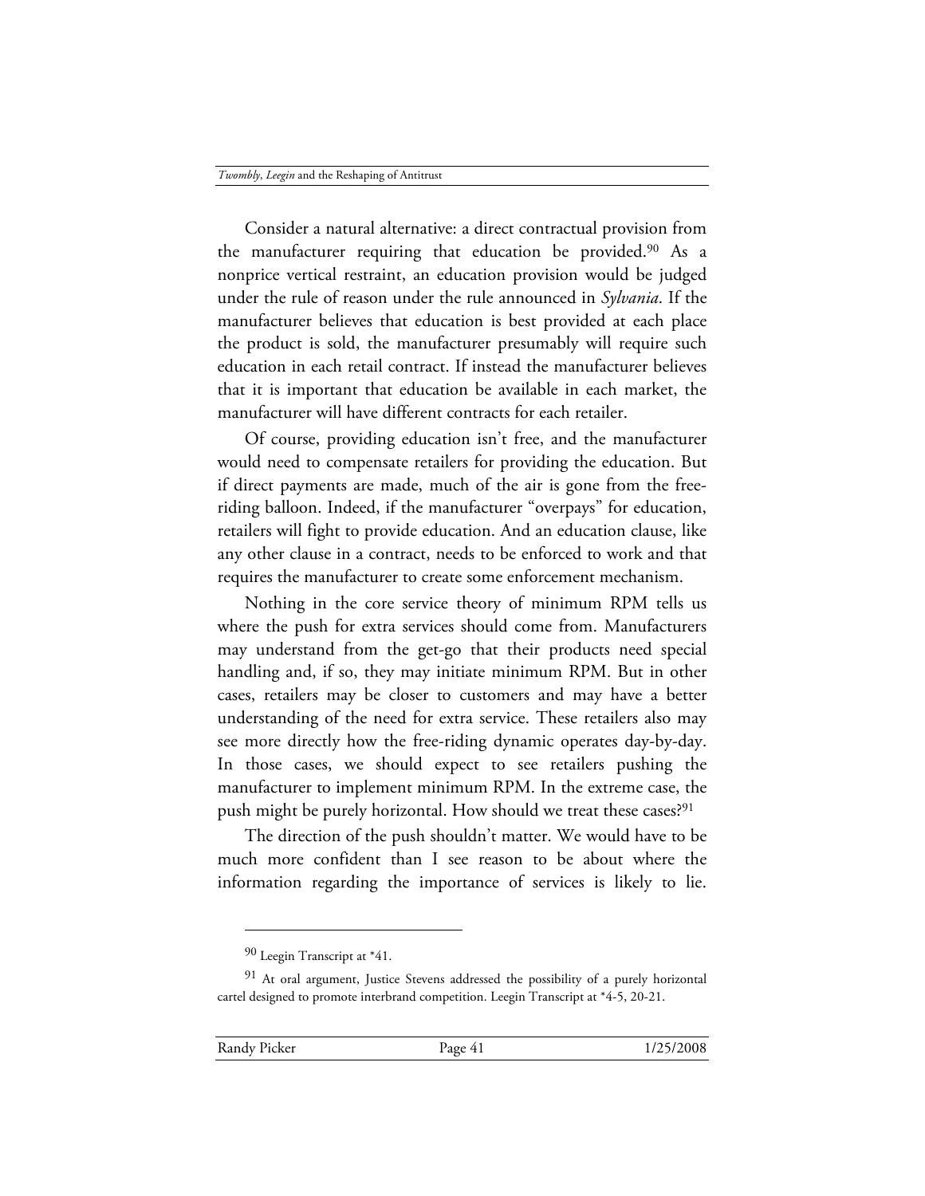Consider a natural alternative: a direct contractual provision from the manufacturer requiring that education be provided.[90] As a nonprice vertical restraint, an education provision would be judged under the rule of reason under the rule announced in *Sylvania*. If the manufacturer believes that education is best provided at each place the product is sold, the manufacturer presumably will require such education in each retail contract. If instead the manufacturer believes that it is important that education be available in each market, the manufacturer will have different contracts for each retailer.

Of course, providing education isn't free, and the manufacturer would need to compensate retailers for providing the education. But if direct payments are made, much of the air is gone from the free-riding balloon. Indeed, if the manufacturer "overpays" for education, retailers will fight to provide education. And an education clause, like any other clause in a contract, needs to be enforced to work and that requires the manufacturer to create some enforcement mechanism.

Nothing in the core service theory of minimum RPM tells us where the push for extra services should come from. Manufacturers may understand from the get-go that their products need special handling and, if so, they may initiate minimum RPM. But in other cases, retailers may be closer to customers and may have a better understanding of the need for extra service. These retailers also may see more directly how the free-riding dynamic operates day-by-day. In those cases, we should expect to see retailers pushing the manufacturer to implement minimum RPM. In the extreme case, the push might be purely horizontal. How should we treat these cases?[91]

The direction of the push shouldn't matter. We would have to be much more confident than I see reason to be about where the information regarding the importance of services is likely to lie.

---

[90] Leegin Transcript at *41.

[91] At oral argument, Justice Stevens addressed the possibility of a purely horizontal cartel designed to promote interbrand competition. Leegin Transcript at *4-5, 20-21.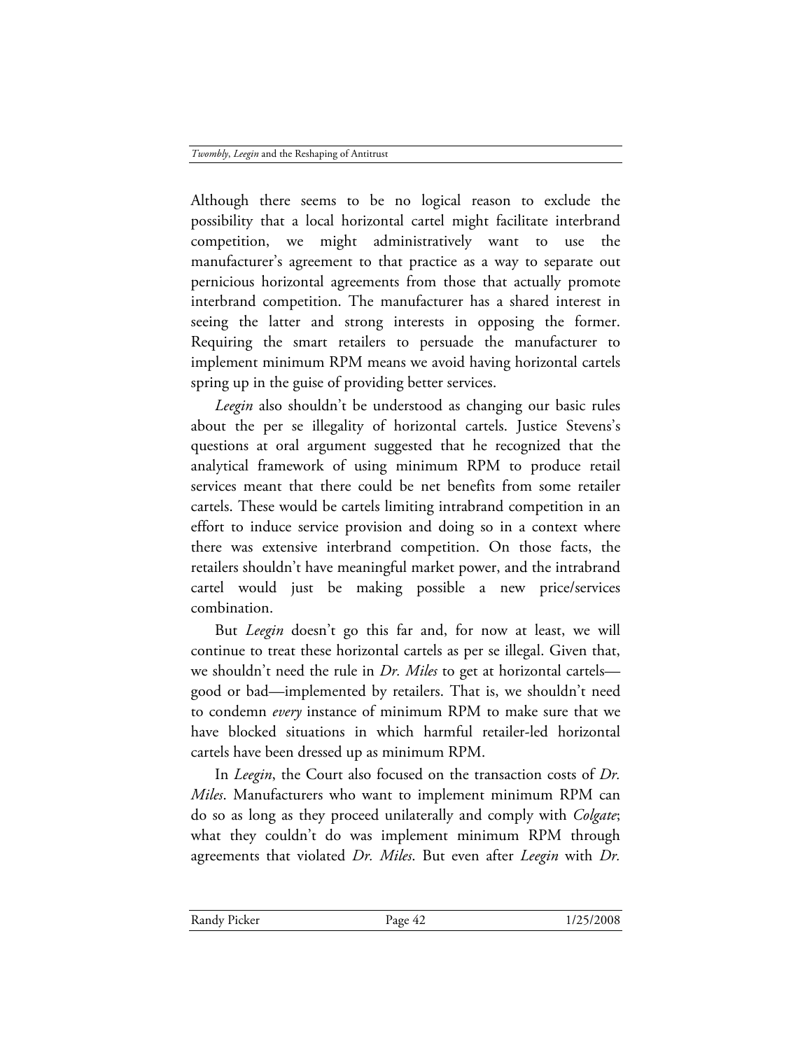Although there seems to be no logical reason to exclude the possibility that a local horizontal cartel might facilitate interbrand competition, we might administratively want to use the manufacturer's agreement to that practice as a way to separate out pernicious horizontal agreements from those that actually promote interbrand competition. The manufacturer has a shared interest in seeing the latter and strong interests in opposing the former. Requiring the smart retailers to persuade the manufacturer to implement minimum RPM means we avoid having horizontal cartels spring up in the guise of providing better services.

*Leegin* also shouldn't be understood as changing our basic rules about the per se illegality of horizontal cartels. Justice Stevens's questions at oral argument suggested that he recognized that the analytical framework of using minimum RPM to produce retail services meant that there could be net benefits from some retailer cartels. These would be cartels limiting intrabrand competition in an effort to induce service provision and doing so in a context where there was extensive interbrand competition. On those facts, the retailers shouldn't have meaningful market power, and the intrabrand cartel would just be making possible a new price/services combination.

But *Leegin* doesn't go this far and, for now at least, we will continue to treat these horizontal cartels as per se illegal. Given that, we shouldn't need the rule in *Dr. Miles* to get at horizontal cartels—good or bad—implemented by retailers. That is, we shouldn't need to condemn *every* instance of minimum RPM to make sure that we have blocked situations in which harmful retailer-led horizontal cartels have been dressed up as minimum RPM.

In *Leegin*, the Court also focused on the transaction costs of *Dr. Miles*. Manufacturers who want to implement minimum RPM can do so as long as they proceed unilaterally and comply with *Colgate*; what they couldn't do was implement minimum RPM through agreements that violated *Dr. Miles*. But even after *Leegin* with *Dr.*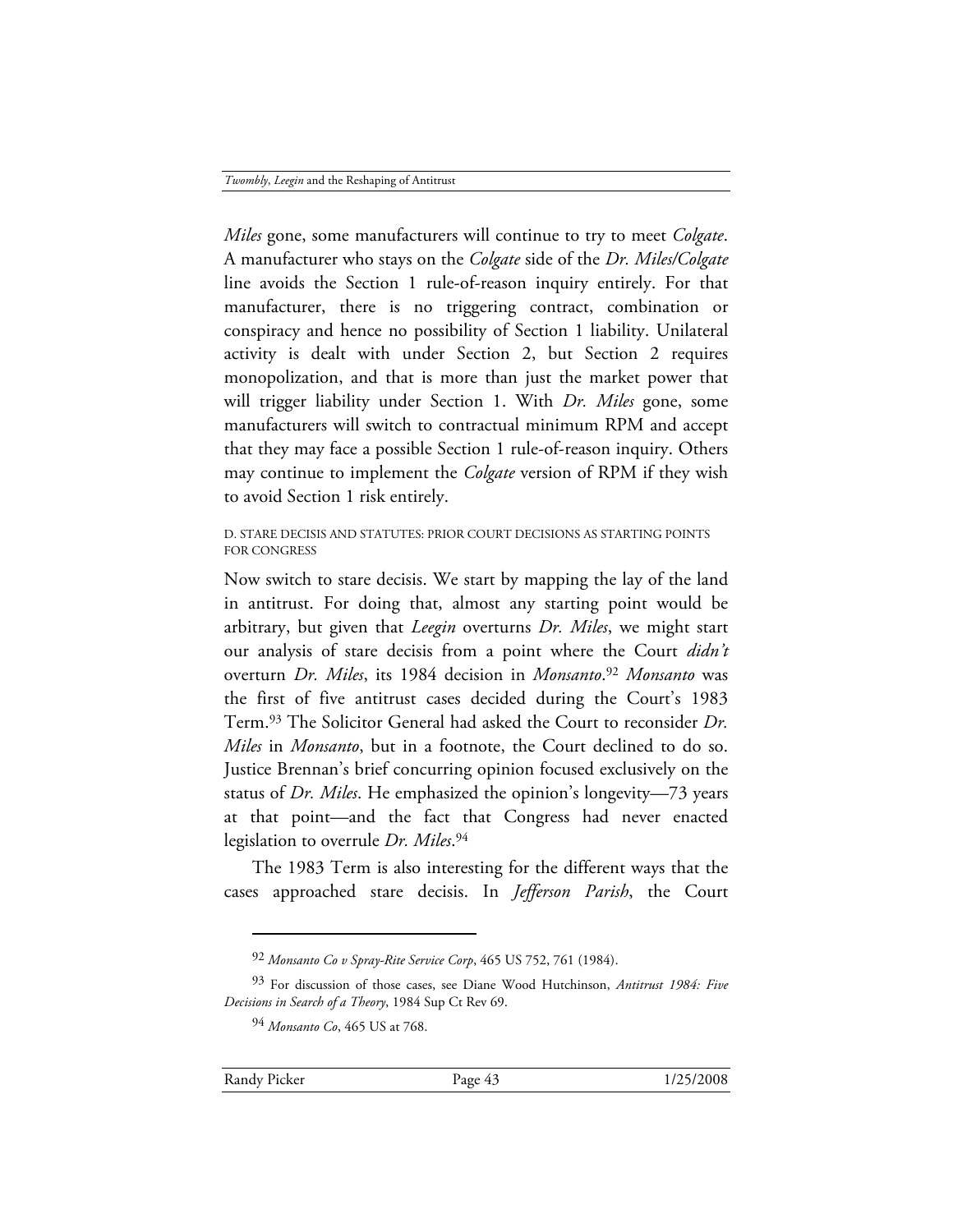*Miles* gone, some manufacturers will continue to try to meet *Colgate*. A manufacturer who stays on the *Colgate* side of the *Dr. Miles/Colgate* line avoids the Section 1 rule-of-reason inquiry entirely. For that manufacturer, there is no triggering contract, combination or conspiracy and hence no possibility of Section 1 liability. Unilateral activity is dealt with under Section 2, but Section 2 requires monopolization, and that is more than just the market power that will trigger liability under Section 1. With *Dr. Miles* gone, some manufacturers will switch to contractual minimum RPM and accept that they may face a possible Section 1 rule-of-reason inquiry. Others may continue to implement the *Colgate* version of RPM if they wish to avoid Section 1 risk entirely.

### D. STARE DECISIS AND STATUTES: PRIOR COURT DECISIONS AS STARTING POINTS FOR CONGRESS

Now switch to stare decisis. We start by mapping the lay of the land in antitrust. For doing that, almost any starting point would be arbitrary, but given that *Leegin* overturns *Dr. Miles*, we might start our analysis of stare decisis from a point where the Court *didn't* overturn *Dr. Miles*, its 1984 decision in *Monsanto*.[92] *Monsanto* was the first of five antitrust cases decided during the Court's 1983 Term.[93] The Solicitor General had asked the Court to reconsider *Dr. Miles* in *Monsanto*, but in a footnote, the Court declined to do so. Justice Brennan's brief concurring opinion focused exclusively on the status of *Dr. Miles*. He emphasized the opinion's longevity—73 years at that point—and the fact that Congress had never enacted legislation to overrule *Dr. Miles*.[94]

The 1983 Term is also interesting for the different ways that the cases approached stare decisis. In *Jefferson Parish*, the Court

---

[92] *Monsanto Co v Spray-Rite Service Corp*, 465 US 752, 761 (1984).

[93] For discussion of those cases, see Diane Wood Hutchinson, *Antitrust 1984: Five Decisions in Search of a Theory*, 1984 Sup Ct Rev 69.

[94] *Monsanto Co*, 465 US at 768.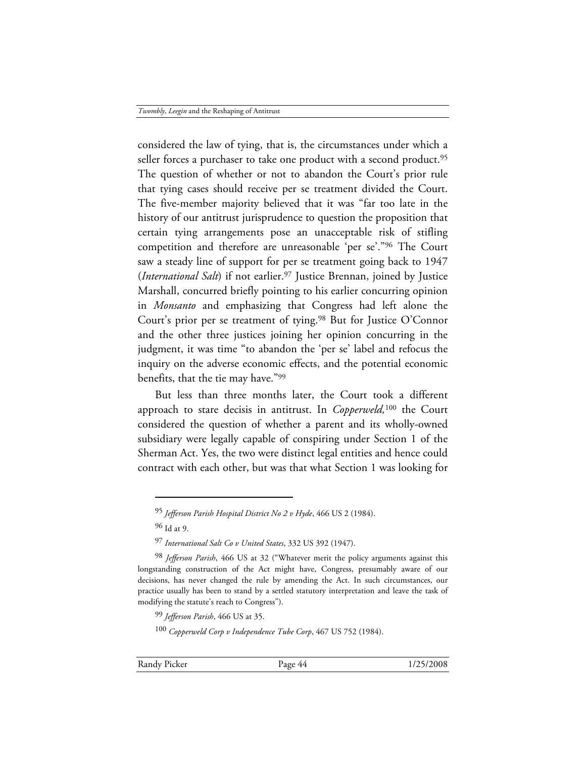considered the law of tying, that is, the circumstances under which a seller forces a purchaser to take one product with a second product.[95] The question of whether or not to abandon the Court's prior rule that tying cases should receive per se treatment divided the Court. The five-member majority believed that it was "far too late in the history of our antitrust jurisprudence to question the proposition that certain tying arrangements pose an unacceptable risk of stifling competition and therefore are unreasonable 'per se'."[96] The Court saw a steady line of support for per se treatment going back to 1947 (*International Salt*) if not earlier.[97] Justice Brennan, joined by Justice Marshall, concurred briefly pointing to his earlier concurring opinion in *Monsanto* and emphasizing that Congress had left alone the Court's prior per se treatment of tying.[98] But for Justice O'Connor and the other three justices joining her opinion concurring in the judgment, it was time "to abandon the 'per se' label and refocus the inquiry on the adverse economic effects, and the potential economic benefits, that the tie may have."[99]

But less than three months later, the Court took a different approach to stare decisis in antitrust. In *Copperweld,*[100] the Court considered the question of whether a parent and its wholly-owned subsidiary were legally capable of conspiring under Section 1 of the Sherman Act. Yes, the two were distinct legal entities and hence could contract with each other, but was that what Section 1 was looking for

---

[95] *Jefferson Parish Hospital District No 2 v Hyde*, 466 US 2 (1984).

[96] Id at 9.

[97] *International Salt Co v United States*, 332 US 392 (1947).

[98] *Jefferson Parish*, 466 US at 32 ("Whatever merit the policy arguments against this longstanding construction of the Act might have, Congress, presumably aware of our decisions, has never changed the rule by amending the Act. In such circumstances, our practice usually has been to stand by a settled statutory interpretation and leave the task of modifying the statute's reach to Congress").

[99] *Jefferson Parish*, 466 US at 35.

[100] *Copperweld Corp v Independence Tube Corp*, 467 US 752 (1984).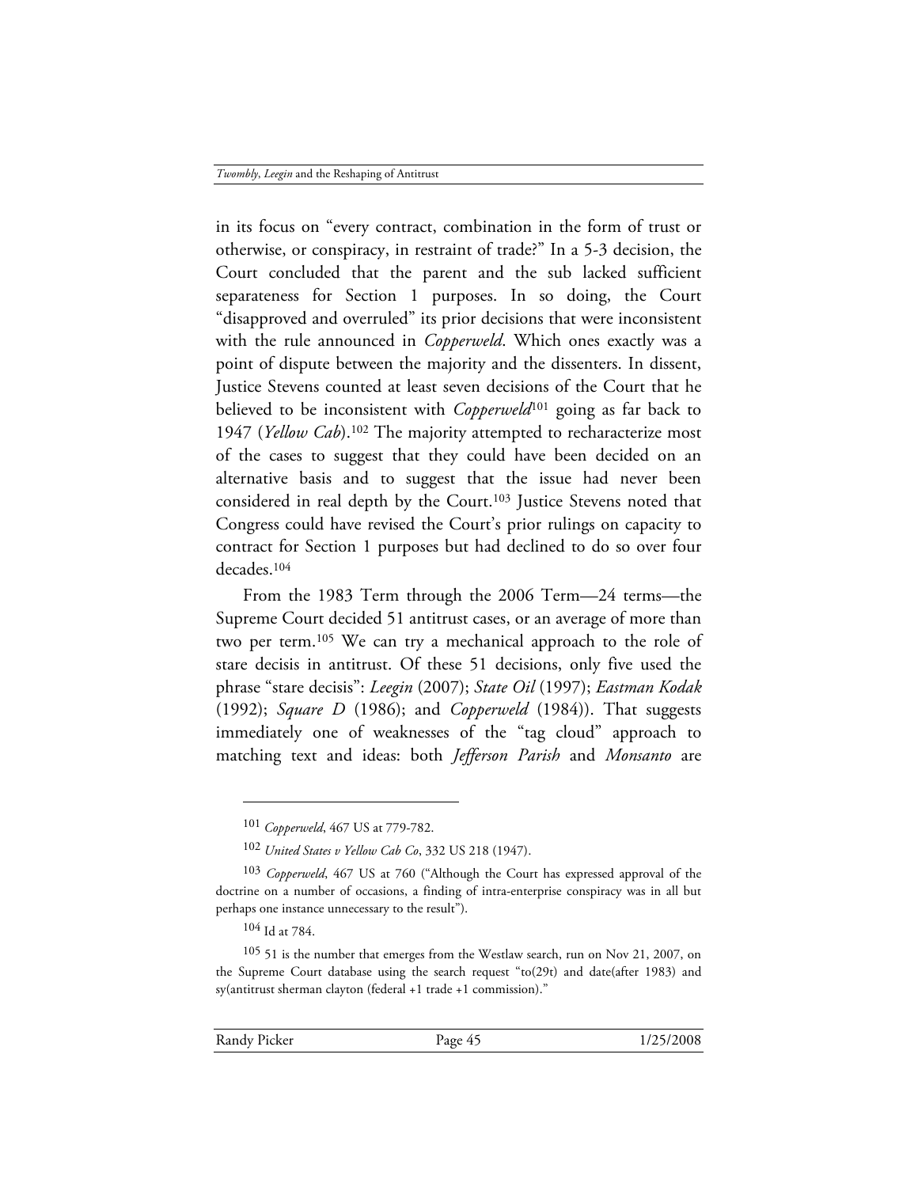in its focus on "every contract, combination in the form of trust or otherwise, or conspiracy, in restraint of trade?" In a 5-3 decision, the Court concluded that the parent and the sub lacked sufficient separateness for Section 1 purposes. In so doing, the Court "disapproved and overruled" its prior decisions that were inconsistent with the rule announced in *Copperweld*. Which ones exactly was a point of dispute between the majority and the dissenters. In dissent, Justice Stevens counted at least seven decisions of the Court that he believed to be inconsistent with *Copperweld*[101] going as far back to 1947 (*Yellow Cab*).[102] The majority attempted to recharacterize most of the cases to suggest that they could have been decided on an alternative basis and to suggest that the issue had never been considered in real depth by the Court.[103] Justice Stevens noted that Congress could have revised the Court's prior rulings on capacity to contract for Section 1 purposes but had declined to do so over four decades.[104]

From the 1983 Term through the 2006 Term—24 terms—the Supreme Court decided 51 antitrust cases, or an average of more than two per term.[105] We can try a mechanical approach to the role of stare decisis in antitrust. Of these 51 decisions, only five used the phrase "stare decisis": *Leegin* (2007); *State Oil* (1997); *Eastman Kodak* (1992); *Square D* (1986); and *Copperweld* (1984)). That suggests immediately one of weaknesses of the "tag cloud" approach to matching text and ideas: both *Jefferson Parish* and *Monsanto* are

---

[101] *Copperweld*, 467 US at 779-782.

[102] *United States v Yellow Cab Co*, 332 US 218 (1947).

[103] *Copperweld*, 467 US at 760 ("Although the Court has expressed approval of the doctrine on a number of occasions, a finding of intra-enterprise conspiracy was in all but perhaps one instance unnecessary to the result").

[104] Id at 784.

[105] 51 is the number that emerges from the Westlaw search, run on Nov 21, 2007, on the Supreme Court database using the search request "to(29t) and date(after 1983) and sy(antitrust sherman clayton (federal +1 trade +1 commission)."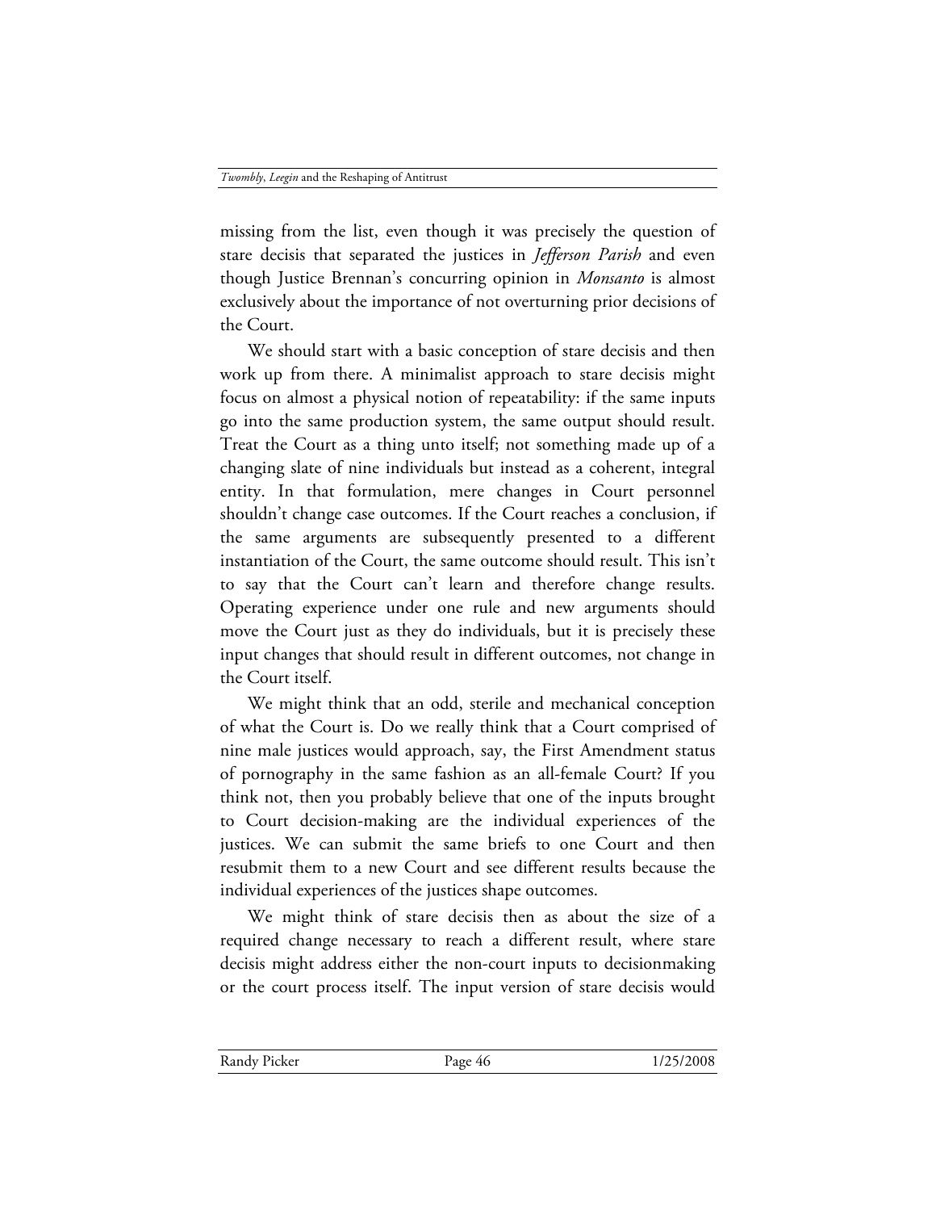missing from the list, even though it was precisely the question of stare decisis that separated the justices in *Jefferson Parish* and even though Justice Brennan's concurring opinion in *Monsanto* is almost exclusively about the importance of not overturning prior decisions of the Court.

We should start with a basic conception of stare decisis and then work up from there. A minimalist approach to stare decisis might focus on almost a physical notion of repeatability: if the same inputs go into the same production system, the same output should result. Treat the Court as a thing unto itself; not something made up of a changing slate of nine individuals but instead as a coherent, integral entity. In that formulation, mere changes in Court personnel shouldn't change case outcomes. If the Court reaches a conclusion, if the same arguments are subsequently presented to a different instantiation of the Court, the same outcome should result. This isn't to say that the Court can't learn and therefore change results. Operating experience under one rule and new arguments should move the Court just as they do individuals, but it is precisely these input changes that should result in different outcomes, not change in the Court itself.

We might think that an odd, sterile and mechanical conception of what the Court is. Do we really think that a Court comprised of nine male justices would approach, say, the First Amendment status of pornography in the same fashion as an all-female Court? If you think not, then you probably believe that one of the inputs brought to Court decision-making are the individual experiences of the justices. We can submit the same briefs to one Court and then resubmit them to a new Court and see different results because the individual experiences of the justices shape outcomes.

We might think of stare decisis then as about the size of a required change necessary to reach a different result, where stare decisis might address either the non-court inputs to decisionmaking or the court process itself. The input version of stare decisis would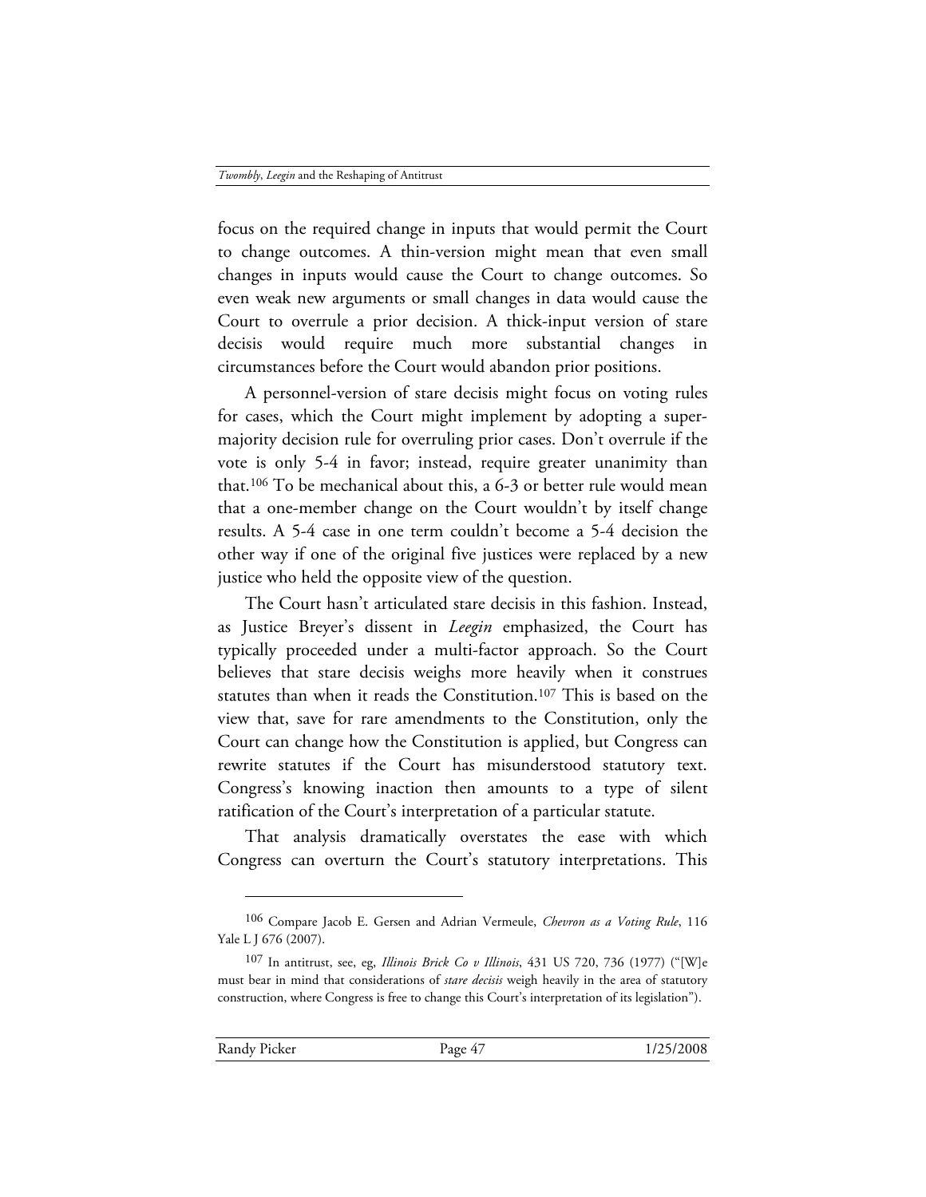focus on the required change in inputs that would permit the Court to change outcomes. A thin-version might mean that even small changes in inputs would cause the Court to change outcomes. So even weak new arguments or small changes in data would cause the Court to overrule a prior decision. A thick-input version of stare decisis would require much more substantial changes in circumstances before the Court would abandon prior positions.

A personnel-version of stare decisis might focus on voting rules for cases, which the Court might implement by adopting a super-majority decision rule for overruling prior cases. Don't overrule if the vote is only 5-4 in favor; instead, require greater unanimity than that.[106] To be mechanical about this, a 6-3 or better rule would mean that a one-member change on the Court wouldn't by itself change results. A 5-4 case in one term couldn't become a 5-4 decision the other way if one of the original five justices were replaced by a new justice who held the opposite view of the question.

The Court hasn't articulated stare decisis in this fashion. Instead, as Justice Breyer's dissent in *Leegin* emphasized, the Court has typically proceeded under a multi-factor approach. So the Court believes that stare decisis weighs more heavily when it construes statutes than when it reads the Constitution.[107] This is based on the view that, save for rare amendments to the Constitution, only the Court can change how the Constitution is applied, but Congress can rewrite statutes if the Court has misunderstood statutory text. Congress's knowing inaction then amounts to a type of silent ratification of the Court's interpretation of a particular statute.

That analysis dramatically overstates the ease with which Congress can overturn the Court's statutory interpretations. This

---

[106] Compare Jacob E. Gersen and Adrian Vermeule, *Chevron as a Voting Rule*, 116 Yale L J 676 (2007).

[107] In antitrust, see, eg, *Illinois Brick Co v Illinois*, 431 US 720, 736 (1977) ("[W]e must bear in mind that considerations of *stare decisis* weigh heavily in the area of statutory construction, where Congress is free to change this Court's interpretation of its legislation").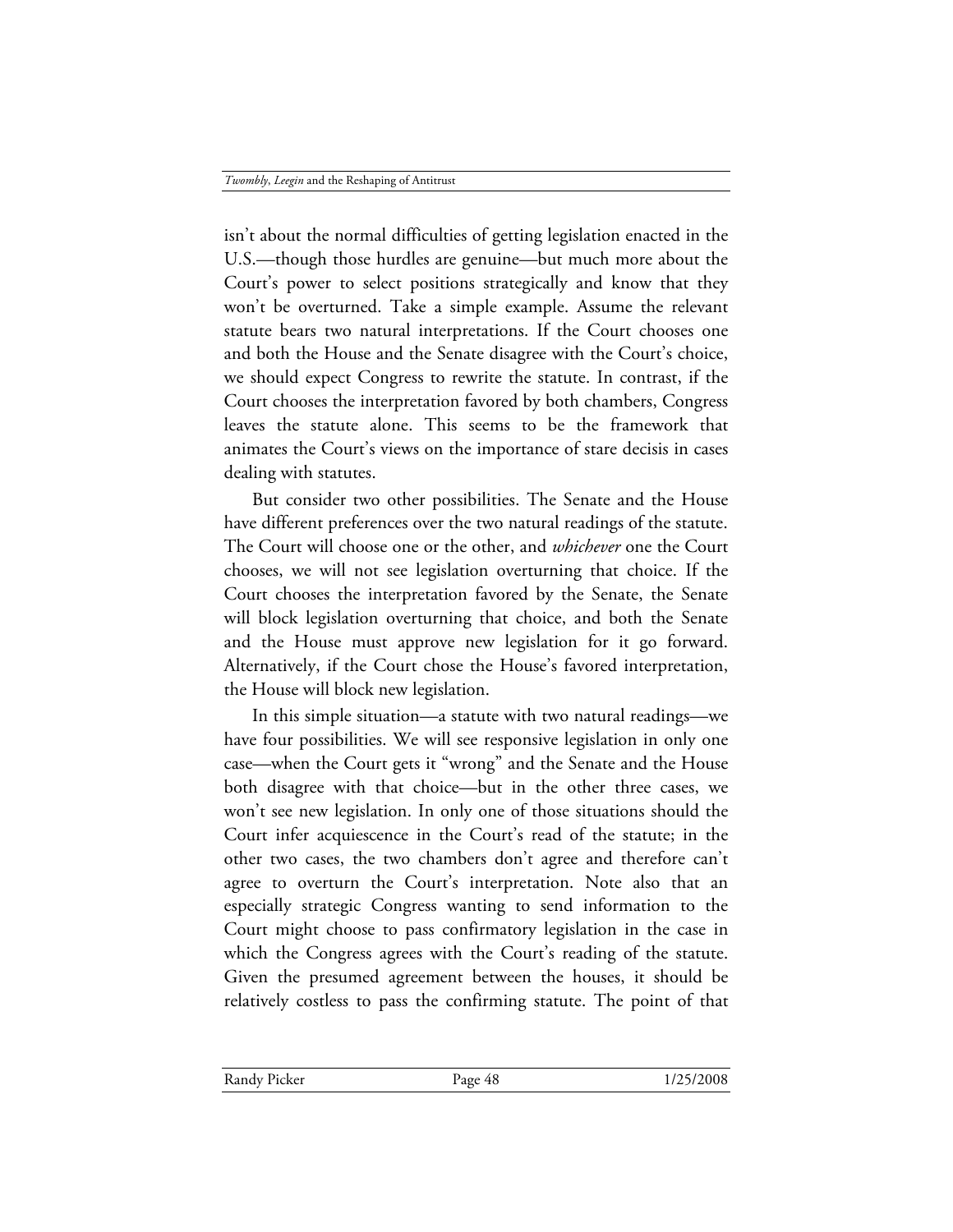isn't about the normal difficulties of getting legislation enacted in the U.S.—though those hurdles are genuine—but much more about the Court's power to select positions strategically and know that they won't be overturned. Take a simple example. Assume the relevant statute bears two natural interpretations. If the Court chooses one and both the House and the Senate disagree with the Court's choice, we should expect Congress to rewrite the statute. In contrast, if the Court chooses the interpretation favored by both chambers, Congress leaves the statute alone. This seems to be the framework that animates the Court's views on the importance of stare decisis in cases dealing with statutes.

But consider two other possibilities. The Senate and the House have different preferences over the two natural readings of the statute. The Court will choose one or the other, and *whichever* one the Court chooses, we will not see legislation overturning that choice. If the Court chooses the interpretation favored by the Senate, the Senate will block legislation overturning that choice, and both the Senate and the House must approve new legislation for it go forward. Alternatively, if the Court chose the House's favored interpretation, the House will block new legislation.

In this simple situation—a statute with two natural readings—we have four possibilities. We will see responsive legislation in only one case—when the Court gets it "wrong" and the Senate and the House both disagree with that choice—but in the other three cases, we won't see new legislation. In only one of those situations should the Court infer acquiescence in the Court's read of the statute; in the other two cases, the two chambers don't agree and therefore can't agree to overturn the Court's interpretation. Note also that an especially strategic Congress wanting to send information to the Court might choose to pass confirmatory legislation in the case in which the Congress agrees with the Court's reading of the statute. Given the presumed agreement between the houses, it should be relatively costless to pass the confirming statute. The point of that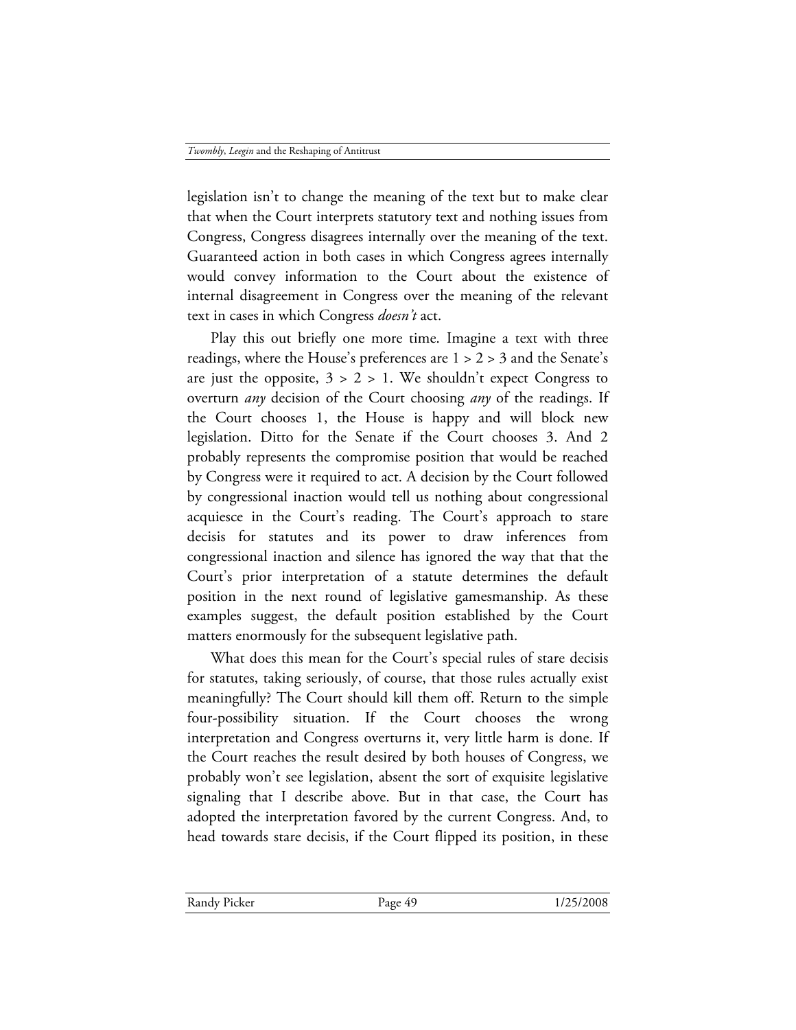legislation isn't to change the meaning of the text but to make clear that when the Court interprets statutory text and nothing issues from Congress, Congress disagrees internally over the meaning of the text. Guaranteed action in both cases in which Congress agrees internally would convey information to the Court about the existence of internal disagreement in Congress over the meaning of the relevant text in cases in which Congress *doesn't* act.

Play this out briefly one more time. Imagine a text with three readings, where the House's preferences are 1 > 2 > 3 and the Senate's are just the opposite, 3 > 2 > 1. We shouldn't expect Congress to overturn *any* decision of the Court choosing *any* of the readings. If the Court chooses 1, the House is happy and will block new legislation. Ditto for the Senate if the Court chooses 3. And 2 probably represents the compromise position that would be reached by Congress were it required to act. A decision by the Court followed by congressional inaction would tell us nothing about congressional acquiesce in the Court's reading. The Court's approach to stare decisis for statutes and its power to draw inferences from congressional inaction and silence has ignored the way that that the Court's prior interpretation of a statute determines the default position in the next round of legislative gamesmanship. As these examples suggest, the default position established by the Court matters enormously for the subsequent legislative path.

What does this mean for the Court's special rules of stare decisis for statutes, taking seriously, of course, that those rules actually exist meaningfully? The Court should kill them off. Return to the simple four-possibility situation. If the Court chooses the wrong interpretation and Congress overturns it, very little harm is done. If the Court reaches the result desired by both houses of Congress, we probably won't see legislation, absent the sort of exquisite legislative signaling that I describe above. But in that case, the Court has adopted the interpretation favored by the current Congress. And, to head towards stare decisis, if the Court flipped its position, in these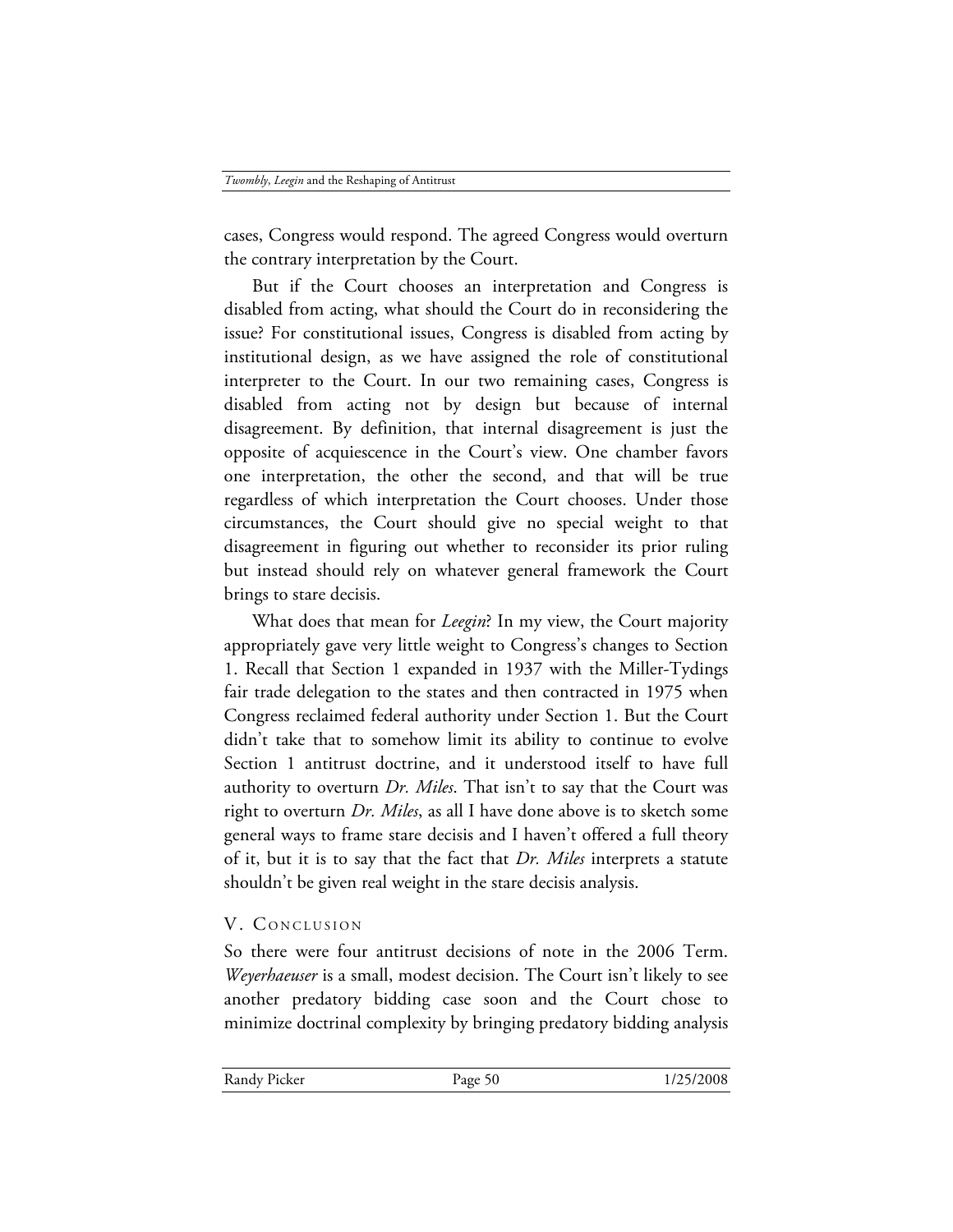cases, Congress would respond. The agreed Congress would overturn the contrary interpretation by the Court.

But if the Court chooses an interpretation and Congress is disabled from acting, what should the Court do in reconsidering the issue? For constitutional issues, Congress is disabled from acting by institutional design, as we have assigned the role of constitutional interpreter to the Court. In our two remaining cases, Congress is disabled from acting not by design but because of internal disagreement. By definition, that internal disagreement is just the opposite of acquiescence in the Court's view. One chamber favors one interpretation, the other the second, and that will be true regardless of which interpretation the Court chooses. Under those circumstances, the Court should give no special weight to that disagreement in figuring out whether to reconsider its prior ruling but instead should rely on whatever general framework the Court brings to stare decisis.

What does that mean for *Leegin*? In my view, the Court majority appropriately gave very little weight to Congress's changes to Section 1. Recall that Section 1 expanded in 1937 with the Miller-Tydings fair trade delegation to the states and then contracted in 1975 when Congress reclaimed federal authority under Section 1. But the Court didn't take that to somehow limit its ability to continue to evolve Section 1 antitrust doctrine, and it understood itself to have full authority to overturn *Dr. Miles*. That isn't to say that the Court was right to overturn *Dr. Miles*, as all I have done above is to sketch some general ways to frame stare decisis and I haven't offered a full theory of it, but it is to say that the fact that *Dr. Miles* interprets a statute shouldn't be given real weight in the stare decisis analysis.

## V. Conclusion

So there were four antitrust decisions of note in the 2006 Term. *Weyerhaeuser* is a small, modest decision. The Court isn't likely to see another predatory bidding case soon and the Court chose to minimize doctrinal complexity by bringing predatory bidding analysis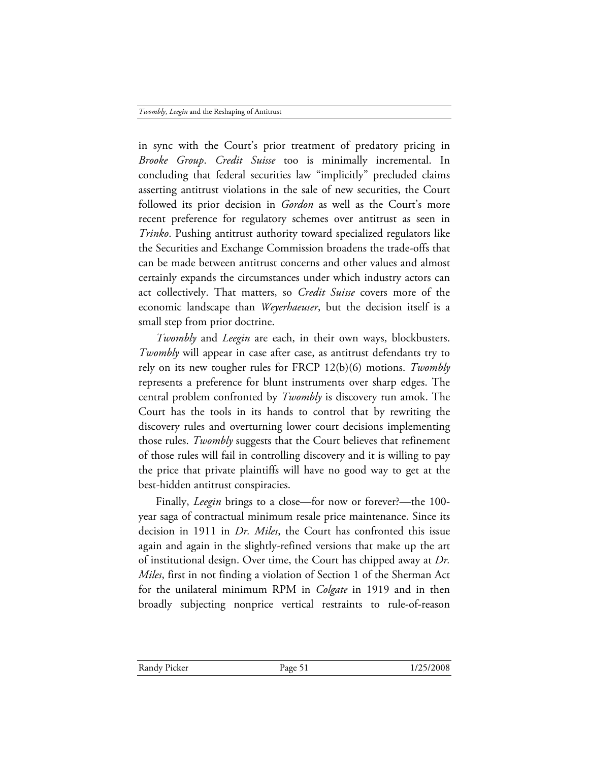in sync with the Court's prior treatment of predatory pricing in *Brooke Group*. *Credit Suisse* too is minimally incremental. In concluding that federal securities law "implicitly" precluded claims asserting antitrust violations in the sale of new securities, the Court followed its prior decision in *Gordon* as well as the Court's more recent preference for regulatory schemes over antitrust as seen in *Trinko*. Pushing antitrust authority toward specialized regulators like the Securities and Exchange Commission broadens the trade-offs that can be made between antitrust concerns and other values and almost certainly expands the circumstances under which industry actors can act collectively. That matters, so *Credit Suisse* covers more of the economic landscape than *Weyerhaeuser*, but the decision itself is a small step from prior doctrine.

*Twombly* and *Leegin* are each, in their own ways, blockbusters. *Twombly* will appear in case after case, as antitrust defendants try to rely on its new tougher rules for FRCP 12(b)(6) motions. *Twombly* represents a preference for blunt instruments over sharp edges. The central problem confronted by *Twombly* is discovery run amok. The Court has the tools in its hands to control that by rewriting the discovery rules and overturning lower court decisions implementing those rules. *Twombly* suggests that the Court believes that refinement of those rules will fail in controlling discovery and it is willing to pay the price that private plaintiffs will have no good way to get at the best-hidden antitrust conspiracies.

Finally, *Leegin* brings to a close—for now or forever?—the 100-year saga of contractual minimum resale price maintenance. Since its decision in 1911 in *Dr. Miles*, the Court has confronted this issue again and again in the slightly-refined versions that make up the art of institutional design. Over time, the Court has chipped away at *Dr. Miles*, first in not finding a violation of Section 1 of the Sherman Act for the unilateral minimum RPM in *Colgate* in 1919 and in then broadly subjecting nonprice vertical restraints to rule-of-reason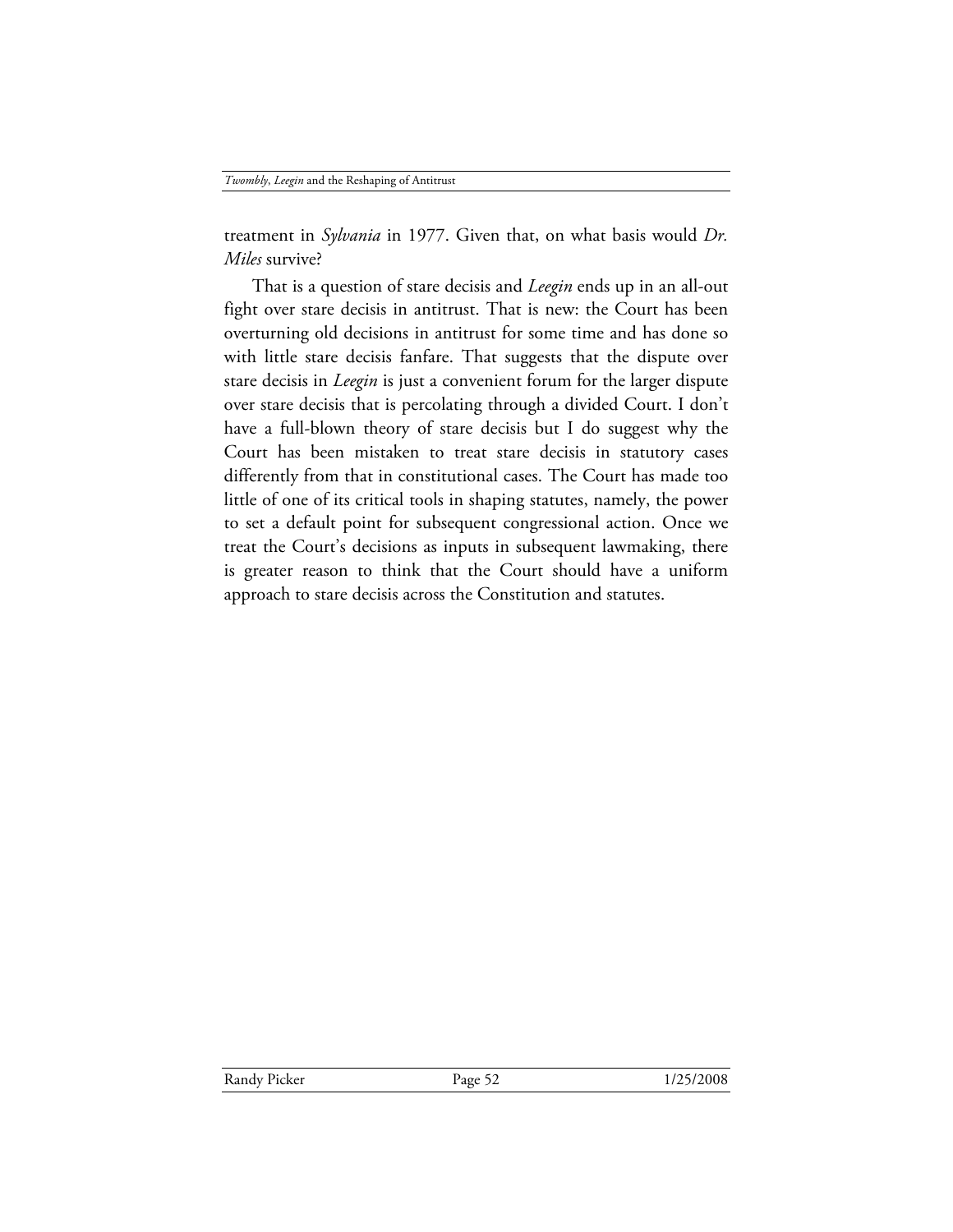treatment in *Sylvania* in 1977. Given that, on what basis would *Dr. Miles* survive?

That is a question of stare decisis and *Leegin* ends up in an all-out fight over stare decisis in antitrust. That is new: the Court has been overturning old decisions in antitrust for some time and has done so with little stare decisis fanfare. That suggests that the dispute over stare decisis in *Leegin* is just a convenient forum for the larger dispute over stare decisis that is percolating through a divided Court. I don't have a full-blown theory of stare decisis but I do suggest why the Court has been mistaken to treat stare decisis in statutory cases differently from that in constitutional cases. The Court has made too little of one of its critical tools in shaping statutes, namely, the power to set a default point for subsequent congressional action. Once we treat the Court's decisions as inputs in subsequent lawmaking, there is greater reason to think that the Court should have a uniform approach to stare decisis across the Constitution and statutes.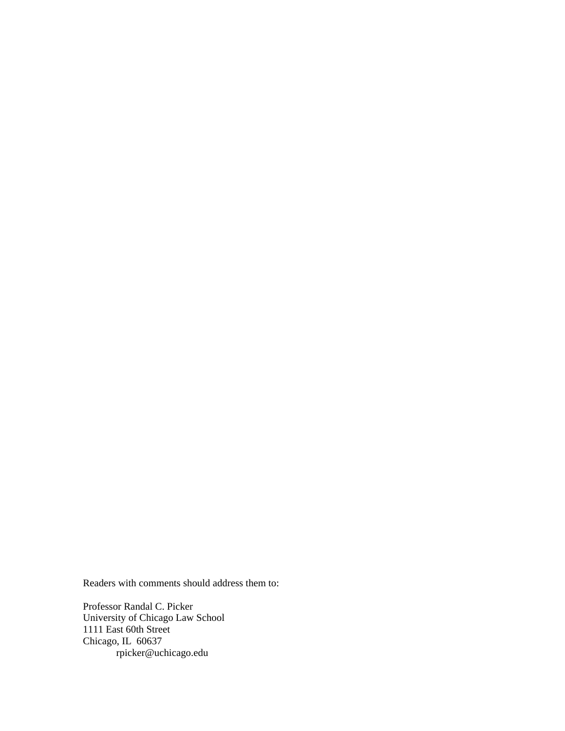Readers with comments should address them to:

Professor Randal C. Picker  
University of Chicago Law School  
1111 East 60th Street  
Chicago, IL 60637  
rpicker@uchicago.edu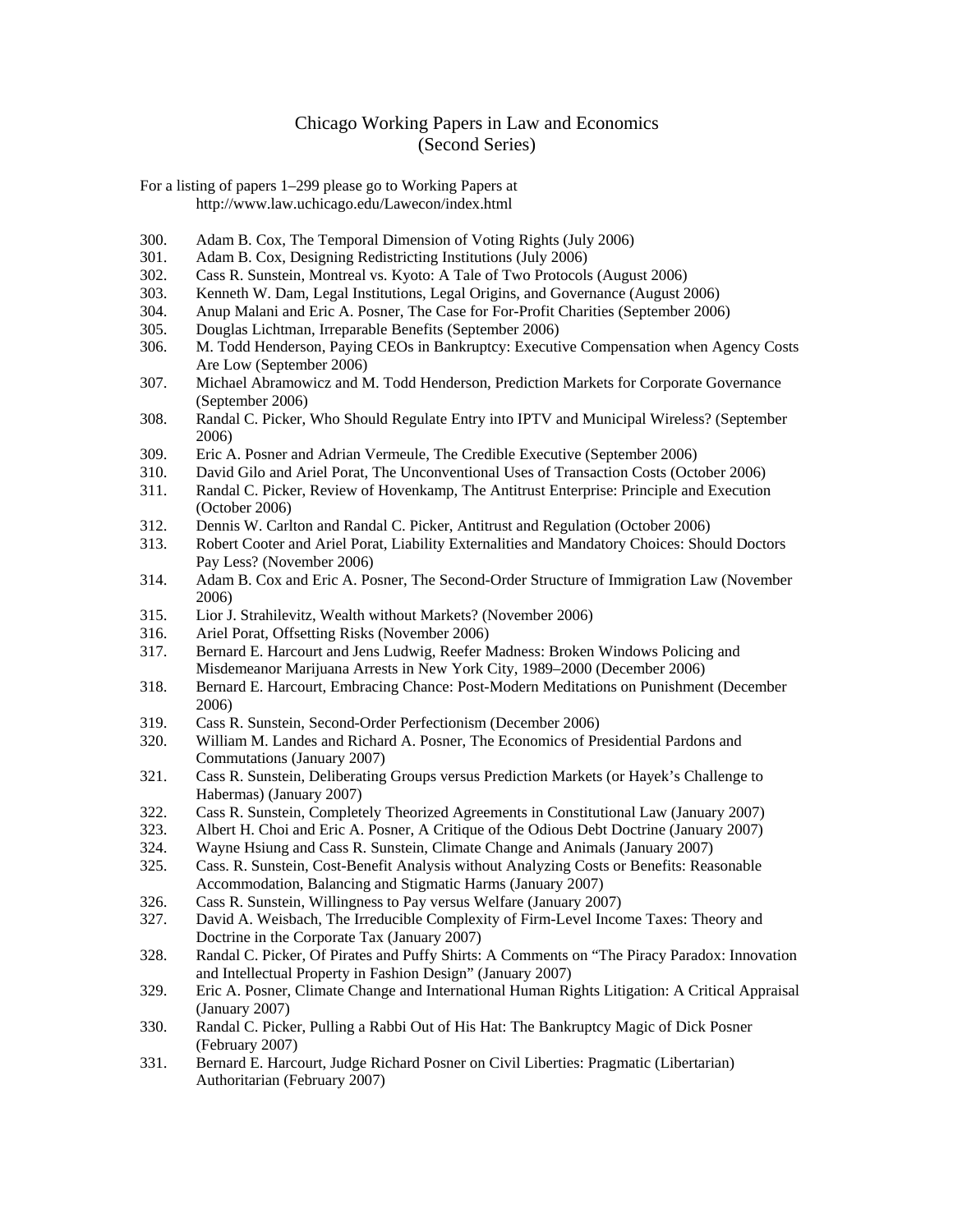# Chicago Working Papers in Law and Economics
## (Second Series)

For a listing of papers 1–299 please go to Working Papers at http://www.law.uchicago.edu/Lawecon/index.html

300. Adam B. Cox, The Temporal Dimension of Voting Rights (July 2006)
301. Adam B. Cox, Designing Redistricting Institutions (July 2006)
302. Cass R. Sunstein, Montreal vs. Kyoto: A Tale of Two Protocols (August 2006)
303. Kenneth W. Dam, Legal Institutions, Legal Origins, and Governance (August 2006)
304. Anup Malani and Eric A. Posner, The Case for For-Profit Charities (September 2006)
305. Douglas Lichtman, Irreparable Benefits (September 2006)
306. M. Todd Henderson, Paying CEOs in Bankruptcy: Executive Compensation when Agency Costs Are Low (September 2006)
307. Michael Abramowicz and M. Todd Henderson, Prediction Markets for Corporate Governance (September 2006)
308. Randal C. Picker, Who Should Regulate Entry into IPTV and Municipal Wireless? (September 2006)
309. Eric A. Posner and Adrian Vermeule, The Credible Executive (September 2006)
310. David Gilo and Ariel Porat, The Unconventional Uses of Transaction Costs (October 2006)
311. Randal C. Picker, Review of Hovenkamp, The Antitrust Enterprise: Principle and Execution (October 2006)
312. Dennis W. Carlton and Randal C. Picker, Antitrust and Regulation (October 2006)
313. Robert Cooter and Ariel Porat, Liability Externalities and Mandatory Choices: Should Doctors Pay Less? (November 2006)
314. Adam B. Cox and Eric A. Posner, The Second-Order Structure of Immigration Law (November 2006)
315. Lior J. Strahilevitz, Wealth without Markets? (November 2006)
316. Ariel Porat, Offsetting Risks (November 2006)
317. Bernard E. Harcourt and Jens Ludwig, Reefer Madness: Broken Windows Policing and Misdemeanor Marijuana Arrests in New York City, 1989–2000 (December 2006)
318. Bernard E. Harcourt, Embracing Chance: Post-Modern Meditations on Punishment (December 2006)
319. Cass R. Sunstein, Second-Order Perfectionism (December 2006)
320. William M. Landes and Richard A. Posner, The Economics of Presidential Pardons and Commutations (January 2007)
321. Cass R. Sunstein, Deliberating Groups versus Prediction Markets (or Hayek's Challenge to Habermas) (January 2007)
322. Cass R. Sunstein, Completely Theorized Agreements in Constitutional Law (January 2007)
323. Albert H. Choi and Eric A. Posner, A Critique of the Odious Debt Doctrine (January 2007)
324. Wayne Hsiung and Cass R. Sunstein, Climate Change and Animals (January 2007)
325. Cass. R. Sunstein, Cost-Benefit Analysis without Analyzing Costs or Benefits: Reasonable Accommodation, Balancing and Stigmatic Harms (January 2007)
326. Cass R. Sunstein, Willingness to Pay versus Welfare (January 2007)
327. David A. Weisbach, The Irreducible Complexity of Firm-Level Income Taxes: Theory and Doctrine in the Corporate Tax (January 2007)
328. Randal C. Picker, Of Pirates and Puffy Shirts: A Comments on "The Piracy Paradox: Innovation and Intellectual Property in Fashion Design" (January 2007)
329. Eric A. Posner, Climate Change and International Human Rights Litigation: A Critical Appraisal (January 2007)
330. Randal C. Picker, Pulling a Rabbi Out of His Hat: The Bankruptcy Magic of Dick Posner (February 2007)
331. Bernard E. Harcourt, Judge Richard Posner on Civil Liberties: Pragmatic (Libertarian) Authoritarian (February 2007)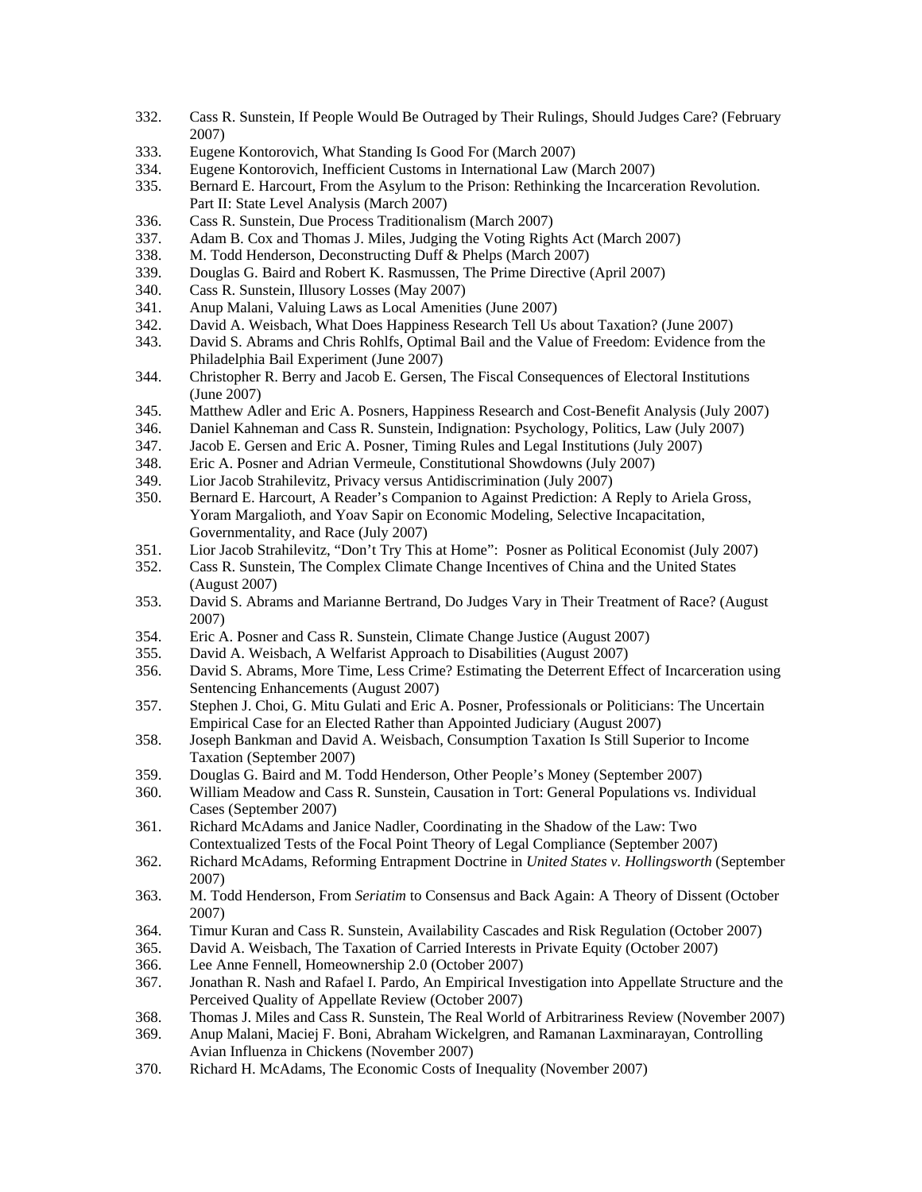332. Cass R. Sunstein, If People Would Be Outraged by Their Rulings, Should Judges Care? (February 2007)
333. Eugene Kontorovich, What Standing Is Good For (March 2007)
334. Eugene Kontorovich, Inefficient Customs in International Law (March 2007)
335. Bernard E. Harcourt, From the Asylum to the Prison: Rethinking the Incarceration Revolution. Part II: State Level Analysis (March 2007)
336. Cass R. Sunstein, Due Process Traditionalism (March 2007)
337. Adam B. Cox and Thomas J. Miles, Judging the Voting Rights Act (March 2007)
338. M. Todd Henderson, Deconstructing Duff & Phelps (March 2007)
339. Douglas G. Baird and Robert K. Rasmussen, The Prime Directive (April 2007)
340. Cass R. Sunstein, Illusory Losses (May 2007)
341. Anup Malani, Valuing Laws as Local Amenities (June 2007)
342. David A. Weisbach, What Does Happiness Research Tell Us about Taxation? (June 2007)
343. David S. Abrams and Chris Rohlfs, Optimal Bail and the Value of Freedom: Evidence from the Philadelphia Bail Experiment (June 2007)
344. Christopher R. Berry and Jacob E. Gersen, The Fiscal Consequences of Electoral Institutions (June 2007)
345. Matthew Adler and Eric A. Posners, Happiness Research and Cost-Benefit Analysis (July 2007)
346. Daniel Kahneman and Cass R. Sunstein, Indignation: Psychology, Politics, Law (July 2007)
347. Jacob E. Gersen and Eric A. Posner, Timing Rules and Legal Institutions (July 2007)
348. Eric A. Posner and Adrian Vermeule, Constitutional Showdowns (July 2007)
349. Lior Jacob Strahilevitz, Privacy versus Antidiscrimination (July 2007)
350. Bernard E. Harcourt, A Reader's Companion to Against Prediction: A Reply to Ariela Gross, Yoram Margalioth, and Yoav Sapir on Economic Modeling, Selective Incapacitation, Governmentality, and Race (July 2007)
351. Lior Jacob Strahilevitz, "Don't Try This at Home": Posner as Political Economist (July 2007)
352. Cass R. Sunstein, The Complex Climate Change Incentives of China and the United States (August 2007)
353. David S. Abrams and Marianne Bertrand, Do Judges Vary in Their Treatment of Race? (August 2007)
354. Eric A. Posner and Cass R. Sunstein, Climate Change Justice (August 2007)
355. David A. Weisbach, A Welfarist Approach to Disabilities (August 2007)
356. David S. Abrams, More Time, Less Crime? Estimating the Deterrent Effect of Incarceration using Sentencing Enhancements (August 2007)
357. Stephen J. Choi, G. Mitu Gulati and Eric A. Posner, Professionals or Politicians: The Uncertain Empirical Case for an Elected Rather than Appointed Judiciary (August 2007)
358. Joseph Bankman and David A. Weisbach, Consumption Taxation Is Still Superior to Income Taxation (September 2007)
359. Douglas G. Baird and M. Todd Henderson, Other People's Money (September 2007)
360. William Meadow and Cass R. Sunstein, Causation in Tort: General Populations vs. Individual Cases (September 2007)
361. Richard McAdams and Janice Nadler, Coordinating in the Shadow of the Law: Two Contextualized Tests of the Focal Point Theory of Legal Compliance (September 2007)
362. Richard McAdams, Reforming Entrapment Doctrine in *United States v. Hollingsworth* (September 2007)
363. M. Todd Henderson, From *Seriatim* to Consensus and Back Again: A Theory of Dissent (October 2007)
364. Timur Kuran and Cass R. Sunstein, Availability Cascades and Risk Regulation (October 2007)
365. David A. Weisbach, The Taxation of Carried Interests in Private Equity (October 2007)
366. Lee Anne Fennell, Homeownership 2.0 (October 2007)
367. Jonathan R. Nash and Rafael I. Pardo, An Empirical Investigation into Appellate Structure and the Perceived Quality of Appellate Review (October 2007)
368. Thomas J. Miles and Cass R. Sunstein, The Real World of Arbitrariness Review (November 2007)
369. Anup Malani, Maciej F. Boni, Abraham Wickelgren, and Ramanan Laxminarayan, Controlling Avian Influenza in Chickens (November 2007)
370. Richard H. McAdams, The Economic Costs of Inequality (November 2007)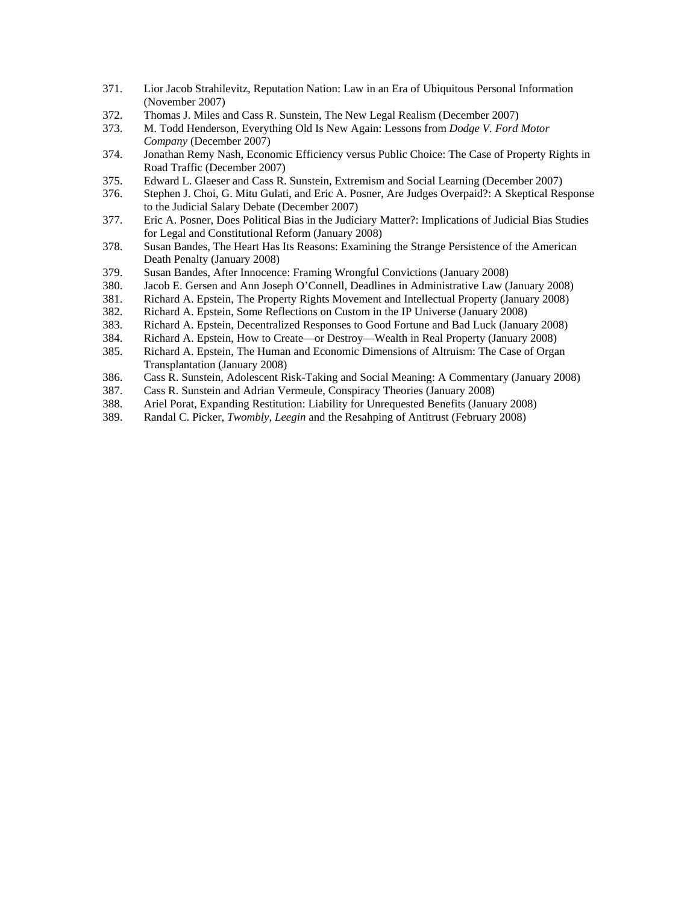371. Lior Jacob Strahilevitz, Reputation Nation: Law in an Era of Ubiquitous Personal Information (November 2007)
372. Thomas J. Miles and Cass R. Sunstein, The New Legal Realism (December 2007)
373. M. Todd Henderson, Everything Old Is New Again: Lessons from *Dodge V. Ford Motor Company* (December 2007)
374. Jonathan Remy Nash, Economic Efficiency versus Public Choice: The Case of Property Rights in Road Traffic (December 2007)
375. Edward L. Glaeser and Cass R. Sunstein, Extremism and Social Learning (December 2007)
376. Stephen J. Choi, G. Mitu Gulati, and Eric A. Posner, Are Judges Overpaid?: A Skeptical Response to the Judicial Salary Debate (December 2007)
377. Eric A. Posner, Does Political Bias in the Judiciary Matter?: Implications of Judicial Bias Studies for Legal and Constitutional Reform (January 2008)
378. Susan Bandes, The Heart Has Its Reasons: Examining the Strange Persistence of the American Death Penalty (January 2008)
379. Susan Bandes, After Innocence: Framing Wrongful Convictions (January 2008)
380. Jacob E. Gersen and Ann Joseph O'Connell, Deadlines in Administrative Law (January 2008)
381. Richard A. Epstein, The Property Rights Movement and Intellectual Property (January 2008)
382. Richard A. Epstein, Some Reflections on Custom in the IP Universe (January 2008)
383. Richard A. Epstein, Decentralized Responses to Good Fortune and Bad Luck (January 2008)
384. Richard A. Epstein, How to Create—or Destroy—Wealth in Real Property (January 2008)
385. Richard A. Epstein, The Human and Economic Dimensions of Altruism: The Case of Organ Transplantation (January 2008)
386. Cass R. Sunstein, Adolescent Risk-Taking and Social Meaning: A Commentary (January 2008)
387. Cass R. Sunstein and Adrian Vermeule, Conspiracy Theories (January 2008)
388. Ariel Porat, Expanding Restitution: Liability for Unrequested Benefits (January 2008)
389. Randal C. Picker, *Twombly, Leegin* and the Resahping of Antitrust (February 2008)